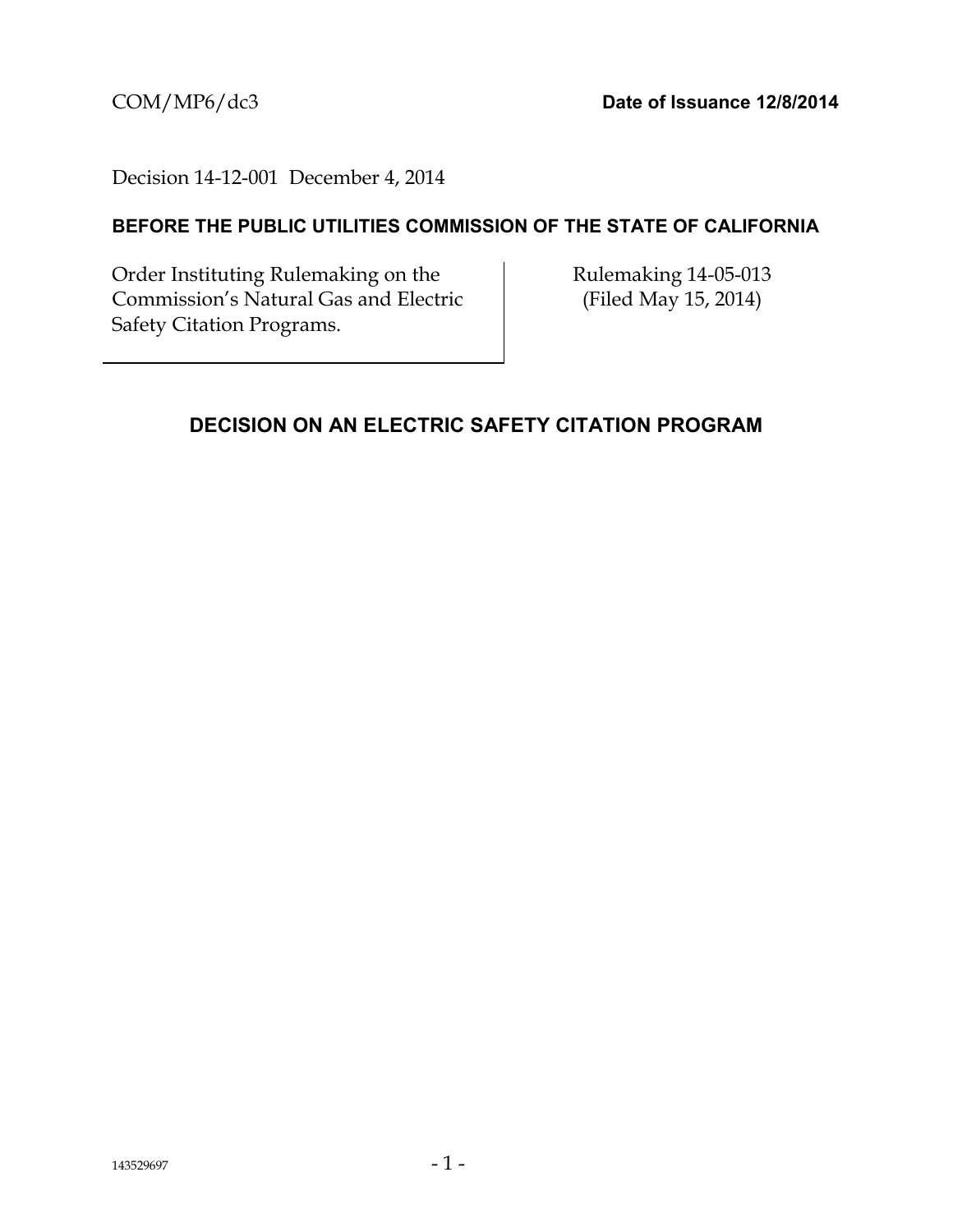COM/MP6/dc3 **Date of Issuance 12/8/2014**

Decision 14-12-001 December 4, 2014

**BEFORE THE PUBLIC UTILITIES COMMISSION OF THE STATE OF CALIFORNIA**

| Order Instituting Rulemaking on the Commission's Natural Gas and Electric Safety Citation Programs. | Rulemaking 14-05-013 (Filed May 15, 2014) |
| --- | --- |

## DECISION ON AN ELECTRIC SAFETY CITATION PROGRAM

143529697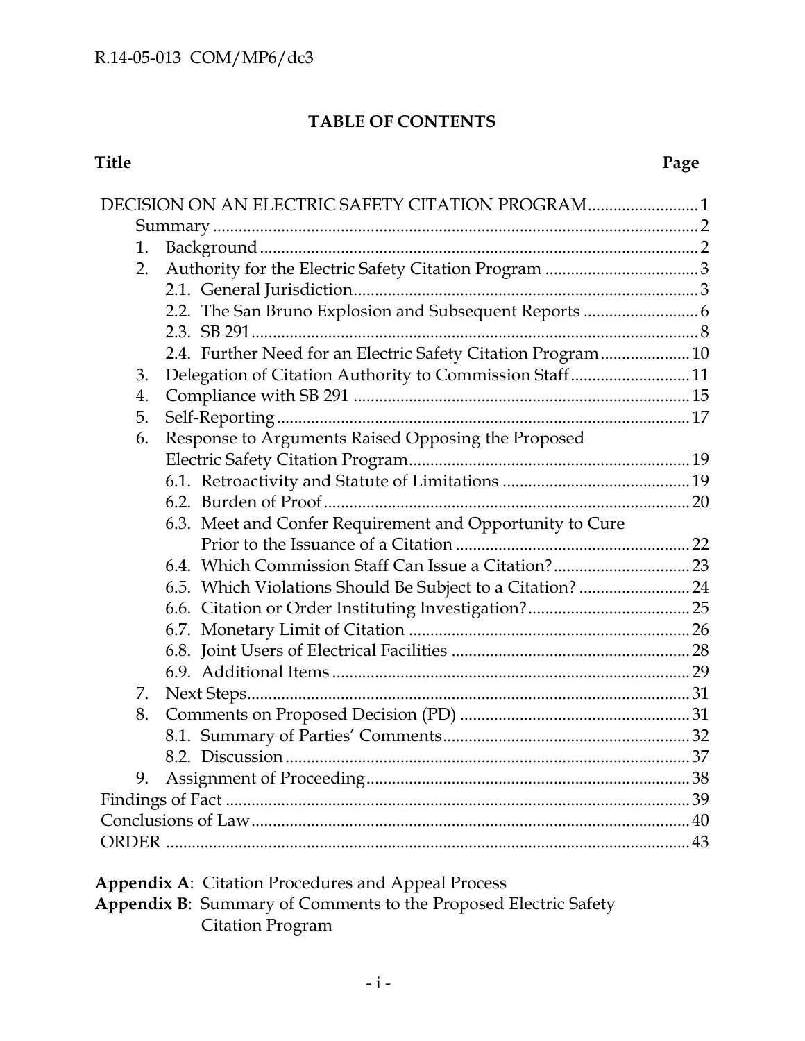# TABLE OF CONTENTS

| Title | Page |
|---|---|
| DECISION ON AN ELECTRIC SAFETY CITATION PROGRAM | 1 |
| Summary | 2 |
| 1. Background | 2 |
| 2. Authority for the Electric Safety Citation Program | 3 |
| 2.1. General Jurisdiction | 3 |
| 2.2. The San Bruno Explosion and Subsequent Reports | 6 |
| 2.3. SB 291 | 8 |
| 2.4. Further Need for an Electric Safety Citation Program | 10 |
| 3. Delegation of Citation Authority to Commission Staff | 11 |
| 4. Compliance with SB 291 | 15 |
| 5. Self-Reporting | 17 |
| 6. Response to Arguments Raised Opposing the Proposed Electric Safety Citation Program | 19 |
| 6.1. Retroactivity and Statute of Limitations | 19 |
| 6.2. Burden of Proof | 20 |
| 6.3. Meet and Confer Requirement and Opportunity to Cure Prior to the Issuance of a Citation | 22 |
| 6.4. Which Commission Staff Can Issue a Citation? | 23 |
| 6.5. Which Violations Should Be Subject to a Citation? | 24 |
| 6.6. Citation or Order Instituting Investigation? | 25 |
| 6.7. Monetary Limit of Citation | 26 |
| 6.8. Joint Users of Electrical Facilities | 28 |
| 6.9. Additional Items | 29 |
| 7. Next Steps | 31 |
| 8. Comments on Proposed Decision (PD) | 31 |
| 8.1. Summary of Parties' Comments | 32 |
| 8.2. Discussion | 37 |
| 9. Assignment of Proceeding | 38 |
| Findings of Fact | 39 |
| Conclusions of Law | 40 |
| ORDER | 43 |

**Appendix A**: Citation Procedures and Appeal Process

**Appendix B**: Summary of Comments to the Proposed Electric Safety Citation Program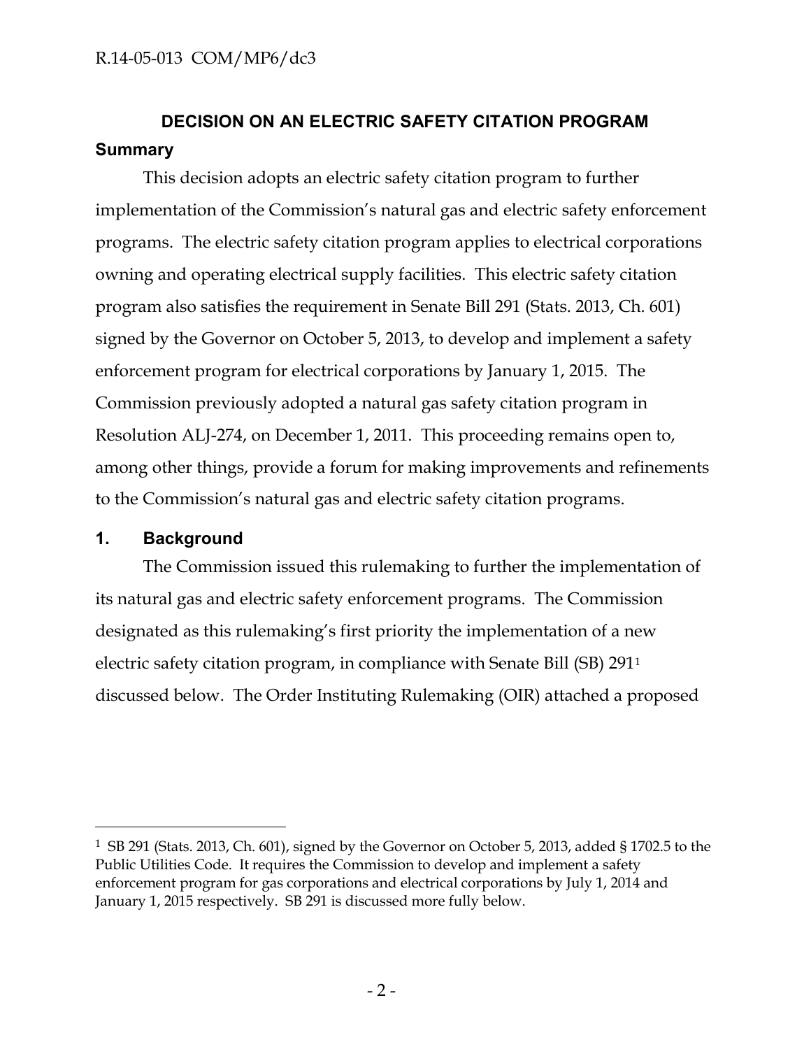## DECISION ON AN ELECTRIC SAFETY CITATION PROGRAM

### Summary

This decision adopts an electric safety citation program to further implementation of the Commission's natural gas and electric safety enforcement programs. The electric safety citation program applies to electrical corporations owning and operating electrical supply facilities. This electric safety citation program also satisfies the requirement in Senate Bill 291 (Stats. 2013, Ch. 601) signed by the Governor on October 5, 2013, to develop and implement a safety enforcement program for electrical corporations by January 1, 2015. The Commission previously adopted a natural gas safety citation program in Resolution ALJ-274, on December 1, 2011. This proceeding remains open to, among other things, provide a forum for making improvements and refinements to the Commission's natural gas and electric safety citation programs.

### 1. Background

The Commission issued this rulemaking to further the implementation of its natural gas and electric safety enforcement programs. The Commission designated as this rulemaking's first priority the implementation of a new electric safety citation program, in compliance with Senate Bill (SB) 291[1] discussed below. The Order Instituting Rulemaking (OIR) attached a proposed

[1] SB 291 (Stats. 2013, Ch. 601), signed by the Governor on October 5, 2013, added § 1702.5 to the Public Utilities Code. It requires the Commission to develop and implement a safety enforcement program for gas corporations and electrical corporations by July 1, 2014 and January 1, 2015 respectively. SB 291 is discussed more fully below.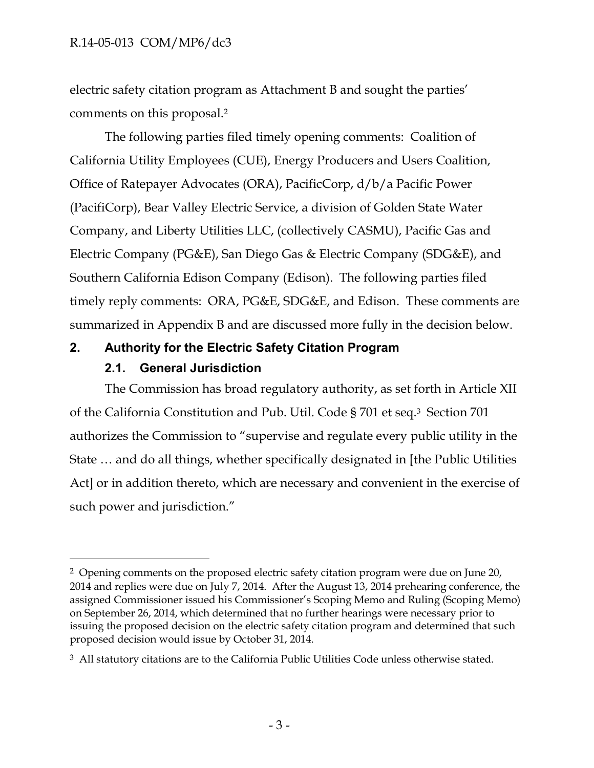electric safety citation program as Attachment B and sought the parties' comments on this proposal.[2]

The following parties filed timely opening comments: Coalition of California Utility Employees (CUE), Energy Producers and Users Coalition, Office of Ratepayer Advocates (ORA), PacificCorp, d/b/a Pacific Power (PacifiCorp), Bear Valley Electric Service, a division of Golden State Water Company, and Liberty Utilities LLC, (collectively CASMU), Pacific Gas and Electric Company (PG&E), San Diego Gas & Electric Company (SDG&E), and Southern California Edison Company (Edison). The following parties filed timely reply comments: ORA, PG&E, SDG&E, and Edison. These comments are summarized in Appendix B and are discussed more fully in the decision below.

## 2. Authority for the Electric Safety Citation Program

### 2.1. General Jurisdiction

The Commission has broad regulatory authority, as set forth in Article XII of the California Constitution and Pub. Util. Code § 701 et seq.[3] Section 701 authorizes the Commission to "supervise and regulate every public utility in the State … and do all things, whether specifically designated in [the Public Utilities Act] or in addition thereto, which are necessary and convenient in the exercise of such power and jurisdiction."

---

[2] Opening comments on the proposed electric safety citation program were due on June 20, 2014 and replies were due on July 7, 2014. After the August 13, 2014 prehearing conference, the assigned Commissioner issued his Commissioner's Scoping Memo and Ruling (Scoping Memo) on September 26, 2014, which determined that no further hearings were necessary prior to issuing the proposed decision on the electric safety citation program and determined that such proposed decision would issue by October 31, 2014.

[3] All statutory citations are to the California Public Utilities Code unless otherwise stated.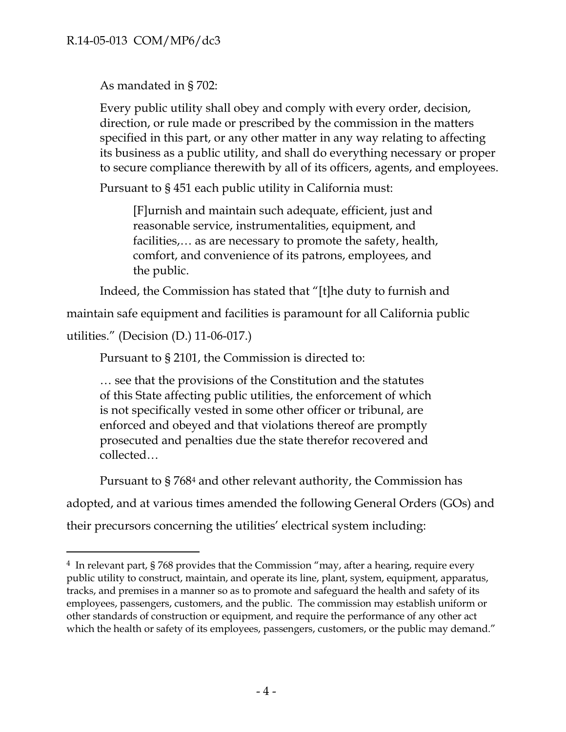As mandated in § 702:

> Every public utility shall obey and comply with every order, decision, direction, or rule made or prescribed by the commission in the matters specified in this part, or any other matter in any way relating to affecting its business as a public utility, and shall do everything necessary or proper to secure compliance therewith by all of its officers, agents, and employees.

Pursuant to § 451 each public utility in California must:

> [F]urnish and maintain such adequate, efficient, just and reasonable service, instrumentalities, equipment, and facilities,… as are necessary to promote the safety, health, comfort, and convenience of its patrons, employees, and the public.

Indeed, the Commission has stated that "[t]he duty to furnish and maintain safe equipment and facilities is paramount for all California public utilities." (Decision (D.) 11-06-017.)

Pursuant to § 2101, the Commission is directed to:

> … see that the provisions of the Constitution and the statutes of this State affecting public utilities, the enforcement of which is not specifically vested in some other officer or tribunal, are enforced and obeyed and that violations thereof are promptly prosecuted and penalties due the state therefor recovered and collected…

Pursuant to § 768[4] and other relevant authority, the Commission has adopted, and at various times amended the following General Orders (GOs) and their precursors concerning the utilities' electrical system including:

---

[4] In relevant part, § 768 provides that the Commission "may, after a hearing, require every public utility to construct, maintain, and operate its line, plant, system, equipment, apparatus, tracks, and premises in a manner so as to promote and safeguard the health and safety of its employees, passengers, customers, and the public. The commission may establish uniform or other standards of construction or equipment, and require the performance of any other act which the health or safety of its employees, passengers, customers, or the public may demand."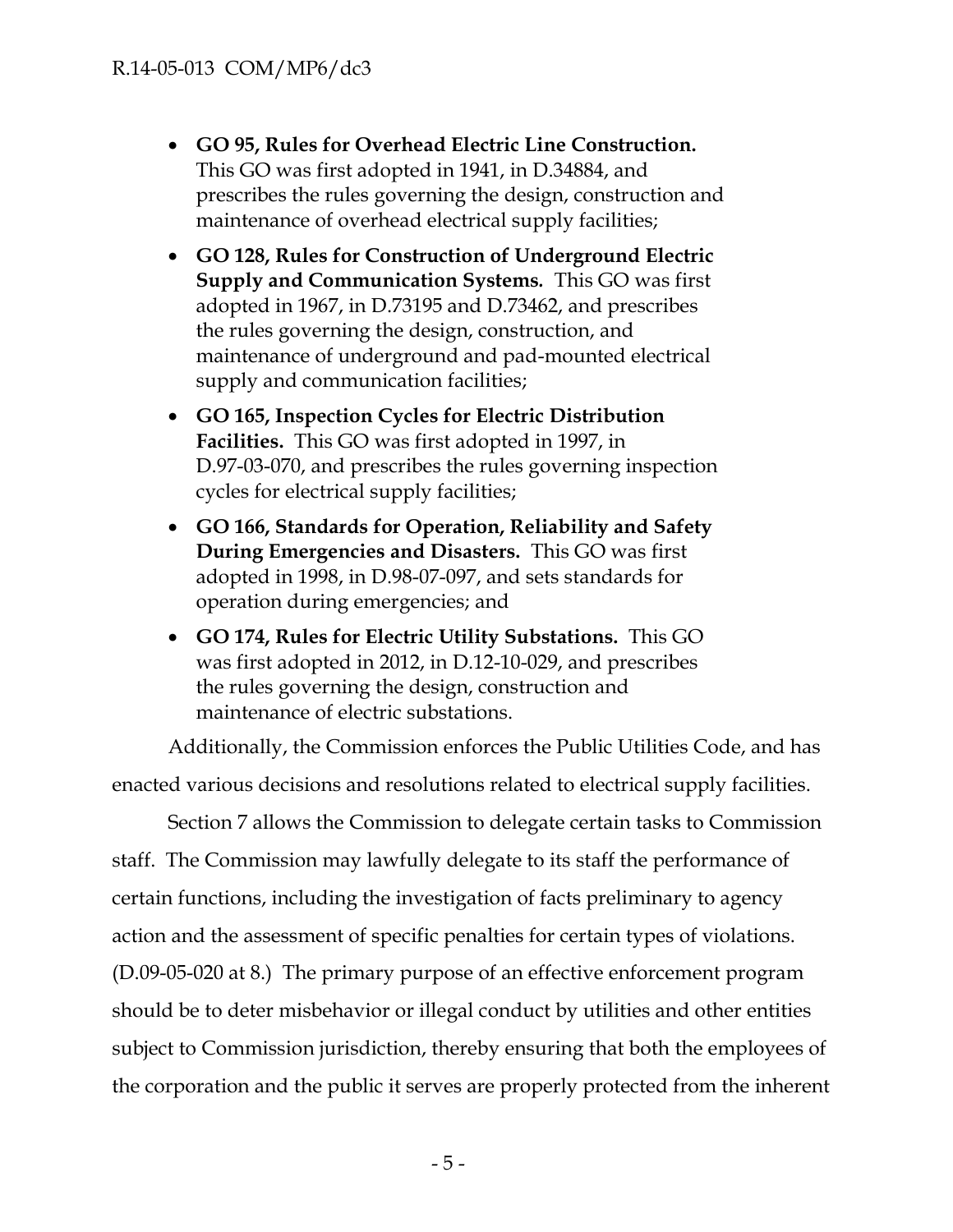- **GO 95, Rules for Overhead Electric Line Construction.** This GO was first adopted in 1941, in D.34884, and prescribes the rules governing the design, construction and maintenance of overhead electrical supply facilities;
- **GO 128, Rules for Construction of Underground Electric Supply and Communication Systems.** This GO was first adopted in 1967, in D.73195 and D.73462, and prescribes the rules governing the design, construction, and maintenance of underground and pad-mounted electrical supply and communication facilities;
- **GO 165, Inspection Cycles for Electric Distribution Facilities.** This GO was first adopted in 1997, in D.97-03-070, and prescribes the rules governing inspection cycles for electrical supply facilities;
- **GO 166, Standards for Operation, Reliability and Safety During Emergencies and Disasters.** This GO was first adopted in 1998, in D.98-07-097, and sets standards for operation during emergencies; and
- **GO 174, Rules for Electric Utility Substations.** This GO was first adopted in 2012, in D.12-10-029, and prescribes the rules governing the design, construction and maintenance of electric substations.

Additionally, the Commission enforces the Public Utilities Code, and has enacted various decisions and resolutions related to electrical supply facilities.

Section 7 allows the Commission to delegate certain tasks to Commission staff. The Commission may lawfully delegate to its staff the performance of certain functions, including the investigation of facts preliminary to agency action and the assessment of specific penalties for certain types of violations. (D.09-05-020 at 8.) The primary purpose of an effective enforcement program should be to deter misbehavior or illegal conduct by utilities and other entities subject to Commission jurisdiction, thereby ensuring that both the employees of the corporation and the public it serves are properly protected from the inherent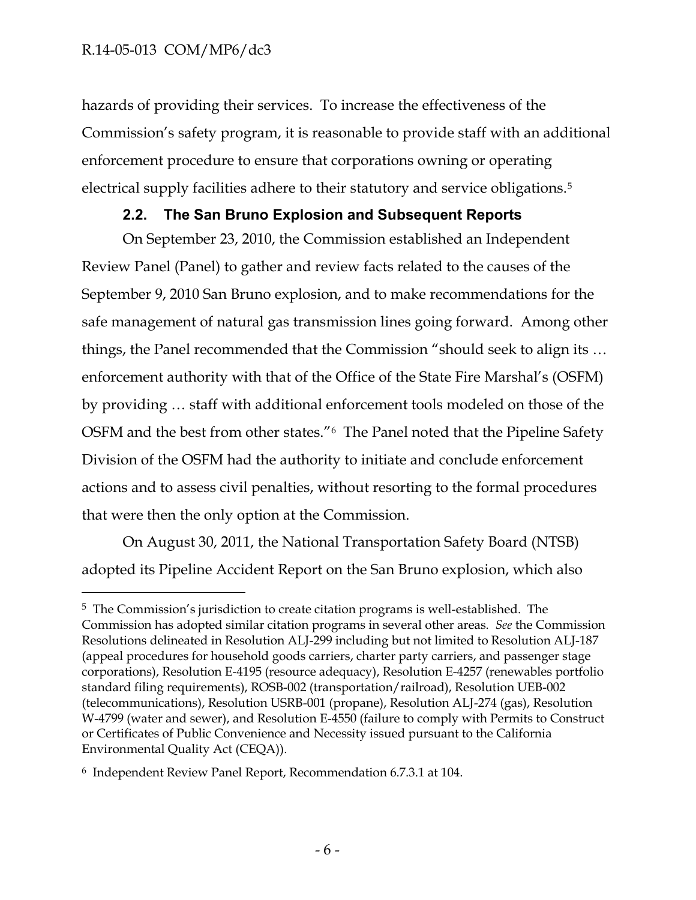hazards of providing their services. To increase the effectiveness of the Commission's safety program, it is reasonable to provide staff with an additional enforcement procedure to ensure that corporations owning or operating electrical supply facilities adhere to their statutory and service obligations.[5]

### 2.2. The San Bruno Explosion and Subsequent Reports

On September 23, 2010, the Commission established an Independent Review Panel (Panel) to gather and review facts related to the causes of the September 9, 2010 San Bruno explosion, and to make recommendations for the safe management of natural gas transmission lines going forward. Among other things, the Panel recommended that the Commission "should seek to align its … enforcement authority with that of the Office of the State Fire Marshal's (OSFM) by providing … staff with additional enforcement tools modeled on those of the OSFM and the best from other states."[6] The Panel noted that the Pipeline Safety Division of the OSFM had the authority to initiate and conclude enforcement actions and to assess civil penalties, without resorting to the formal procedures that were then the only option at the Commission.

On August 30, 2011, the National Transportation Safety Board (NTSB) adopted its Pipeline Accident Report on the San Bruno explosion, which also

---

[5] The Commission's jurisdiction to create citation programs is well-established. The Commission has adopted similar citation programs in several other areas. *See* the Commission Resolutions delineated in Resolution ALJ-299 including but not limited to Resolution ALJ-187 (appeal procedures for household goods carriers, charter party carriers, and passenger stage corporations), Resolution E-4195 (resource adequacy), Resolution E-4257 (renewables portfolio standard filing requirements), ROSB-002 (transportation/railroad), Resolution UEB-002 (telecommunications), Resolution USRB-001 (propane), Resolution ALJ-274 (gas), Resolution W-4799 (water and sewer), and Resolution E-4550 (failure to comply with Permits to Construct or Certificates of Public Convenience and Necessity issued pursuant to the California Environmental Quality Act (CEQA)).

[6] Independent Review Panel Report, Recommendation 6.7.3.1 at 104.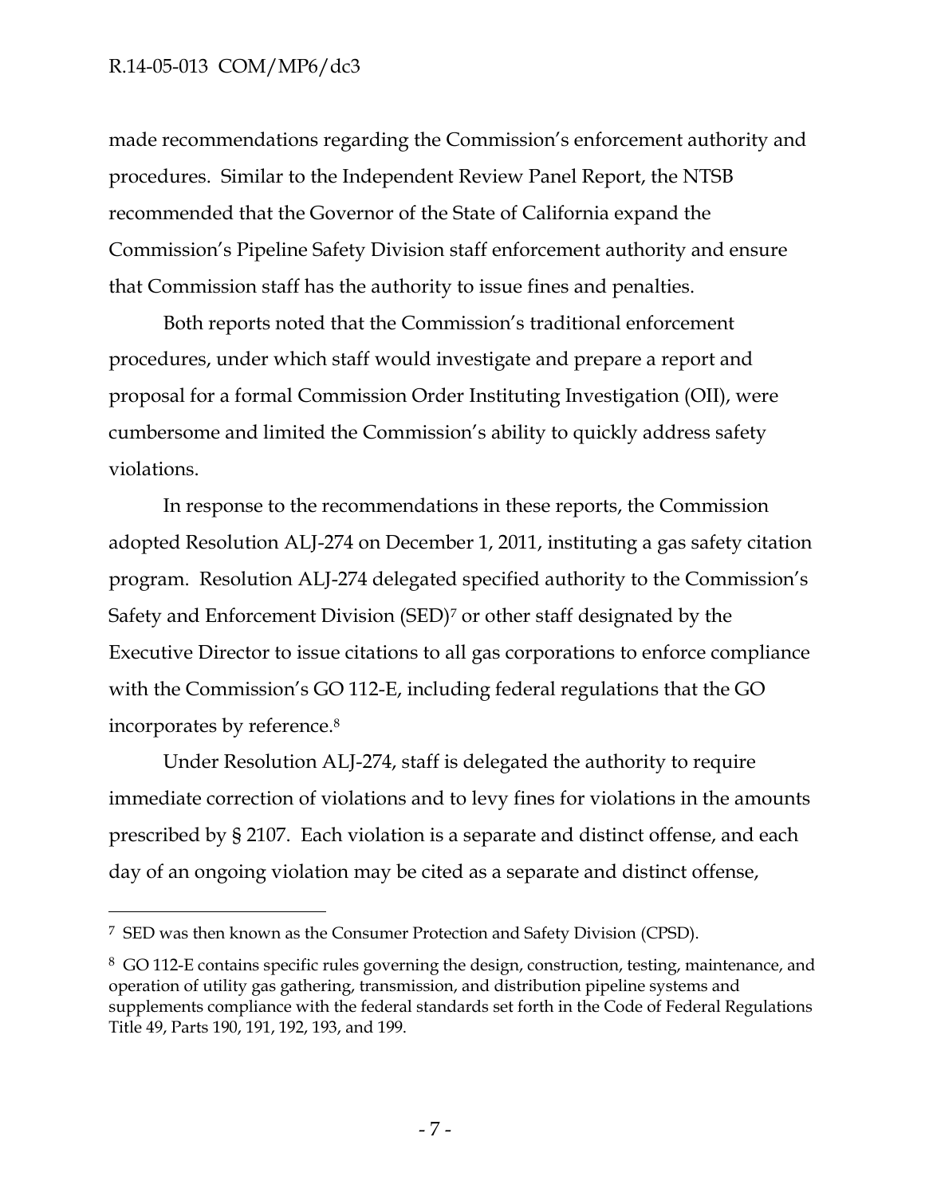made recommendations regarding the Commission's enforcement authority and procedures. Similar to the Independent Review Panel Report, the NTSB recommended that the Governor of the State of California expand the Commission's Pipeline Safety Division staff enforcement authority and ensure that Commission staff has the authority to issue fines and penalties.

Both reports noted that the Commission's traditional enforcement procedures, under which staff would investigate and prepare a report and proposal for a formal Commission Order Instituting Investigation (OII), were cumbersome and limited the Commission's ability to quickly address safety violations.

In response to the recommendations in these reports, the Commission adopted Resolution ALJ-274 on December 1, 2011, instituting a gas safety citation program. Resolution ALJ-274 delegated specified authority to the Commission's Safety and Enforcement Division (SED)[7] or other staff designated by the Executive Director to issue citations to all gas corporations to enforce compliance with the Commission's GO 112-E, including federal regulations that the GO incorporates by reference.[8]

Under Resolution ALJ-274, staff is delegated the authority to require immediate correction of violations and to levy fines for violations in the amounts prescribed by § 2107. Each violation is a separate and distinct offense, and each day of an ongoing violation may be cited as a separate and distinct offense,

---

[7] SED was then known as the Consumer Protection and Safety Division (CPSD).

[8] GO 112-E contains specific rules governing the design, construction, testing, maintenance, and operation of utility gas gathering, transmission, and distribution pipeline systems and supplements compliance with the federal standards set forth in the Code of Federal Regulations Title 49, Parts 190, 191, 192, 193, and 199.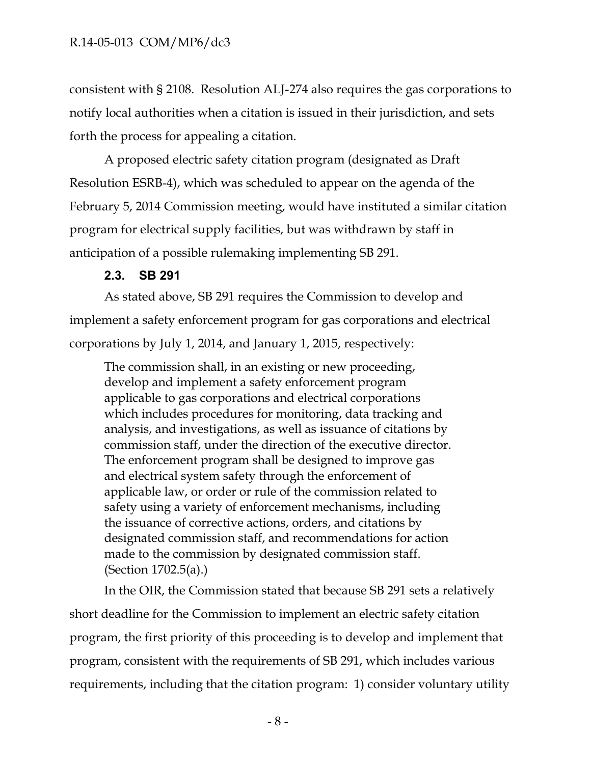consistent with § 2108. Resolution ALJ-274 also requires the gas corporations to notify local authorities when a citation is issued in their jurisdiction, and sets forth the process for appealing a citation.

A proposed electric safety citation program (designated as Draft Resolution ESRB-4), which was scheduled to appear on the agenda of the February 5, 2014 Commission meeting, would have instituted a similar citation program for electrical supply facilities, but was withdrawn by staff in anticipation of a possible rulemaking implementing SB 291.

### 2.3. SB 291

As stated above, SB 291 requires the Commission to develop and implement a safety enforcement program for gas corporations and electrical corporations by July 1, 2014, and January 1, 2015, respectively:

> The commission shall, in an existing or new proceeding, develop and implement a safety enforcement program applicable to gas corporations and electrical corporations which includes procedures for monitoring, data tracking and analysis, and investigations, as well as issuance of citations by commission staff, under the direction of the executive director. The enforcement program shall be designed to improve gas and electrical system safety through the enforcement of applicable law, or order or rule of the commission related to safety using a variety of enforcement mechanisms, including the issuance of corrective actions, orders, and citations by designated commission staff, and recommendations for action made to the commission by designated commission staff. (Section 1702.5(a).)

In the OIR, the Commission stated that because SB 291 sets a relatively short deadline for the Commission to implement an electric safety citation program, the first priority of this proceeding is to develop and implement that program, consistent with the requirements of SB 291, which includes various requirements, including that the citation program: 1) consider voluntary utility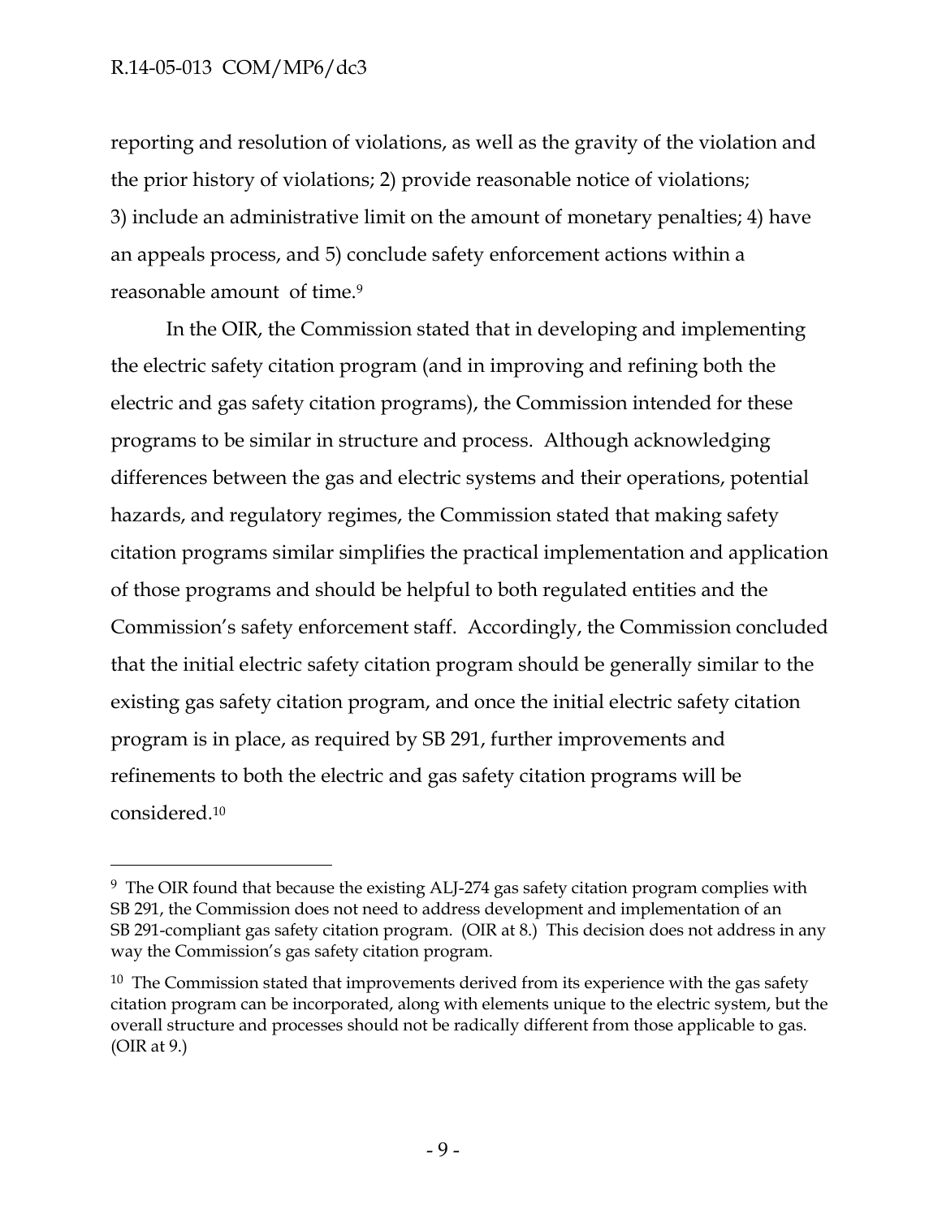reporting and resolution of violations, as well as the gravity of the violation and the prior history of violations; 2) provide reasonable notice of violations; 3) include an administrative limit on the amount of monetary penalties; 4) have an appeals process, and 5) conclude safety enforcement actions within a reasonable amount of time.[9]

In the OIR, the Commission stated that in developing and implementing the electric safety citation program (and in improving and refining both the electric and gas safety citation programs), the Commission intended for these programs to be similar in structure and process. Although acknowledging differences between the gas and electric systems and their operations, potential hazards, and regulatory regimes, the Commission stated that making safety citation programs similar simplifies the practical implementation and application of those programs and should be helpful to both regulated entities and the Commission's safety enforcement staff. Accordingly, the Commission concluded that the initial electric safety citation program should be generally similar to the existing gas safety citation program, and once the initial electric safety citation program is in place, as required by SB 291, further improvements and refinements to both the electric and gas safety citation programs will be considered.[10]

---

[9] The OIR found that because the existing ALJ-274 gas safety citation program complies with SB 291, the Commission does not need to address development and implementation of an SB 291-compliant gas safety citation program. (OIR at 8.) This decision does not address in any way the Commission's gas safety citation program.

[10] The Commission stated that improvements derived from its experience with the gas safety citation program can be incorporated, along with elements unique to the electric system, but the overall structure and processes should not be radically different from those applicable to gas. (OIR at 9.)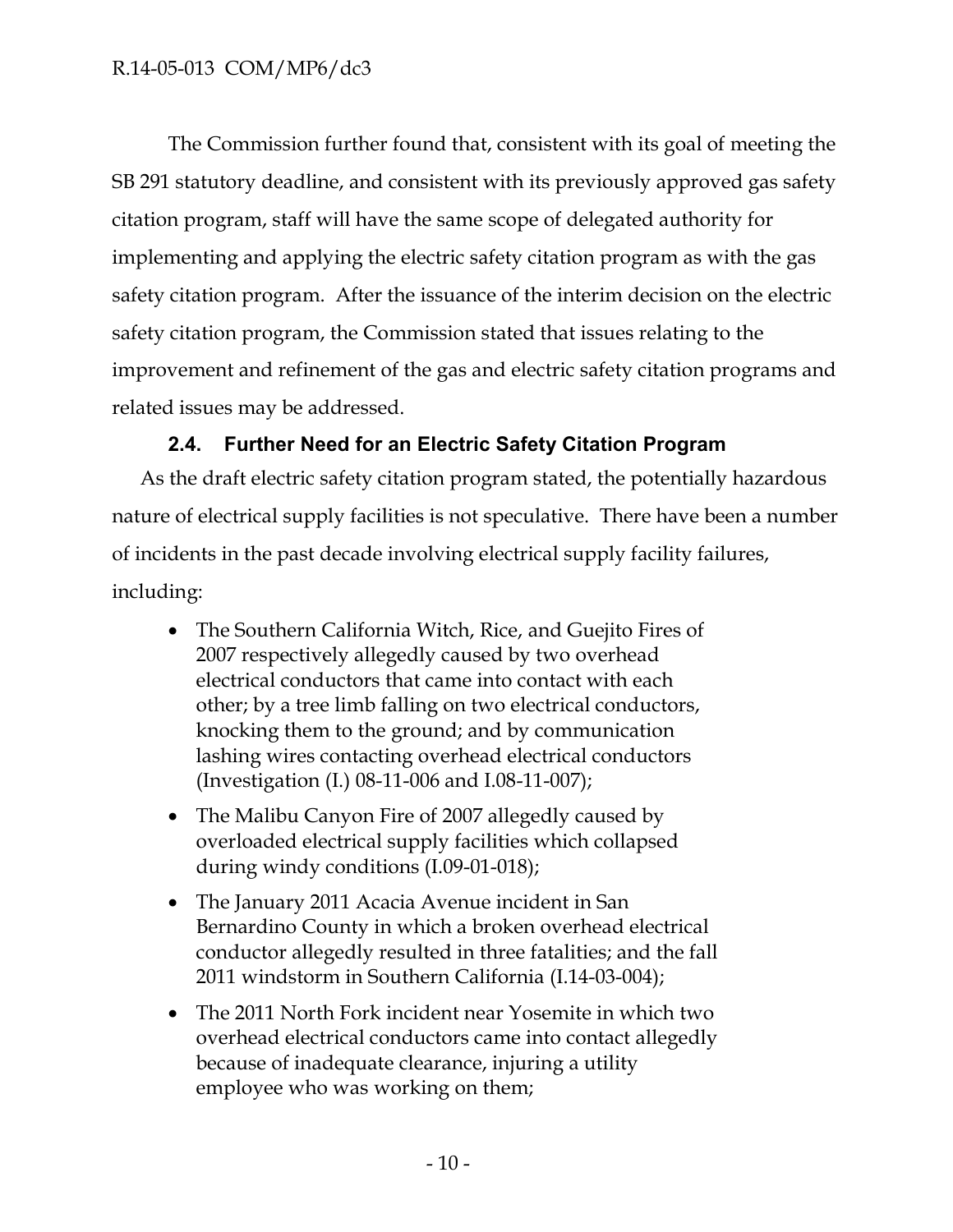The Commission further found that, consistent with its goal of meeting the SB 291 statutory deadline, and consistent with its previously approved gas safety citation program, staff will have the same scope of delegated authority for implementing and applying the electric safety citation program as with the gas safety citation program. After the issuance of the interim decision on the electric safety citation program, the Commission stated that issues relating to the improvement and refinement of the gas and electric safety citation programs and related issues may be addressed.

### 2.4. Further Need for an Electric Safety Citation Program

As the draft electric safety citation program stated, the potentially hazardous nature of electrical supply facilities is not speculative. There have been a number of incidents in the past decade involving electrical supply facility failures, including:

- The Southern California Witch, Rice, and Guejito Fires of 2007 respectively allegedly caused by two overhead electrical conductors that came into contact with each other; by a tree limb falling on two electrical conductors, knocking them to the ground; and by communication lashing wires contacting overhead electrical conductors (Investigation (I.) 08-11-006 and I.08-11-007);
- The Malibu Canyon Fire of 2007 allegedly caused by overloaded electrical supply facilities which collapsed during windy conditions (I.09-01-018);
- The January 2011 Acacia Avenue incident in San Bernardino County in which a broken overhead electrical conductor allegedly resulted in three fatalities; and the fall 2011 windstorm in Southern California (I.14-03-004);
- The 2011 North Fork incident near Yosemite in which two overhead electrical conductors came into contact allegedly because of inadequate clearance, injuring a utility employee who was working on them;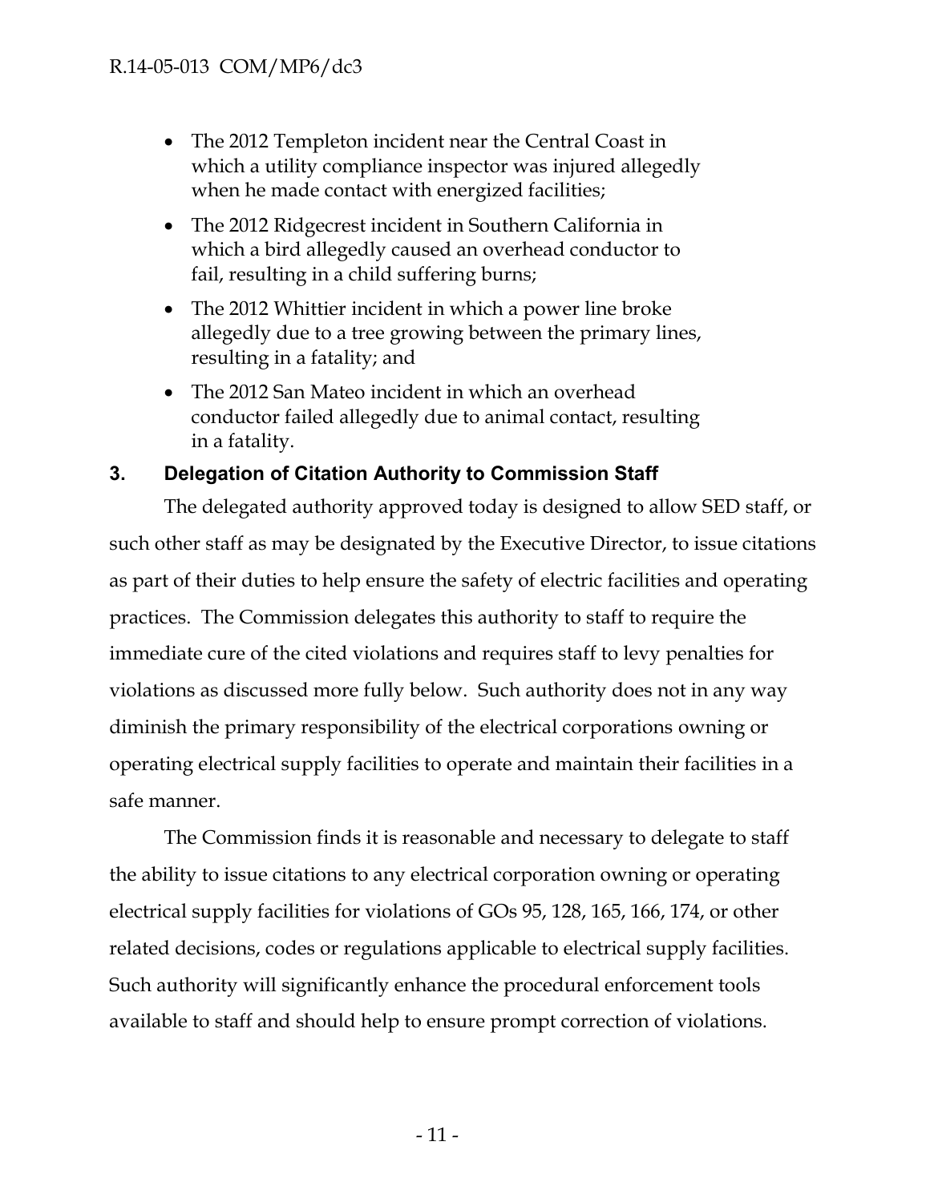- The 2012 Templeton incident near the Central Coast in which a utility compliance inspector was injured allegedly when he made contact with energized facilities;
- The 2012 Ridgecrest incident in Southern California in which a bird allegedly caused an overhead conductor to fail, resulting in a child suffering burns;
- The 2012 Whittier incident in which a power line broke allegedly due to a tree growing between the primary lines, resulting in a fatality; and
- The 2012 San Mateo incident in which an overhead conductor failed allegedly due to animal contact, resulting in a fatality.

## 3. Delegation of Citation Authority to Commission Staff

The delegated authority approved today is designed to allow SED staff, or such other staff as may be designated by the Executive Director, to issue citations as part of their duties to help ensure the safety of electric facilities and operating practices. The Commission delegates this authority to staff to require the immediate cure of the cited violations and requires staff to levy penalties for violations as discussed more fully below. Such authority does not in any way diminish the primary responsibility of the electrical corporations owning or operating electrical supply facilities to operate and maintain their facilities in a safe manner.

The Commission finds it is reasonable and necessary to delegate to staff the ability to issue citations to any electrical corporation owning or operating electrical supply facilities for violations of GOs 95, 128, 165, 166, 174, or other related decisions, codes or regulations applicable to electrical supply facilities. Such authority will significantly enhance the procedural enforcement tools available to staff and should help to ensure prompt correction of violations.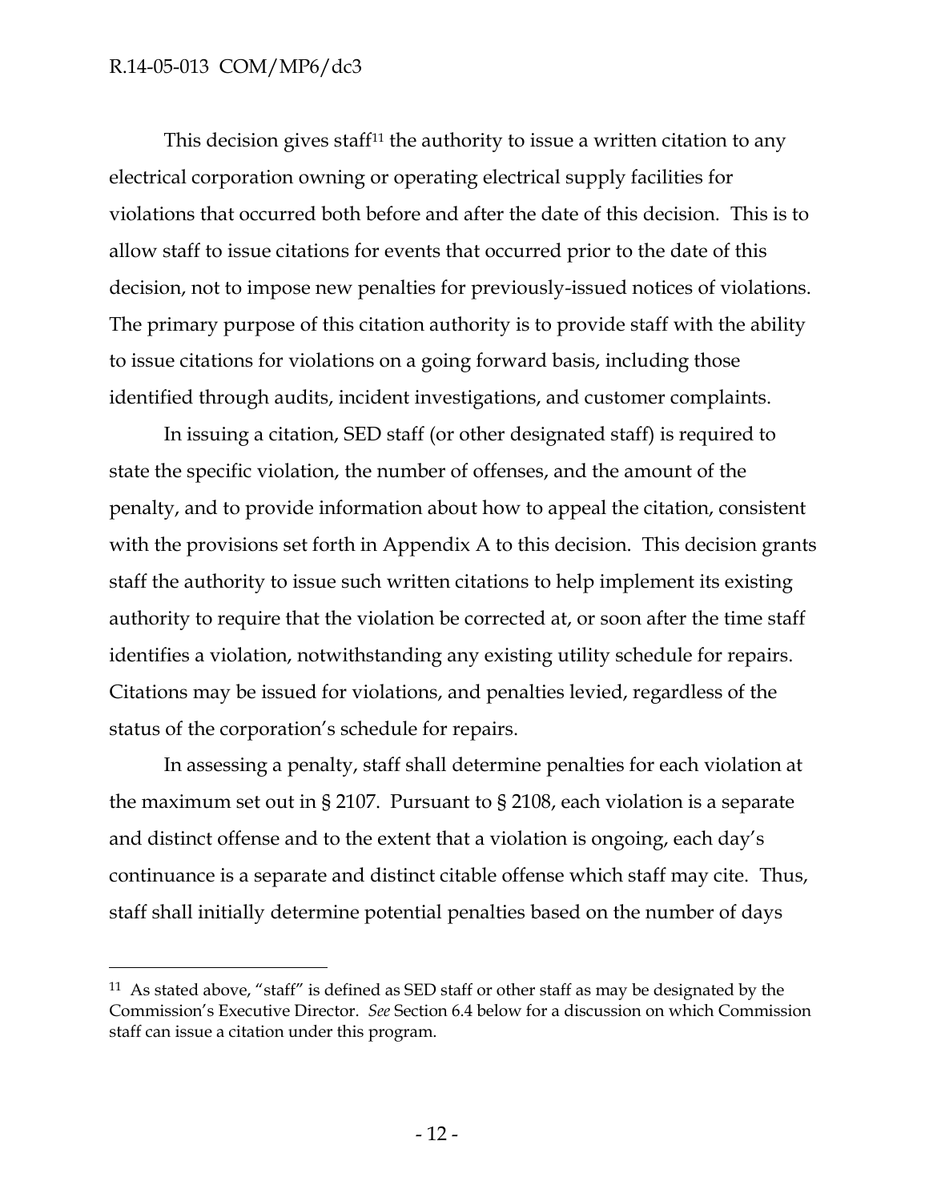This decision gives staff[11] the authority to issue a written citation to any electrical corporation owning or operating electrical supply facilities for violations that occurred both before and after the date of this decision. This is to allow staff to issue citations for events that occurred prior to the date of this decision, not to impose new penalties for previously-issued notices of violations. The primary purpose of this citation authority is to provide staff with the ability to issue citations for violations on a going forward basis, including those identified through audits, incident investigations, and customer complaints.

In issuing a citation, SED staff (or other designated staff) is required to state the specific violation, the number of offenses, and the amount of the penalty, and to provide information about how to appeal the citation, consistent with the provisions set forth in Appendix A to this decision. This decision grants staff the authority to issue such written citations to help implement its existing authority to require that the violation be corrected at, or soon after the time staff identifies a violation, notwithstanding any existing utility schedule for repairs. Citations may be issued for violations, and penalties levied, regardless of the status of the corporation's schedule for repairs.

In assessing a penalty, staff shall determine penalties for each violation at the maximum set out in § 2107. Pursuant to § 2108, each violation is a separate and distinct offense and to the extent that a violation is ongoing, each day's continuance is a separate and distinct citable offense which staff may cite. Thus, staff shall initially determine potential penalties based on the number of days

---

[11] As stated above, "staff" is defined as SED staff or other staff as may be designated by the Commission's Executive Director. *See* Section 6.4 below for a discussion on which Commission staff can issue a citation under this program.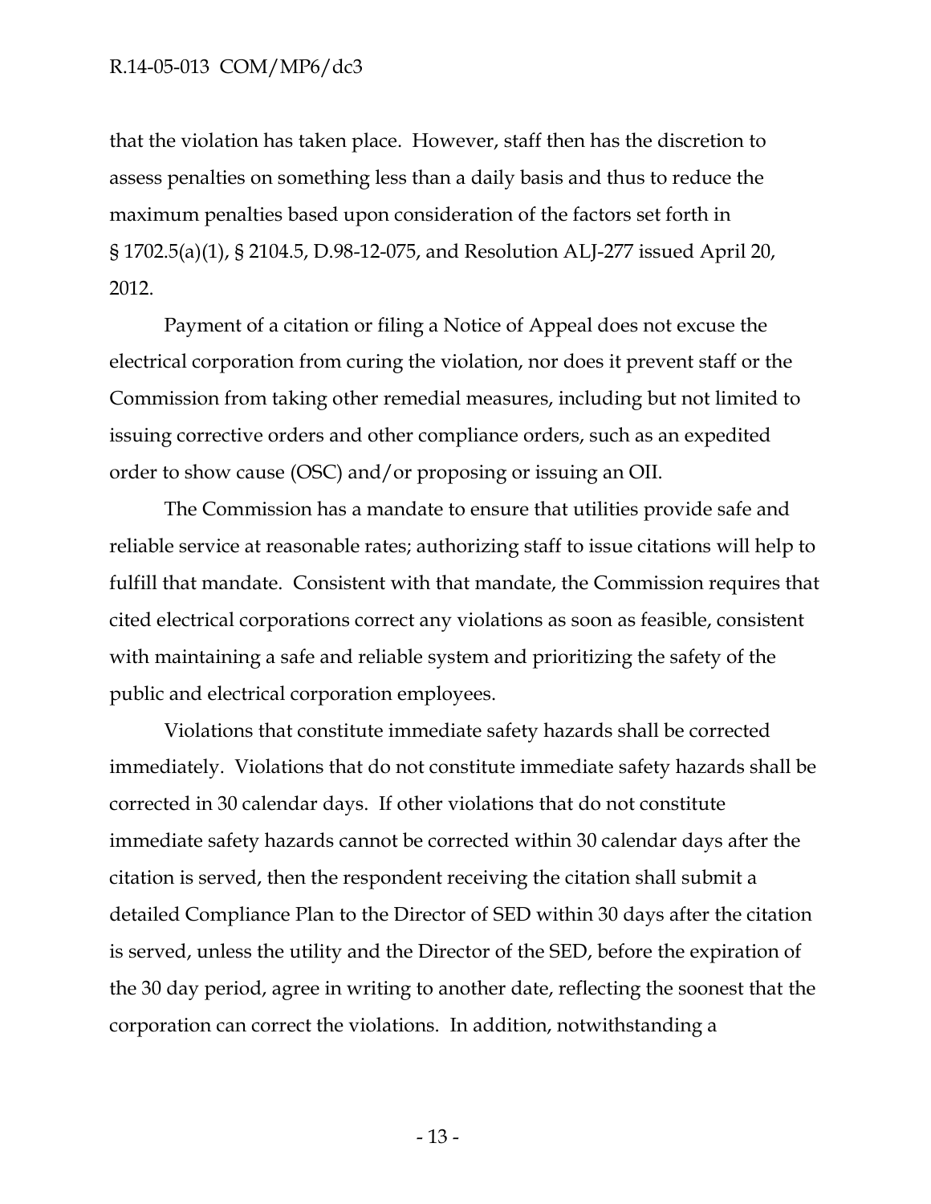that the violation has taken place. However, staff then has the discretion to assess penalties on something less than a daily basis and thus to reduce the maximum penalties based upon consideration of the factors set forth in § 1702.5(a)(1), § 2104.5, D.98-12-075, and Resolution ALJ-277 issued April 20, 2012.

Payment of a citation or filing a Notice of Appeal does not excuse the electrical corporation from curing the violation, nor does it prevent staff or the Commission from taking other remedial measures, including but not limited to issuing corrective orders and other compliance orders, such as an expedited order to show cause (OSC) and/or proposing or issuing an OII.

The Commission has a mandate to ensure that utilities provide safe and reliable service at reasonable rates; authorizing staff to issue citations will help to fulfill that mandate. Consistent with that mandate, the Commission requires that cited electrical corporations correct any violations as soon as feasible, consistent with maintaining a safe and reliable system and prioritizing the safety of the public and electrical corporation employees.

Violations that constitute immediate safety hazards shall be corrected immediately. Violations that do not constitute immediate safety hazards shall be corrected in 30 calendar days. If other violations that do not constitute immediate safety hazards cannot be corrected within 30 calendar days after the citation is served, then the respondent receiving the citation shall submit a detailed Compliance Plan to the Director of SED within 30 days after the citation is served, unless the utility and the Director of the SED, before the expiration of the 30 day period, agree in writing to another date, reflecting the soonest that the corporation can correct the violations. In addition, notwithstanding a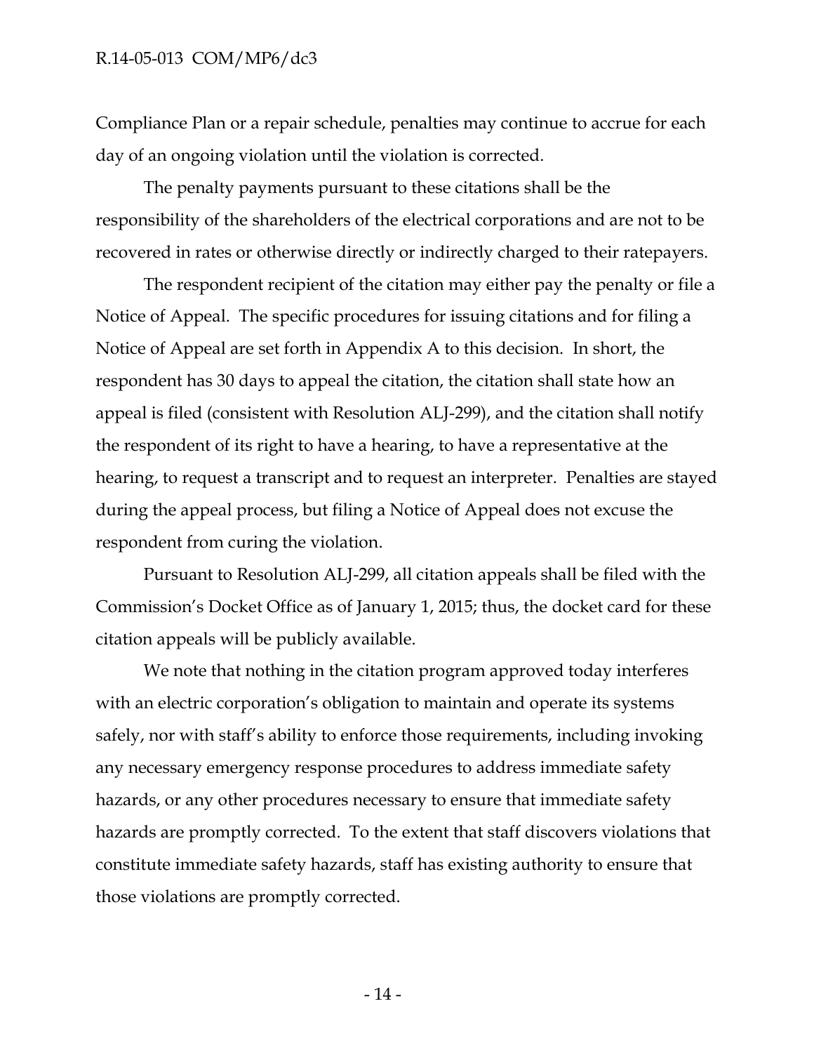Compliance Plan or a repair schedule, penalties may continue to accrue for each day of an ongoing violation until the violation is corrected.

The penalty payments pursuant to these citations shall be the responsibility of the shareholders of the electrical corporations and are not to be recovered in rates or otherwise directly or indirectly charged to their ratepayers.

The respondent recipient of the citation may either pay the penalty or file a Notice of Appeal. The specific procedures for issuing citations and for filing a Notice of Appeal are set forth in Appendix A to this decision. In short, the respondent has 30 days to appeal the citation, the citation shall state how an appeal is filed (consistent with Resolution ALJ-299), and the citation shall notify the respondent of its right to have a hearing, to have a representative at the hearing, to request a transcript and to request an interpreter. Penalties are stayed during the appeal process, but filing a Notice of Appeal does not excuse the respondent from curing the violation.

Pursuant to Resolution ALJ-299, all citation appeals shall be filed with the Commission's Docket Office as of January 1, 2015; thus, the docket card for these citation appeals will be publicly available.

We note that nothing in the citation program approved today interferes with an electric corporation's obligation to maintain and operate its systems safely, nor with staff's ability to enforce those requirements, including invoking any necessary emergency response procedures to address immediate safety hazards, or any other procedures necessary to ensure that immediate safety hazards are promptly corrected. To the extent that staff discovers violations that constitute immediate safety hazards, staff has existing authority to ensure that those violations are promptly corrected.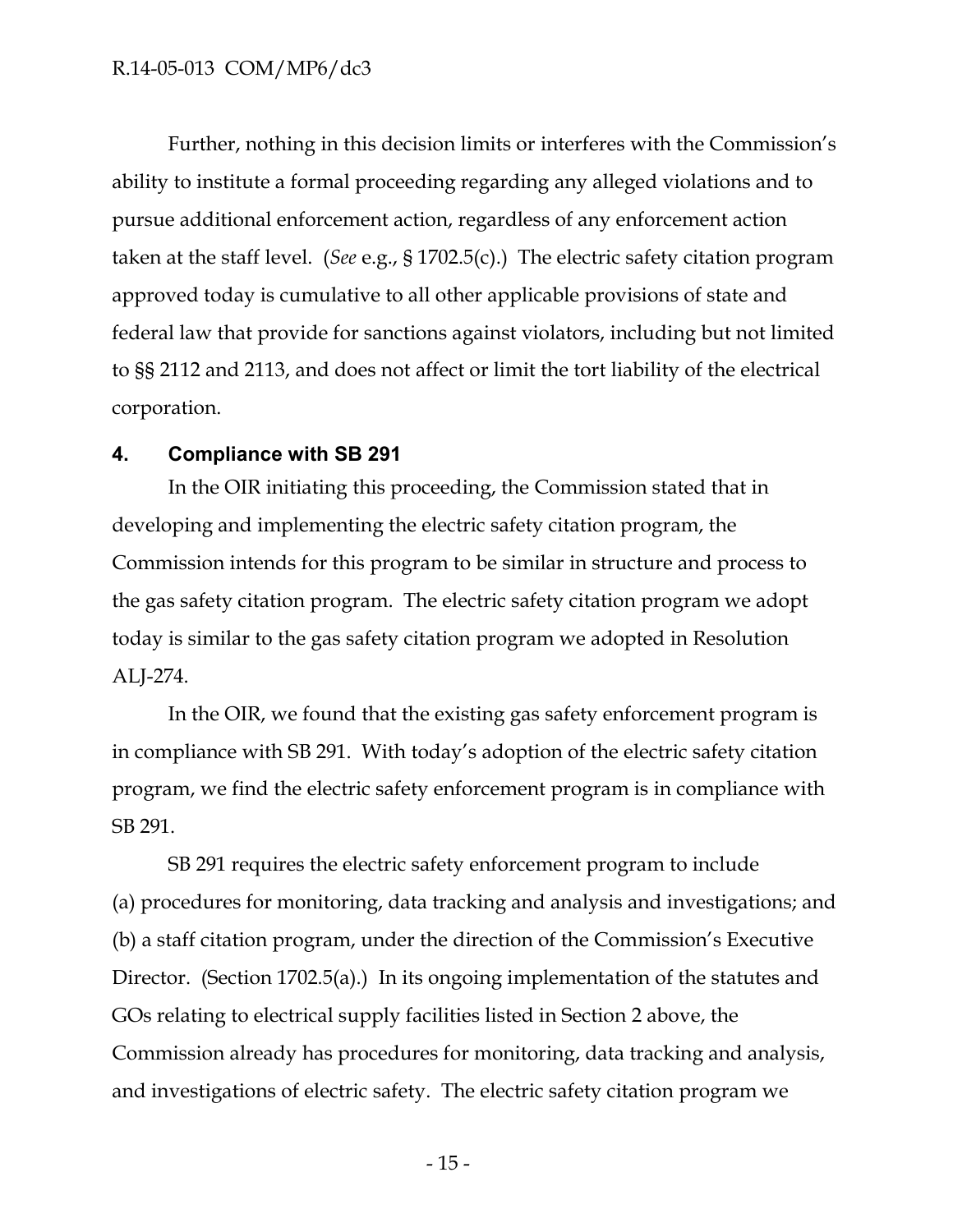Further, nothing in this decision limits or interferes with the Commission's ability to institute a formal proceeding regarding any alleged violations and to pursue additional enforcement action, regardless of any enforcement action taken at the staff level. (*See* e.g., § 1702.5(c).) The electric safety citation program approved today is cumulative to all other applicable provisions of state and federal law that provide for sanctions against violators, including but not limited to §§ 2112 and 2113, and does not affect or limit the tort liability of the electrical corporation.

## 4. Compliance with SB 291

In the OIR initiating this proceeding, the Commission stated that in developing and implementing the electric safety citation program, the Commission intends for this program to be similar in structure and process to the gas safety citation program. The electric safety citation program we adopt today is similar to the gas safety citation program we adopted in Resolution ALJ-274.

In the OIR, we found that the existing gas safety enforcement program is in compliance with SB 291. With today's adoption of the electric safety citation program, we find the electric safety enforcement program is in compliance with SB 291.

SB 291 requires the electric safety enforcement program to include (a) procedures for monitoring, data tracking and analysis and investigations; and (b) a staff citation program, under the direction of the Commission's Executive Director. (Section 1702.5(a).) In its ongoing implementation of the statutes and GOs relating to electrical supply facilities listed in Section 2 above, the Commission already has procedures for monitoring, data tracking and analysis, and investigations of electric safety. The electric safety citation program we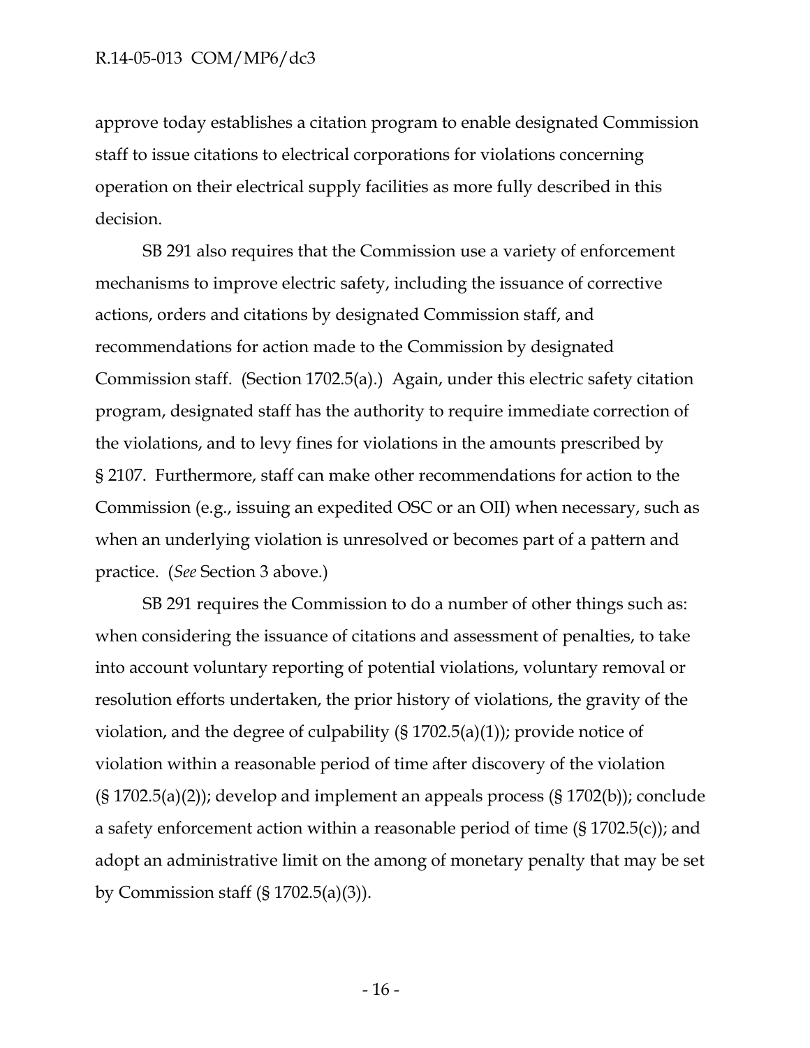approve today establishes a citation program to enable designated Commission staff to issue citations to electrical corporations for violations concerning operation on their electrical supply facilities as more fully described in this decision.

SB 291 also requires that the Commission use a variety of enforcement mechanisms to improve electric safety, including the issuance of corrective actions, orders and citations by designated Commission staff, and recommendations for action made to the Commission by designated Commission staff. (Section 1702.5(a).) Again, under this electric safety citation program, designated staff has the authority to require immediate correction of the violations, and to levy fines for violations in the amounts prescribed by § 2107. Furthermore, staff can make other recommendations for action to the Commission (e.g., issuing an expedited OSC or an OII) when necessary, such as when an underlying violation is unresolved or becomes part of a pattern and practice. (*See* Section 3 above.)

SB 291 requires the Commission to do a number of other things such as: when considering the issuance of citations and assessment of penalties, to take into account voluntary reporting of potential violations, voluntary removal or resolution efforts undertaken, the prior history of violations, the gravity of the violation, and the degree of culpability (§ 1702.5(a)(1)); provide notice of violation within a reasonable period of time after discovery of the violation (§ 1702.5(a)(2)); develop and implement an appeals process (§ 1702(b)); conclude a safety enforcement action within a reasonable period of time (§ 1702.5(c)); and adopt an administrative limit on the among of monetary penalty that may be set by Commission staff (§ 1702.5(a)(3)).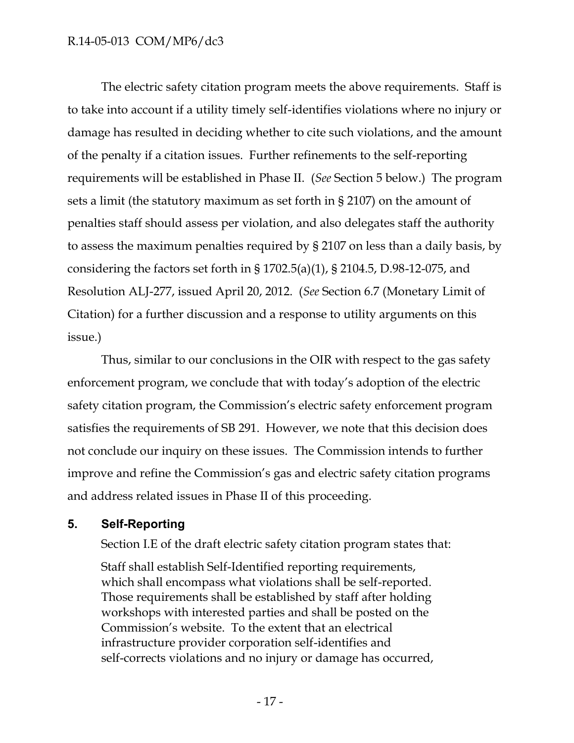The electric safety citation program meets the above requirements. Staff is to take into account if a utility timely self-identifies violations where no injury or damage has resulted in deciding whether to cite such violations, and the amount of the penalty if a citation issues. Further refinements to the self-reporting requirements will be established in Phase II. (*See* Section 5 below.) The program sets a limit (the statutory maximum as set forth in § 2107) on the amount of penalties staff should assess per violation, and also delegates staff the authority to assess the maximum penalties required by § 2107 on less than a daily basis, by considering the factors set forth in § 1702.5(a)(1), § 2104.5, D.98-12-075, and Resolution ALJ-277, issued April 20, 2012. (*See* Section 6.7 (Monetary Limit of Citation) for a further discussion and a response to utility arguments on this issue.)

Thus, similar to our conclusions in the OIR with respect to the gas safety enforcement program, we conclude that with today's adoption of the electric safety citation program, the Commission's electric safety enforcement program satisfies the requirements of SB 291. However, we note that this decision does not conclude our inquiry on these issues. The Commission intends to further improve and refine the Commission's gas and electric safety citation programs and address related issues in Phase II of this proceeding.

## 5. Self-Reporting

Section I.E of the draft electric safety citation program states that:

> Staff shall establish Self-Identified reporting requirements, which shall encompass what violations shall be self-reported. Those requirements shall be established by staff after holding workshops with interested parties and shall be posted on the Commission's website. To the extent that an electrical infrastructure provider corporation self-identifies and self-corrects violations and no injury or damage has occurred,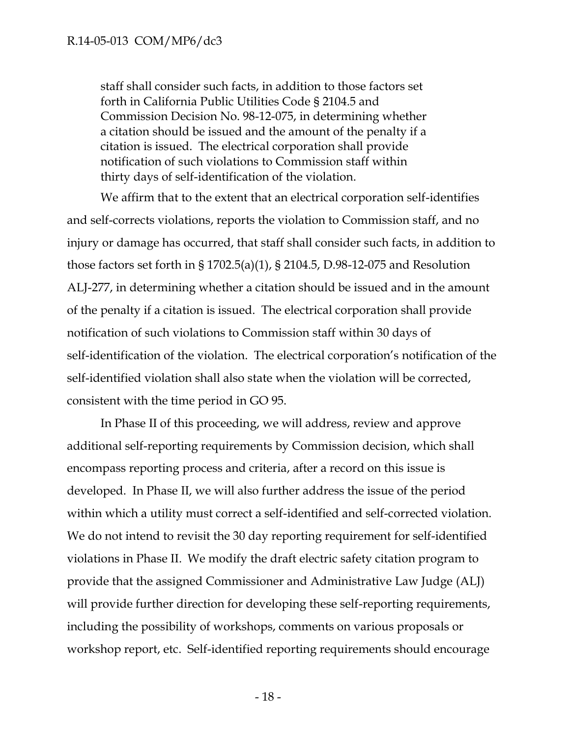> staff shall consider such facts, in addition to those factors set forth in California Public Utilities Code § 2104.5 and Commission Decision No. 98-12-075, in determining whether a citation should be issued and the amount of the penalty if a citation is issued. The electrical corporation shall provide notification of such violations to Commission staff within thirty days of self-identification of the violation.

We affirm that to the extent that an electrical corporation self-identifies and self-corrects violations, reports the violation to Commission staff, and no injury or damage has occurred, that staff shall consider such facts, in addition to those factors set forth in § 1702.5(a)(1), § 2104.5, D.98-12-075 and Resolution ALJ-277, in determining whether a citation should be issued and in the amount of the penalty if a citation is issued. The electrical corporation shall provide notification of such violations to Commission staff within 30 days of self-identification of the violation. The electrical corporation's notification of the self-identified violation shall also state when the violation will be corrected, consistent with the time period in GO 95.

In Phase II of this proceeding, we will address, review and approve additional self-reporting requirements by Commission decision, which shall encompass reporting process and criteria, after a record on this issue is developed. In Phase II, we will also further address the issue of the period within which a utility must correct a self-identified and self-corrected violation. We do not intend to revisit the 30 day reporting requirement for self-identified violations in Phase II. We modify the draft electric safety citation program to provide that the assigned Commissioner and Administrative Law Judge (ALJ) will provide further direction for developing these self-reporting requirements, including the possibility of workshops, comments on various proposals or workshop report, etc. Self-identified reporting requirements should encourage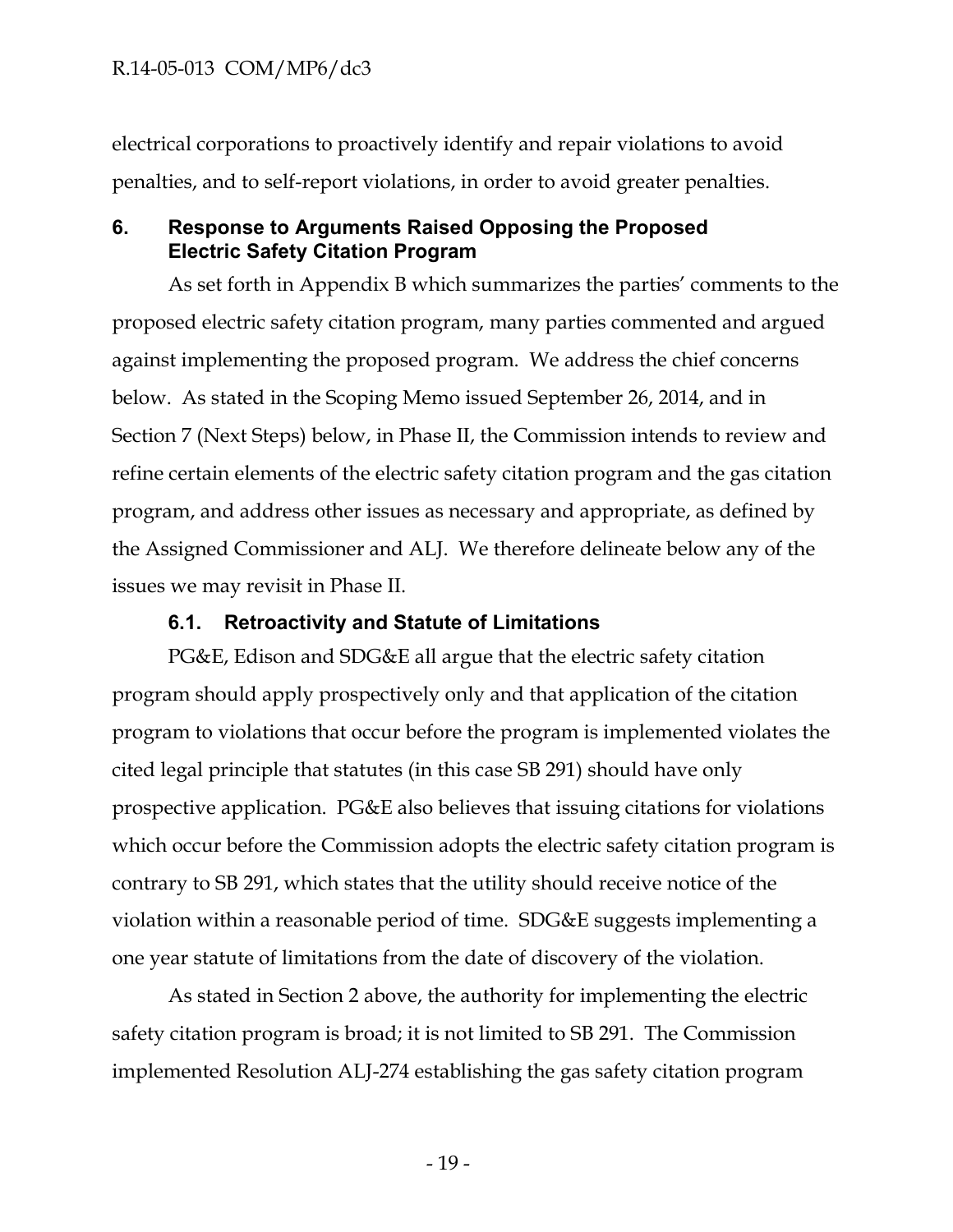electrical corporations to proactively identify and repair violations to avoid penalties, and to self-report violations, in order to avoid greater penalties.

## 6. Response to Arguments Raised Opposing the Proposed Electric Safety Citation Program

As set forth in Appendix B which summarizes the parties' comments to the proposed electric safety citation program, many parties commented and argued against implementing the proposed program. We address the chief concerns below. As stated in the Scoping Memo issued September 26, 2014, and in Section 7 (Next Steps) below, in Phase II, the Commission intends to review and refine certain elements of the electric safety citation program and the gas citation program, and address other issues as necessary and appropriate, as defined by the Assigned Commissioner and ALJ. We therefore delineate below any of the issues we may revisit in Phase II.

### 6.1. Retroactivity and Statute of Limitations

PG&E, Edison and SDG&E all argue that the electric safety citation program should apply prospectively only and that application of the citation program to violations that occur before the program is implemented violates the cited legal principle that statutes (in this case SB 291) should have only prospective application. PG&E also believes that issuing citations for violations which occur before the Commission adopts the electric safety citation program is contrary to SB 291, which states that the utility should receive notice of the violation within a reasonable period of time. SDG&E suggests implementing a one year statute of limitations from the date of discovery of the violation.

As stated in Section 2 above, the authority for implementing the electric safety citation program is broad; it is not limited to SB 291. The Commission implemented Resolution ALJ-274 establishing the gas safety citation program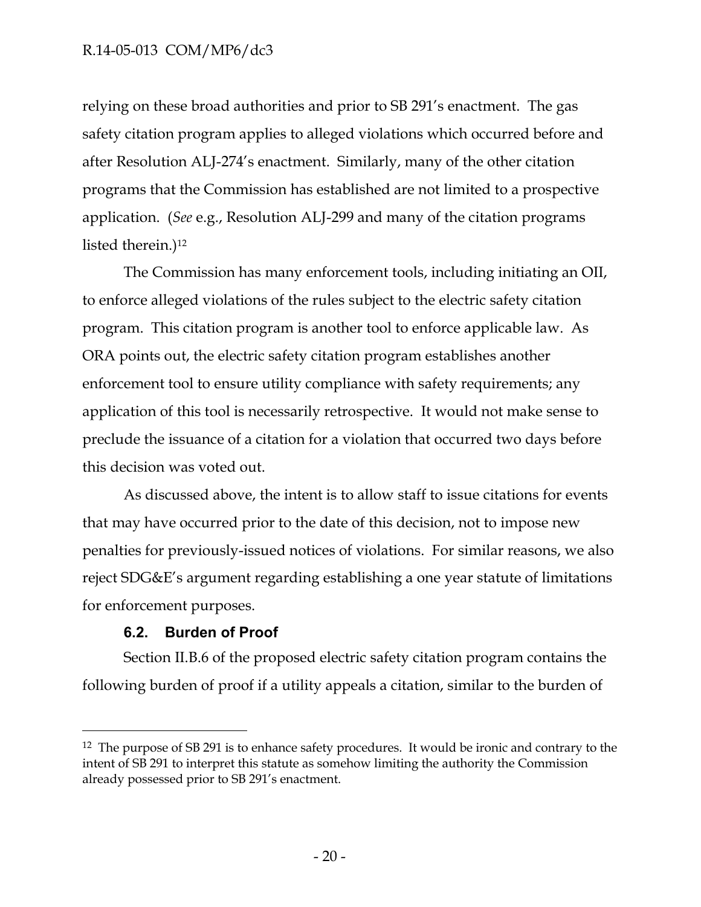relying on these broad authorities and prior to SB 291's enactment. The gas safety citation program applies to alleged violations which occurred before and after Resolution ALJ-274's enactment. Similarly, many of the other citation programs that the Commission has established are not limited to a prospective application. (*See* e.g., Resolution ALJ-299 and many of the citation programs listed therein.)[12]

The Commission has many enforcement tools, including initiating an OII, to enforce alleged violations of the rules subject to the electric safety citation program. This citation program is another tool to enforce applicable law. As ORA points out, the electric safety citation program establishes another enforcement tool to ensure utility compliance with safety requirements; any application of this tool is necessarily retrospective. It would not make sense to preclude the issuance of a citation for a violation that occurred two days before this decision was voted out.

As discussed above, the intent is to allow staff to issue citations for events that may have occurred prior to the date of this decision, not to impose new penalties for previously-issued notices of violations. For similar reasons, we also reject SDG&E's argument regarding establishing a one year statute of limitations for enforcement purposes.

### 6.2. Burden of Proof

Section II.B.6 of the proposed electric safety citation program contains the following burden of proof if a utility appeals a citation, similar to the burden of

---

[12] The purpose of SB 291 is to enhance safety procedures. It would be ironic and contrary to the intent of SB 291 to interpret this statute as somehow limiting the authority the Commission already possessed prior to SB 291's enactment.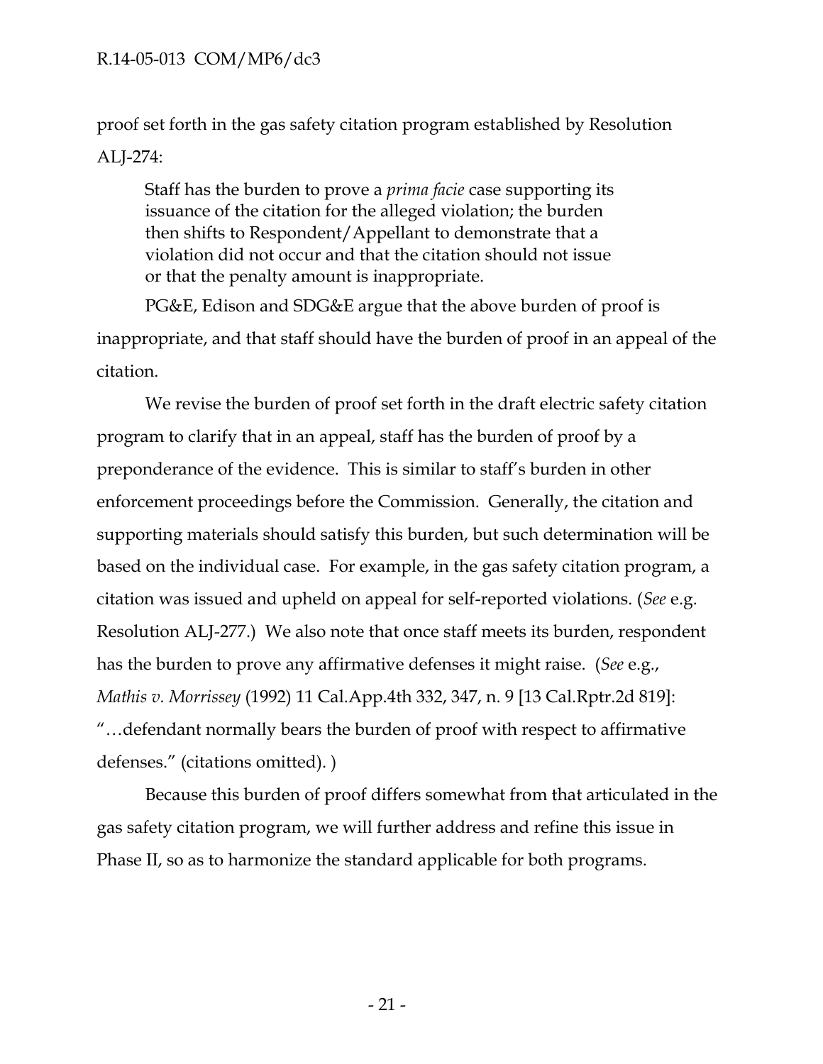proof set forth in the gas safety citation program established by Resolution ALJ-274:

> Staff has the burden to prove a *prima facie* case supporting its issuance of the citation for the alleged violation; the burden then shifts to Respondent/Appellant to demonstrate that a violation did not occur and that the citation should not issue or that the penalty amount is inappropriate.

PG&E, Edison and SDG&E argue that the above burden of proof is inappropriate, and that staff should have the burden of proof in an appeal of the citation.

We revise the burden of proof set forth in the draft electric safety citation program to clarify that in an appeal, staff has the burden of proof by a preponderance of the evidence. This is similar to staff's burden in other enforcement proceedings before the Commission. Generally, the citation and supporting materials should satisfy this burden, but such determination will be based on the individual case. For example, in the gas safety citation program, a citation was issued and upheld on appeal for self-reported violations. (*See* e.g. Resolution ALJ-277.) We also note that once staff meets its burden, respondent has the burden to prove any affirmative defenses it might raise. (*See* e.g., *Mathis v. Morrissey* (1992) 11 Cal.App.4th 332, 347, n. 9 [13 Cal.Rptr.2d 819]: "…defendant normally bears the burden of proof with respect to affirmative defenses." (citations omitted). )

Because this burden of proof differs somewhat from that articulated in the gas safety citation program, we will further address and refine this issue in Phase II, so as to harmonize the standard applicable for both programs.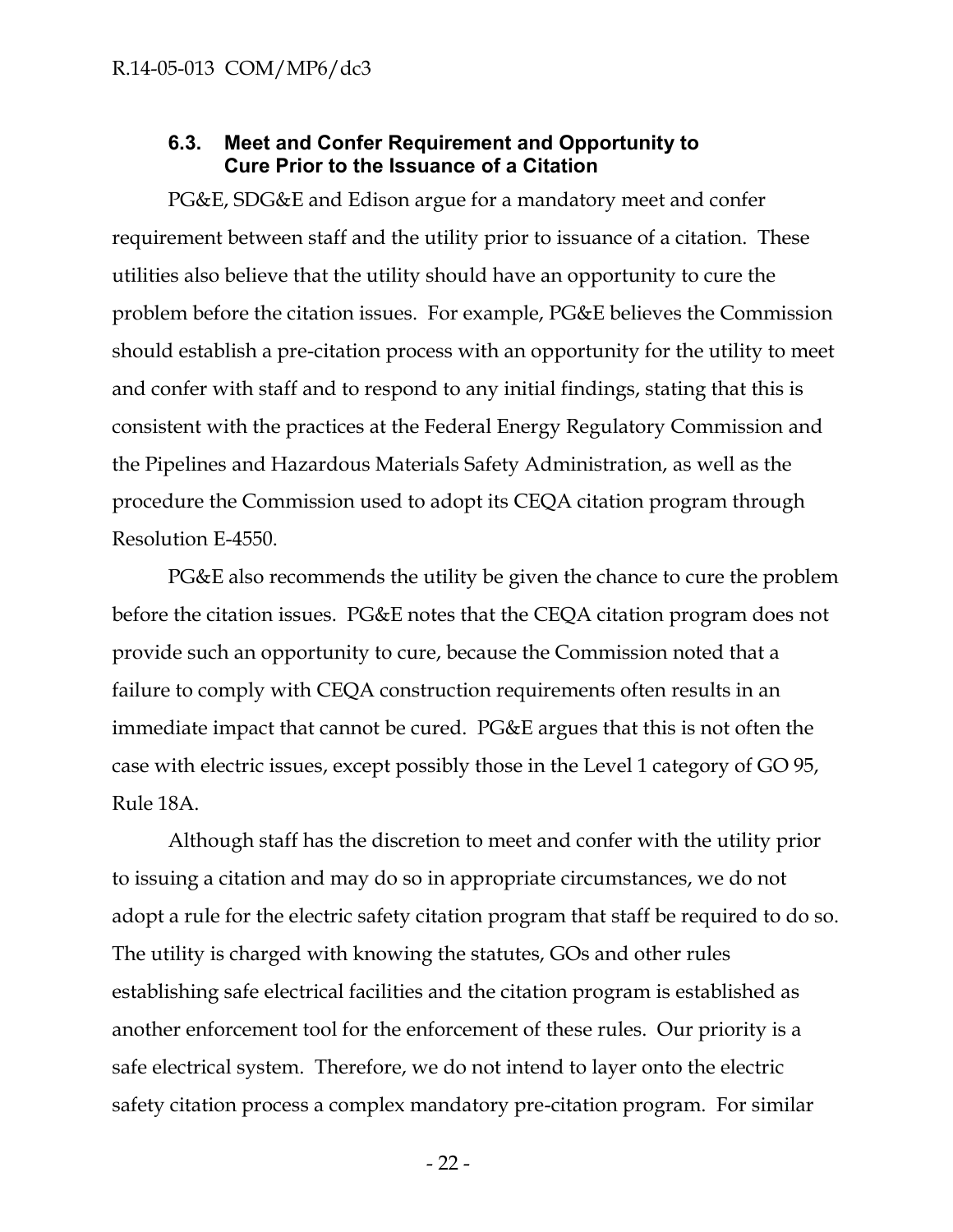### 6.3. Meet and Confer Requirement and Opportunity to Cure Prior to the Issuance of a Citation

PG&E, SDG&E and Edison argue for a mandatory meet and confer requirement between staff and the utility prior to issuance of a citation. These utilities also believe that the utility should have an opportunity to cure the problem before the citation issues. For example, PG&E believes the Commission should establish a pre-citation process with an opportunity for the utility to meet and confer with staff and to respond to any initial findings, stating that this is consistent with the practices at the Federal Energy Regulatory Commission and the Pipelines and Hazardous Materials Safety Administration, as well as the procedure the Commission used to adopt its CEQA citation program through Resolution E-4550.

PG&E also recommends the utility be given the chance to cure the problem before the citation issues. PG&E notes that the CEQA citation program does not provide such an opportunity to cure, because the Commission noted that a failure to comply with CEQA construction requirements often results in an immediate impact that cannot be cured. PG&E argues that this is not often the case with electric issues, except possibly those in the Level 1 category of GO 95, Rule 18A.

Although staff has the discretion to meet and confer with the utility prior to issuing a citation and may do so in appropriate circumstances, we do not adopt a rule for the electric safety citation program that staff be required to do so. The utility is charged with knowing the statutes, GOs and other rules establishing safe electrical facilities and the citation program is established as another enforcement tool for the enforcement of these rules. Our priority is a safe electrical system. Therefore, we do not intend to layer onto the electric safety citation process a complex mandatory pre-citation program. For similar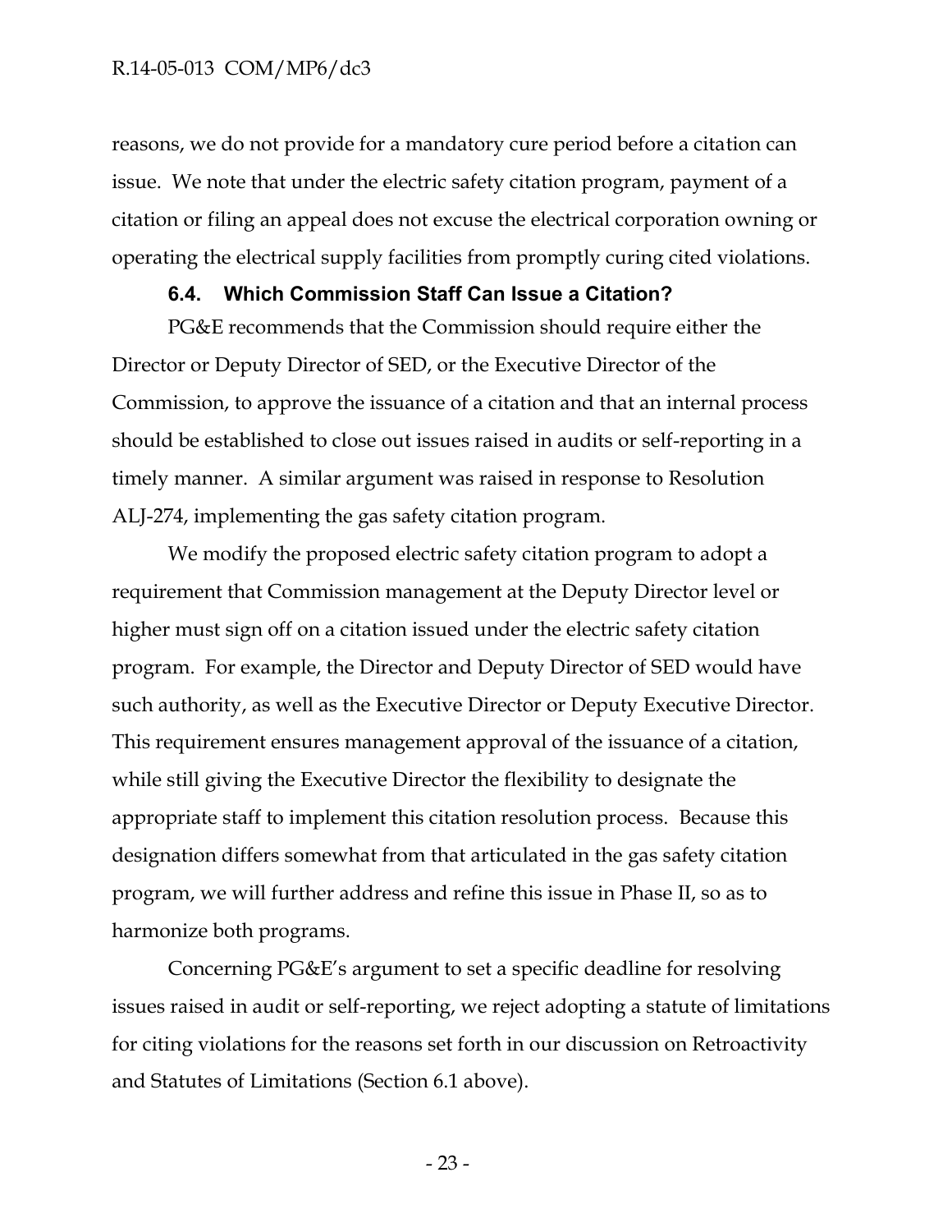reasons, we do not provide for a mandatory cure period before a citation can issue. We note that under the electric safety citation program, payment of a citation or filing an appeal does not excuse the electrical corporation owning or operating the electrical supply facilities from promptly curing cited violations.

### 6.4. Which Commission Staff Can Issue a Citation?

PG&E recommends that the Commission should require either the Director or Deputy Director of SED, or the Executive Director of the Commission, to approve the issuance of a citation and that an internal process should be established to close out issues raised in audits or self-reporting in a timely manner. A similar argument was raised in response to Resolution ALJ-274, implementing the gas safety citation program.

We modify the proposed electric safety citation program to adopt a requirement that Commission management at the Deputy Director level or higher must sign off on a citation issued under the electric safety citation program. For example, the Director and Deputy Director of SED would have such authority, as well as the Executive Director or Deputy Executive Director. This requirement ensures management approval of the issuance of a citation, while still giving the Executive Director the flexibility to designate the appropriate staff to implement this citation resolution process. Because this designation differs somewhat from that articulated in the gas safety citation program, we will further address and refine this issue in Phase II, so as to harmonize both programs.

Concerning PG&E's argument to set a specific deadline for resolving issues raised in audit or self-reporting, we reject adopting a statute of limitations for citing violations for the reasons set forth in our discussion on Retroactivity and Statutes of Limitations (Section 6.1 above).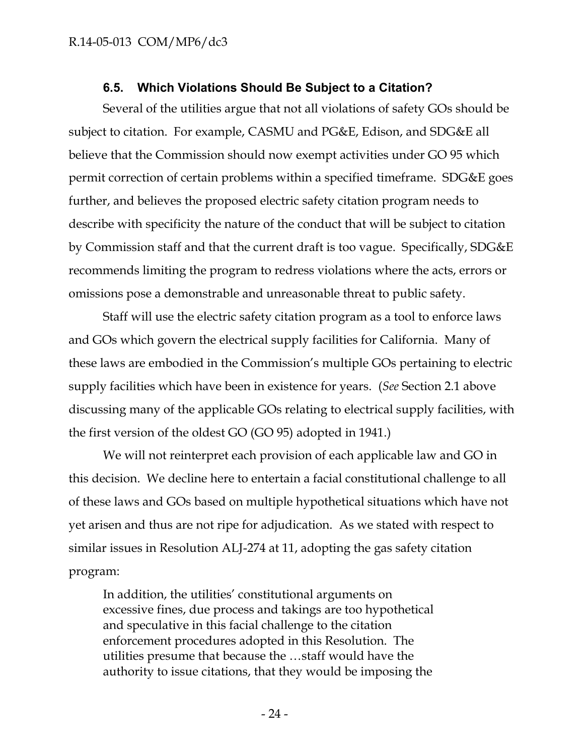### 6.5. Which Violations Should Be Subject to a Citation?

Several of the utilities argue that not all violations of safety GOs should be subject to citation. For example, CASMU and PG&E, Edison, and SDG&E all believe that the Commission should now exempt activities under GO 95 which permit correction of certain problems within a specified timeframe. SDG&E goes further, and believes the proposed electric safety citation program needs to describe with specificity the nature of the conduct that will be subject to citation by Commission staff and that the current draft is too vague. Specifically, SDG&E recommends limiting the program to redress violations where the acts, errors or omissions pose a demonstrable and unreasonable threat to public safety.

Staff will use the electric safety citation program as a tool to enforce laws and GOs which govern the electrical supply facilities for California. Many of these laws are embodied in the Commission's multiple GOs pertaining to electric supply facilities which have been in existence for years. (*See* Section 2.1 above discussing many of the applicable GOs relating to electrical supply facilities, with the first version of the oldest GO (GO 95) adopted in 1941.)

We will not reinterpret each provision of each applicable law and GO in this decision. We decline here to entertain a facial constitutional challenge to all of these laws and GOs based on multiple hypothetical situations which have not yet arisen and thus are not ripe for adjudication. As we stated with respect to similar issues in Resolution ALJ-274 at 11, adopting the gas safety citation program:

> In addition, the utilities' constitutional arguments on excessive fines, due process and takings are too hypothetical and speculative in this facial challenge to the citation enforcement procedures adopted in this Resolution. The utilities presume that because the …staff would have the authority to issue citations, that they would be imposing the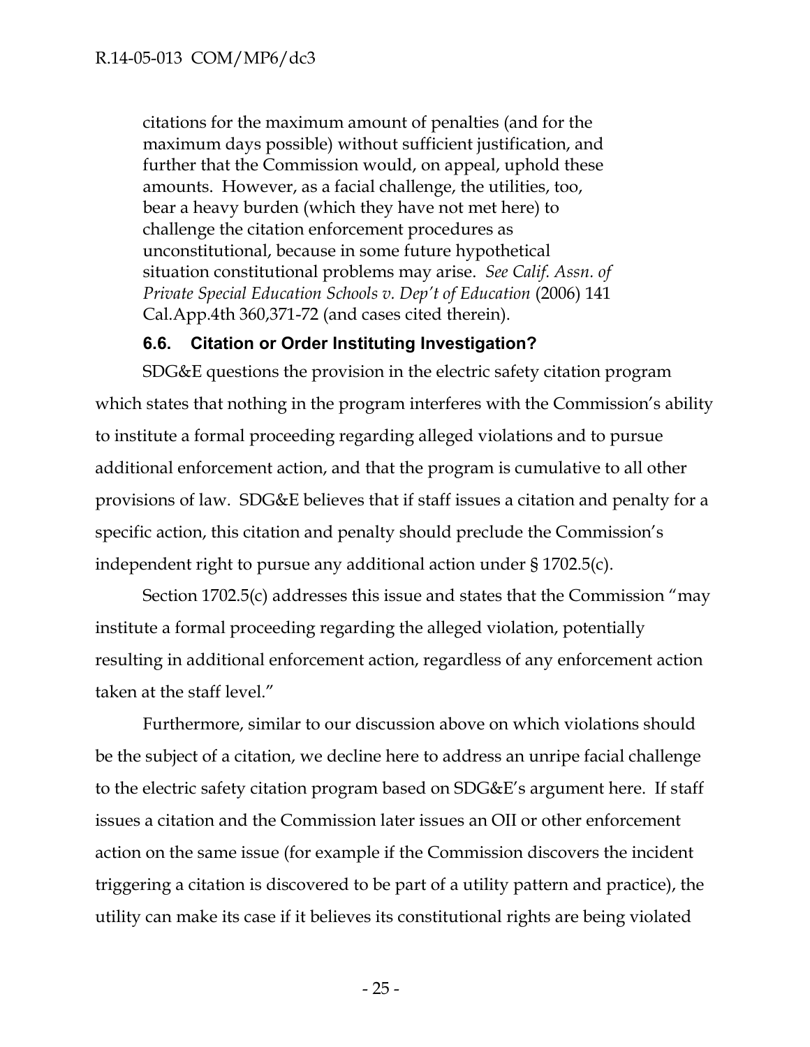> citations for the maximum amount of penalties (and for the maximum days possible) without sufficient justification, and further that the Commission would, on appeal, uphold these amounts. However, as a facial challenge, the utilities, too, bear a heavy burden (which they have not met here) to challenge the citation enforcement procedures as unconstitutional, because in some future hypothetical situation constitutional problems may arise. *See Calif. Assn. of Private Special Education Schools v. Dep't of Education* (2006) 141 Cal.App.4th 360,371-72 (and cases cited therein).

### 6.6. Citation or Order Instituting Investigation?

SDG&E questions the provision in the electric safety citation program which states that nothing in the program interferes with the Commission's ability to institute a formal proceeding regarding alleged violations and to pursue additional enforcement action, and that the program is cumulative to all other provisions of law. SDG&E believes that if staff issues a citation and penalty for a specific action, this citation and penalty should preclude the Commission's independent right to pursue any additional action under § 1702.5(c).

Section 1702.5(c) addresses this issue and states that the Commission "may institute a formal proceeding regarding the alleged violation, potentially resulting in additional enforcement action, regardless of any enforcement action taken at the staff level."

Furthermore, similar to our discussion above on which violations should be the subject of a citation, we decline here to address an unripe facial challenge to the electric safety citation program based on SDG&E's argument here. If staff issues a citation and the Commission later issues an OII or other enforcement action on the same issue (for example if the Commission discovers the incident triggering a citation is discovered to be part of a utility pattern and practice), the utility can make its case if it believes its constitutional rights are being violated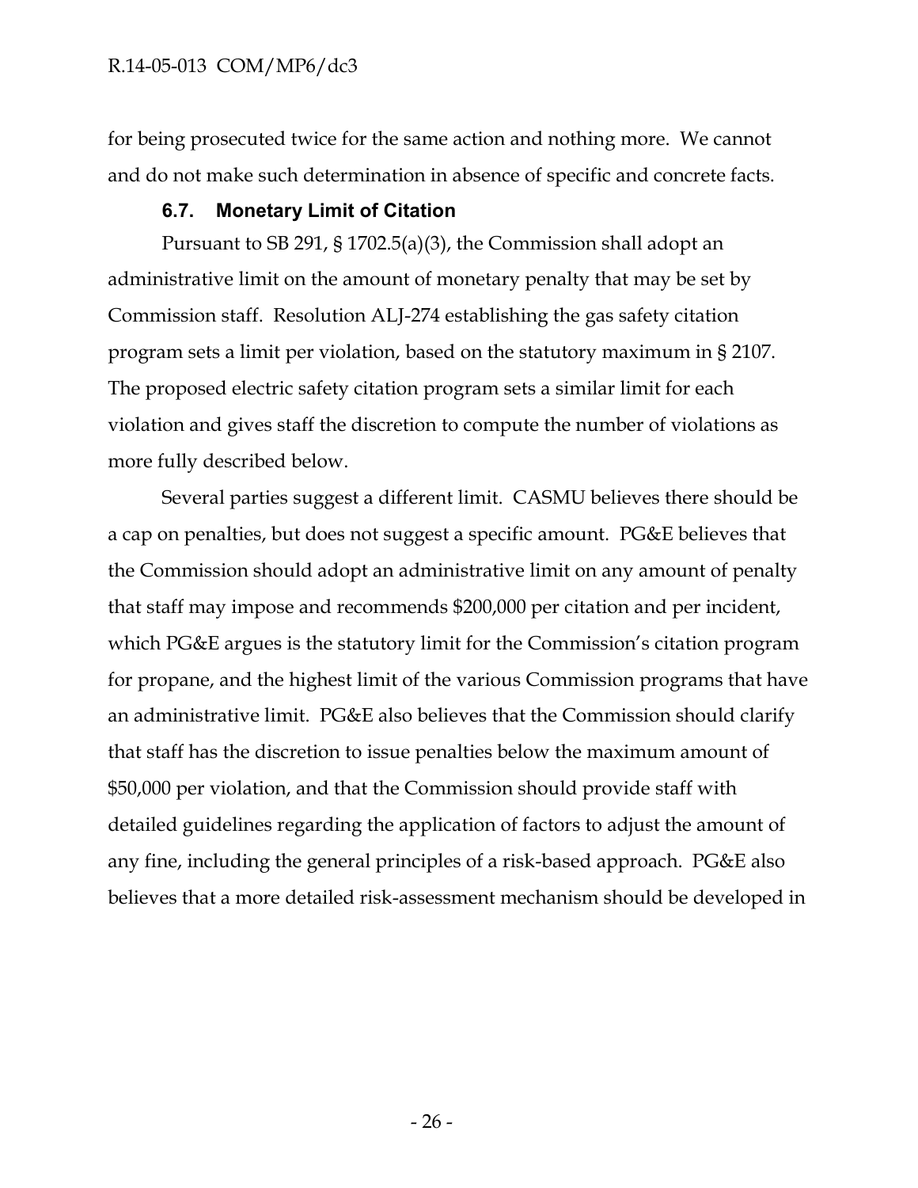for being prosecuted twice for the same action and nothing more. We cannot and do not make such determination in absence of specific and concrete facts.

### 6.7. Monetary Limit of Citation

Pursuant to SB 291, § 1702.5(a)(3), the Commission shall adopt an administrative limit on the amount of monetary penalty that may be set by Commission staff. Resolution ALJ-274 establishing the gas safety citation program sets a limit per violation, based on the statutory maximum in § 2107. The proposed electric safety citation program sets a similar limit for each violation and gives staff the discretion to compute the number of violations as more fully described below.

Several parties suggest a different limit. CASMU believes there should be a cap on penalties, but does not suggest a specific amount. PG&E believes that the Commission should adopt an administrative limit on any amount of penalty that staff may impose and recommends $200,000 per citation and per incident, which PG&E argues is the statutory limit for the Commission's citation program for propane, and the highest limit of the various Commission programs that have an administrative limit. PG&E also believes that the Commission should clarify that staff has the discretion to issue penalties below the maximum amount of $50,000 per violation, and that the Commission should provide staff with detailed guidelines regarding the application of factors to adjust the amount of any fine, including the general principles of a risk-based approach. PG&E also believes that a more detailed risk-assessment mechanism should be developed in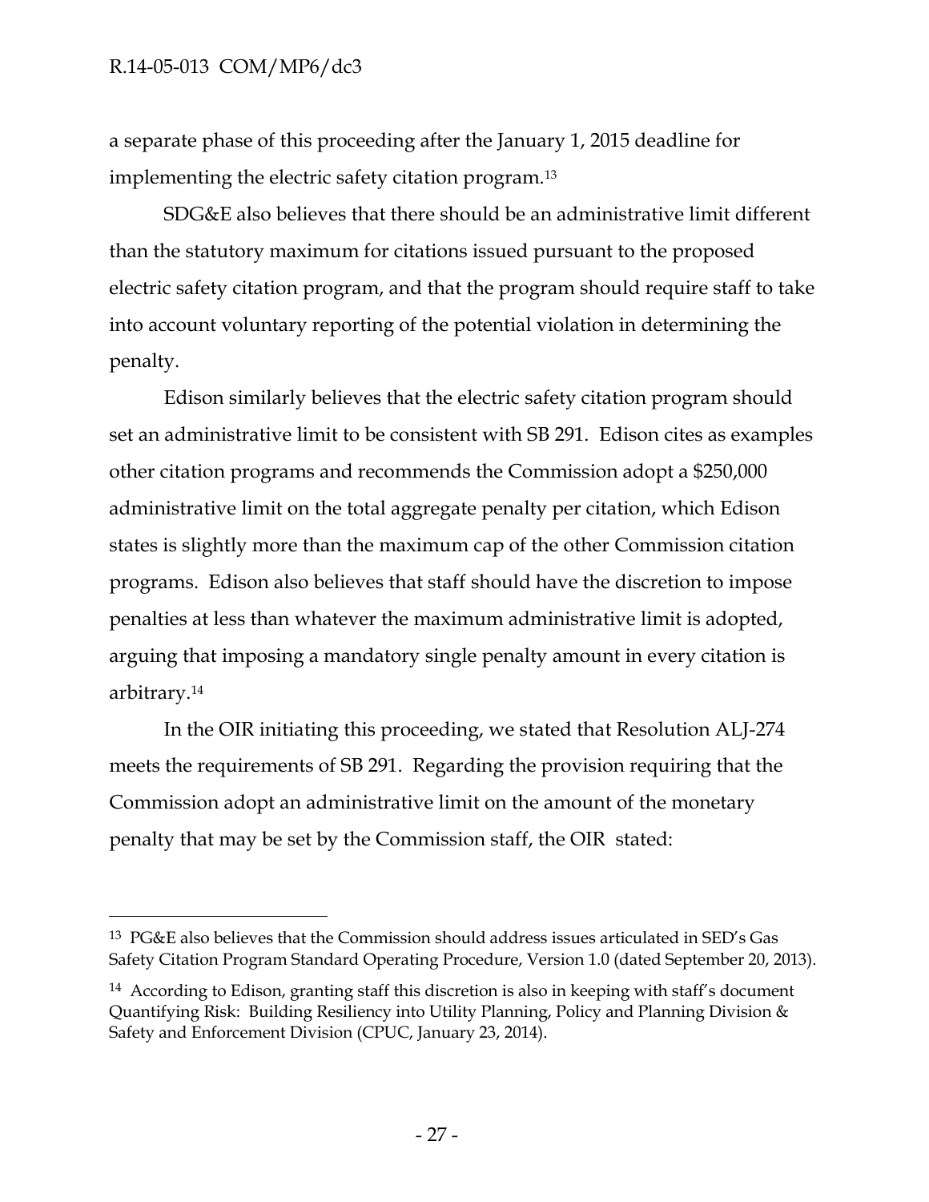a separate phase of this proceeding after the January 1, 2015 deadline for implementing the electric safety citation program.[13]

SDG&E also believes that there should be an administrative limit different than the statutory maximum for citations issued pursuant to the proposed electric safety citation program, and that the program should require staff to take into account voluntary reporting of the potential violation in determining the penalty.

Edison similarly believes that the electric safety citation program should set an administrative limit to be consistent with SB 291. Edison cites as examples other citation programs and recommends the Commission adopt a $250,000 administrative limit on the total aggregate penalty per citation, which Edison states is slightly more than the maximum cap of the other Commission citation programs. Edison also believes that staff should have the discretion to impose penalties at less than whatever the maximum administrative limit is adopted, arguing that imposing a mandatory single penalty amount in every citation is arbitrary.[14]

In the OIR initiating this proceeding, we stated that Resolution ALJ-274 meets the requirements of SB 291. Regarding the provision requiring that the Commission adopt an administrative limit on the amount of the monetary penalty that may be set by the Commission staff, the OIR stated:

---

[13] PG&E also believes that the Commission should address issues articulated in SED's Gas Safety Citation Program Standard Operating Procedure, Version 1.0 (dated September 20, 2013).

[14] According to Edison, granting staff this discretion is also in keeping with staff's document Quantifying Risk: Building Resiliency into Utility Planning, Policy and Planning Division & Safety and Enforcement Division (CPUC, January 23, 2014).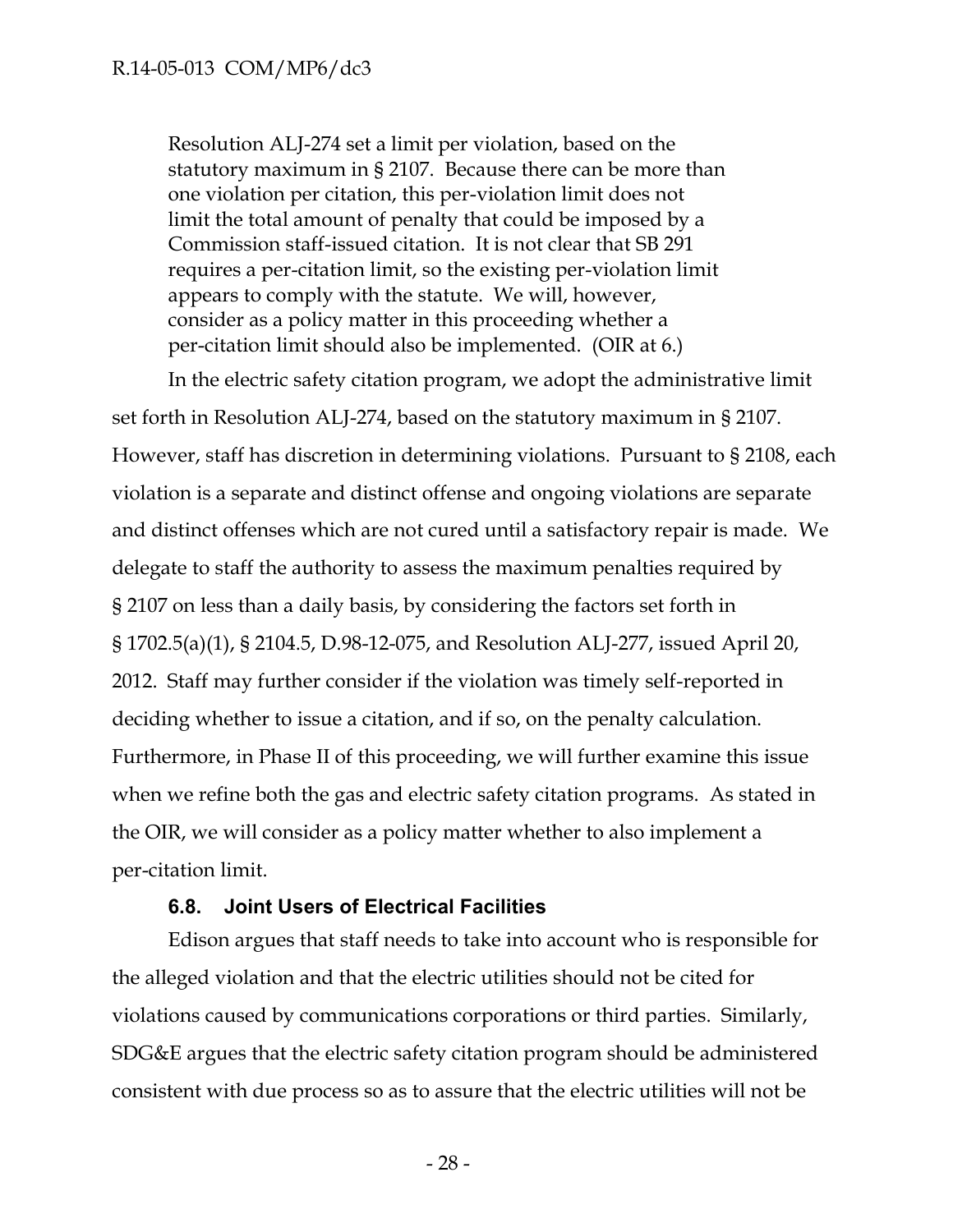> Resolution ALJ-274 set a limit per violation, based on the statutory maximum in § 2107. Because there can be more than one violation per citation, this per-violation limit does not limit the total amount of penalty that could be imposed by a Commission staff-issued citation. It is not clear that SB 291 requires a per-citation limit, so the existing per-violation limit appears to comply with the statute. We will, however, consider as a policy matter in this proceeding whether a per-citation limit should also be implemented. (OIR at 6.)

In the electric safety citation program, we adopt the administrative limit set forth in Resolution ALJ-274, based on the statutory maximum in § 2107. However, staff has discretion in determining violations. Pursuant to § 2108, each violation is a separate and distinct offense and ongoing violations are separate and distinct offenses which are not cured until a satisfactory repair is made. We delegate to staff the authority to assess the maximum penalties required by § 2107 on less than a daily basis, by considering the factors set forth in § 1702.5(a)(1), § 2104.5, D.98-12-075, and Resolution ALJ-277, issued April 20, 2012. Staff may further consider if the violation was timely self-reported in deciding whether to issue a citation, and if so, on the penalty calculation. Furthermore, in Phase II of this proceeding, we will further examine this issue when we refine both the gas and electric safety citation programs. As stated in the OIR, we will consider as a policy matter whether to also implement a per-citation limit.

### 6.8. Joint Users of Electrical Facilities

Edison argues that staff needs to take into account who is responsible for the alleged violation and that the electric utilities should not be cited for violations caused by communications corporations or third parties. Similarly, SDG&E argues that the electric safety citation program should be administered consistent with due process so as to assure that the electric utilities will not be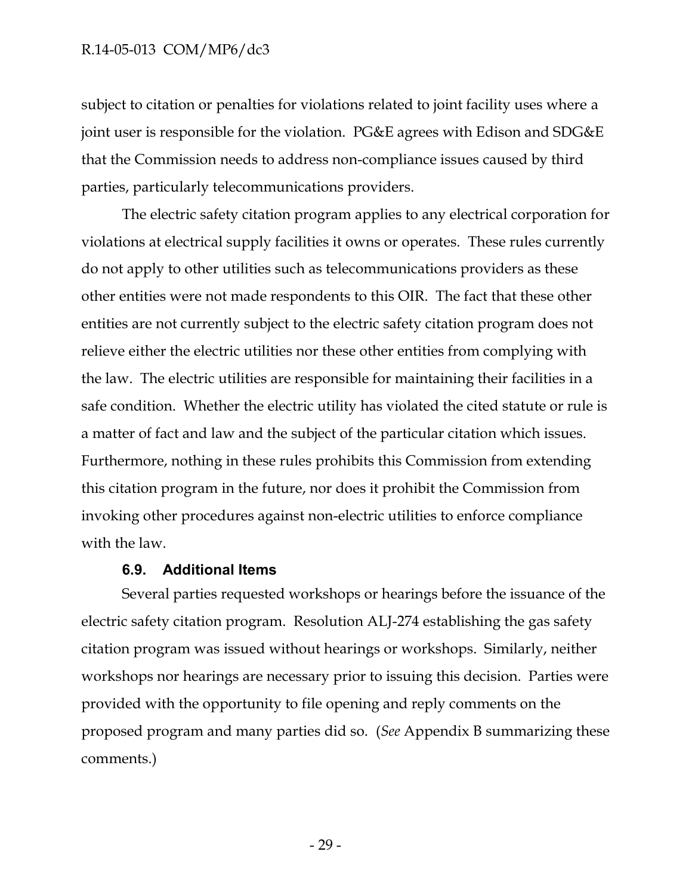subject to citation or penalties for violations related to joint facility uses where a joint user is responsible for the violation. PG&E agrees with Edison and SDG&E that the Commission needs to address non-compliance issues caused by third parties, particularly telecommunications providers.

The electric safety citation program applies to any electrical corporation for violations at electrical supply facilities it owns or operates. These rules currently do not apply to other utilities such as telecommunications providers as these other entities were not made respondents to this OIR. The fact that these other entities are not currently subject to the electric safety citation program does not relieve either the electric utilities nor these other entities from complying with the law. The electric utilities are responsible for maintaining their facilities in a safe condition. Whether the electric utility has violated the cited statute or rule is a matter of fact and law and the subject of the particular citation which issues. Furthermore, nothing in these rules prohibits this Commission from extending this citation program in the future, nor does it prohibit the Commission from invoking other procedures against non-electric utilities to enforce compliance with the law.

### 6.9. Additional Items

Several parties requested workshops or hearings before the issuance of the electric safety citation program. Resolution ALJ-274 establishing the gas safety citation program was issued without hearings or workshops. Similarly, neither workshops nor hearings are necessary prior to issuing this decision. Parties were provided with the opportunity to file opening and reply comments on the proposed program and many parties did so. (*See* Appendix B summarizing these comments.)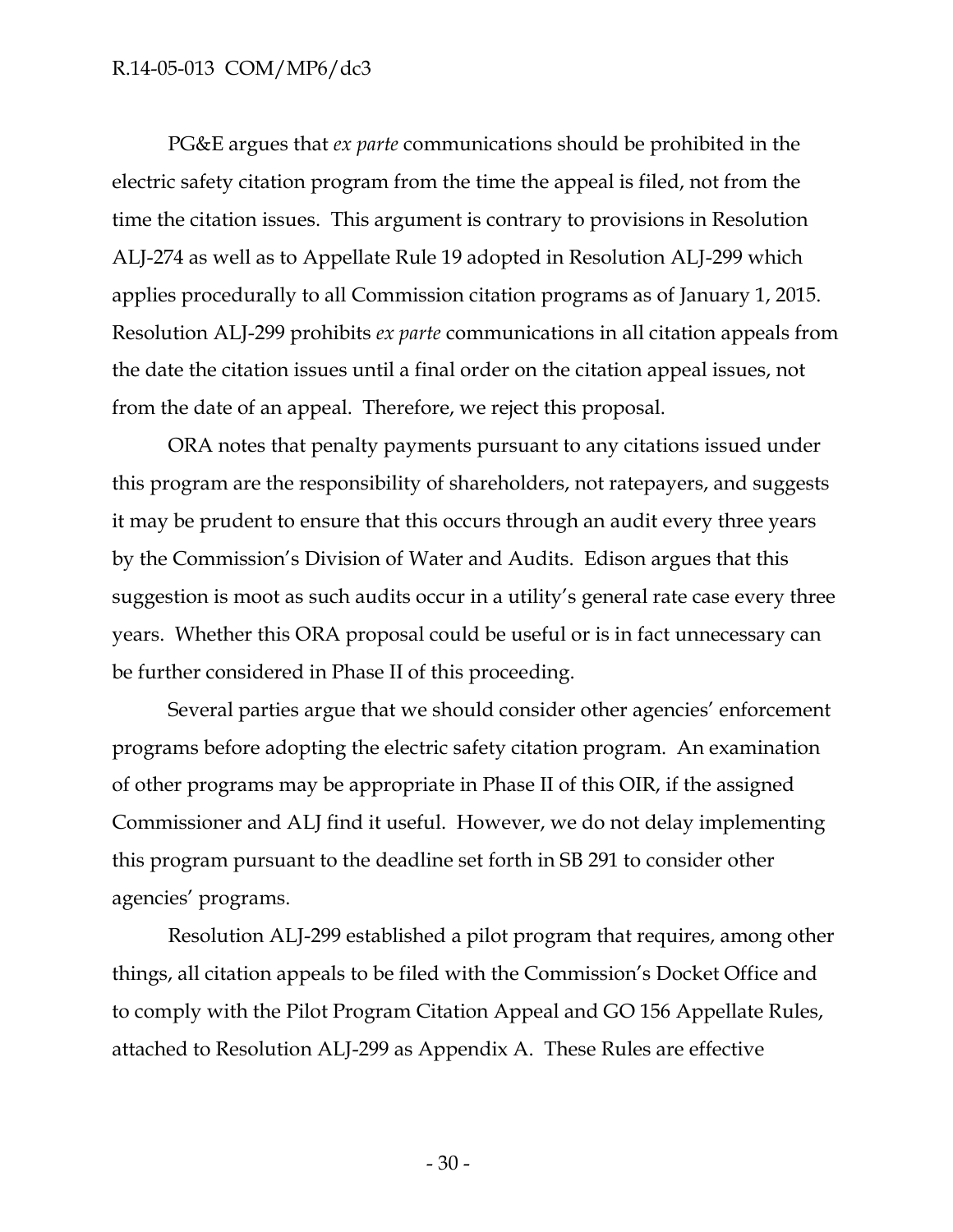PG&E argues that *ex parte* communications should be prohibited in the electric safety citation program from the time the appeal is filed, not from the time the citation issues. This argument is contrary to provisions in Resolution ALJ-274 as well as to Appellate Rule 19 adopted in Resolution ALJ-299 which applies procedurally to all Commission citation programs as of January 1, 2015. Resolution ALJ-299 prohibits *ex parte* communications in all citation appeals from the date the citation issues until a final order on the citation appeal issues, not from the date of an appeal. Therefore, we reject this proposal.

ORA notes that penalty payments pursuant to any citations issued under this program are the responsibility of shareholders, not ratepayers, and suggests it may be prudent to ensure that this occurs through an audit every three years by the Commission's Division of Water and Audits. Edison argues that this suggestion is moot as such audits occur in a utility's general rate case every three years. Whether this ORA proposal could be useful or is in fact unnecessary can be further considered in Phase II of this proceeding.

Several parties argue that we should consider other agencies' enforcement programs before adopting the electric safety citation program. An examination of other programs may be appropriate in Phase II of this OIR, if the assigned Commissioner and ALJ find it useful. However, we do not delay implementing this program pursuant to the deadline set forth in SB 291 to consider other agencies' programs.

Resolution ALJ-299 established a pilot program that requires, among other things, all citation appeals to be filed with the Commission's Docket Office and to comply with the Pilot Program Citation Appeal and GO 156 Appellate Rules, attached to Resolution ALJ-299 as Appendix A. These Rules are effective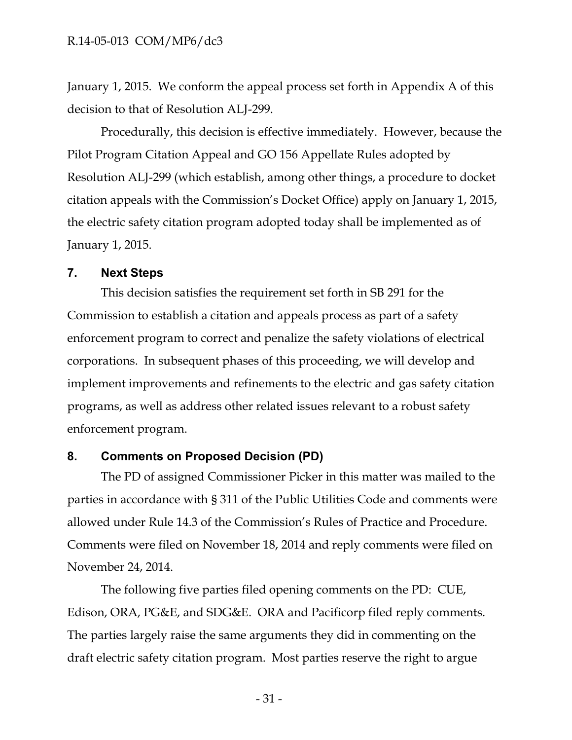January 1, 2015. We conform the appeal process set forth in Appendix A of this decision to that of Resolution ALJ-299.

Procedurally, this decision is effective immediately. However, because the Pilot Program Citation Appeal and GO 156 Appellate Rules adopted by Resolution ALJ-299 (which establish, among other things, a procedure to docket citation appeals with the Commission's Docket Office) apply on January 1, 2015, the electric safety citation program adopted today shall be implemented as of January 1, 2015.

## 7. Next Steps

This decision satisfies the requirement set forth in SB 291 for the Commission to establish a citation and appeals process as part of a safety enforcement program to correct and penalize the safety violations of electrical corporations. In subsequent phases of this proceeding, we will develop and implement improvements and refinements to the electric and gas safety citation programs, as well as address other related issues relevant to a robust safety enforcement program.

## 8. Comments on Proposed Decision (PD)

The PD of assigned Commissioner Picker in this matter was mailed to the parties in accordance with § 311 of the Public Utilities Code and comments were allowed under Rule 14.3 of the Commission's Rules of Practice and Procedure. Comments were filed on November 18, 2014 and reply comments were filed on November 24, 2014.

The following five parties filed opening comments on the PD: CUE, Edison, ORA, PG&E, and SDG&E. ORA and Pacificorp filed reply comments. The parties largely raise the same arguments they did in commenting on the draft electric safety citation program. Most parties reserve the right to argue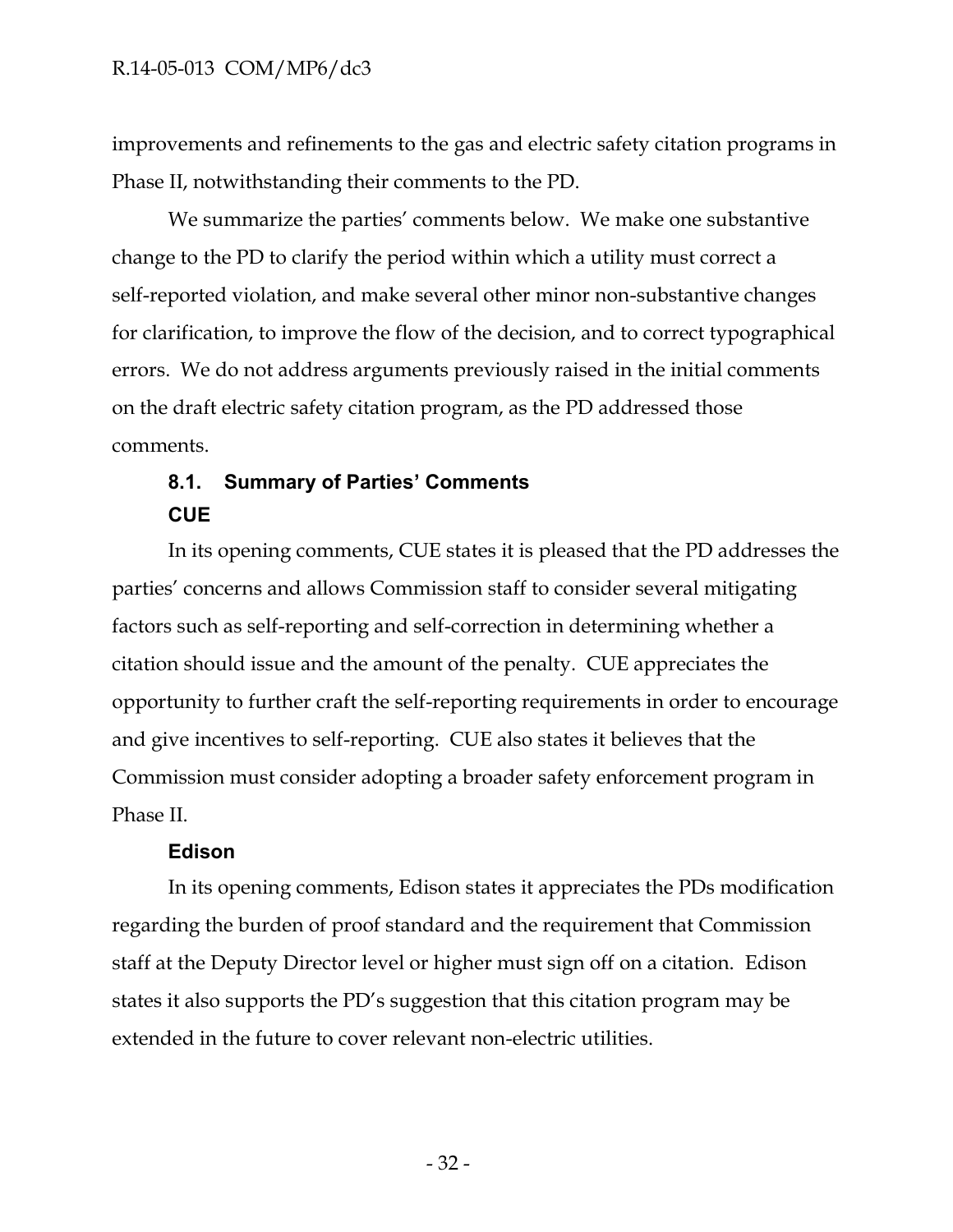improvements and refinements to the gas and electric safety citation programs in Phase II, notwithstanding their comments to the PD.

We summarize the parties' comments below. We make one substantive change to the PD to clarify the period within which a utility must correct a self-reported violation, and make several other minor non-substantive changes for clarification, to improve the flow of the decision, and to correct typographical errors. We do not address arguments previously raised in the initial comments on the draft electric safety citation program, as the PD addressed those comments.

### 8.1. Summary of Parties' Comments

#### CUE

In its opening comments, CUE states it is pleased that the PD addresses the parties' concerns and allows Commission staff to consider several mitigating factors such as self-reporting and self-correction in determining whether a citation should issue and the amount of the penalty. CUE appreciates the opportunity to further craft the self-reporting requirements in order to encourage and give incentives to self-reporting. CUE also states it believes that the Commission must consider adopting a broader safety enforcement program in Phase II.

#### Edison

In its opening comments, Edison states it appreciates the PDs modification regarding the burden of proof standard and the requirement that Commission staff at the Deputy Director level or higher must sign off on a citation. Edison states it also supports the PD's suggestion that this citation program may be extended in the future to cover relevant non-electric utilities.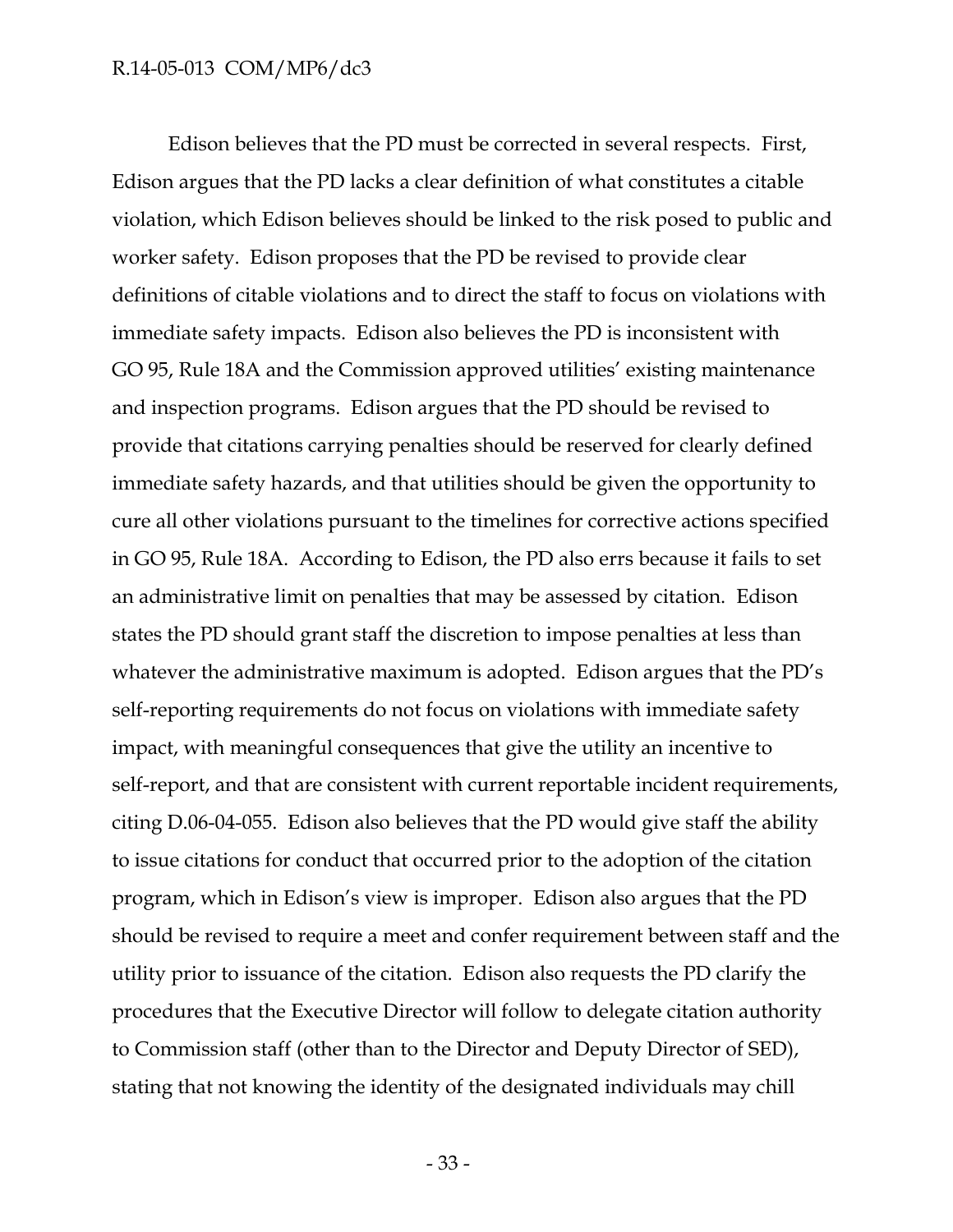Edison believes that the PD must be corrected in several respects. First, Edison argues that the PD lacks a clear definition of what constitutes a citable violation, which Edison believes should be linked to the risk posed to public and worker safety. Edison proposes that the PD be revised to provide clear definitions of citable violations and to direct the staff to focus on violations with immediate safety impacts. Edison also believes the PD is inconsistent with GO 95, Rule 18A and the Commission approved utilities' existing maintenance and inspection programs. Edison argues that the PD should be revised to provide that citations carrying penalties should be reserved for clearly defined immediate safety hazards, and that utilities should be given the opportunity to cure all other violations pursuant to the timelines for corrective actions specified in GO 95, Rule 18A. According to Edison, the PD also errs because it fails to set an administrative limit on penalties that may be assessed by citation. Edison states the PD should grant staff the discretion to impose penalties at less than whatever the administrative maximum is adopted. Edison argues that the PD's self-reporting requirements do not focus on violations with immediate safety impact, with meaningful consequences that give the utility an incentive to self-report, and that are consistent with current reportable incident requirements, citing D.06-04-055. Edison also believes that the PD would give staff the ability to issue citations for conduct that occurred prior to the adoption of the citation program, which in Edison's view is improper. Edison also argues that the PD should be revised to require a meet and confer requirement between staff and the utility prior to issuance of the citation. Edison also requests the PD clarify the procedures that the Executive Director will follow to delegate citation authority to Commission staff (other than to the Director and Deputy Director of SED), stating that not knowing the identity of the designated individuals may chill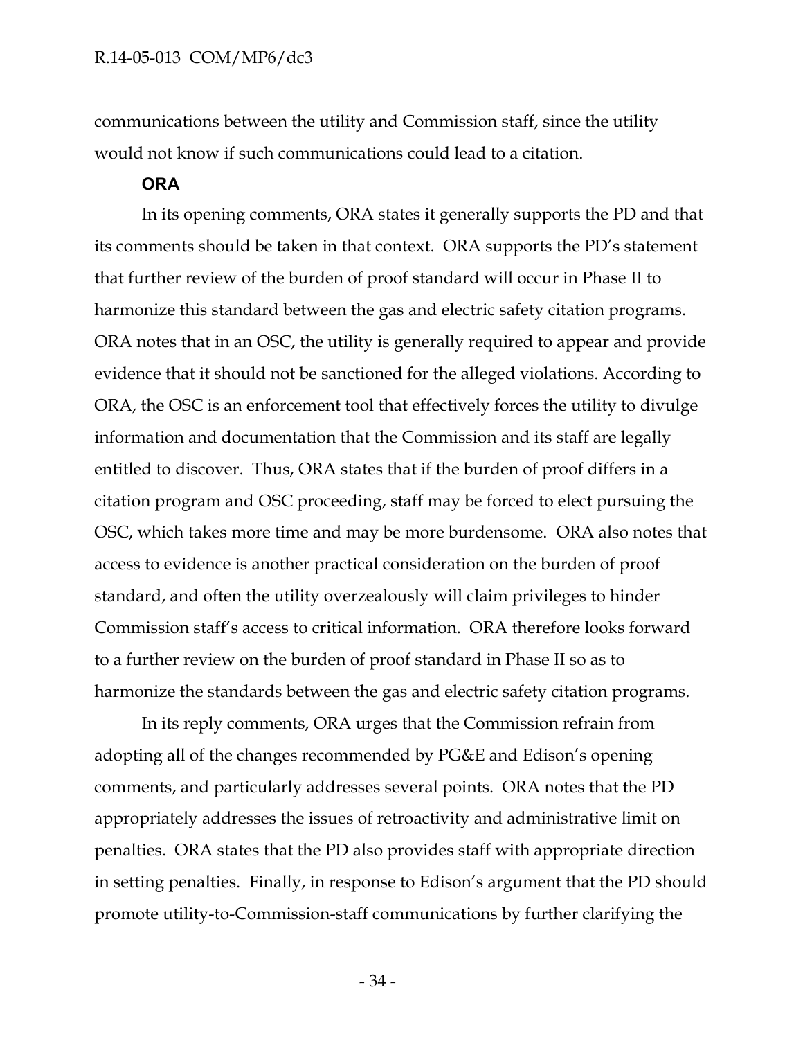communications between the utility and Commission staff, since the utility would not know if such communications could lead to a citation.

### ORA

In its opening comments, ORA states it generally supports the PD and that its comments should be taken in that context. ORA supports the PD's statement that further review of the burden of proof standard will occur in Phase II to harmonize this standard between the gas and electric safety citation programs. ORA notes that in an OSC, the utility is generally required to appear and provide evidence that it should not be sanctioned for the alleged violations. According to ORA, the OSC is an enforcement tool that effectively forces the utility to divulge information and documentation that the Commission and its staff are legally entitled to discover. Thus, ORA states that if the burden of proof differs in a citation program and OSC proceeding, staff may be forced to elect pursuing the OSC, which takes more time and may be more burdensome. ORA also notes that access to evidence is another practical consideration on the burden of proof standard, and often the utility overzealously will claim privileges to hinder Commission staff's access to critical information. ORA therefore looks forward to a further review on the burden of proof standard in Phase II so as to harmonize the standards between the gas and electric safety citation programs.

In its reply comments, ORA urges that the Commission refrain from adopting all of the changes recommended by PG&E and Edison's opening comments, and particularly addresses several points. ORA notes that the PD appropriately addresses the issues of retroactivity and administrative limit on penalties. ORA states that the PD also provides staff with appropriate direction in setting penalties. Finally, in response to Edison's argument that the PD should promote utility-to-Commission-staff communications by further clarifying the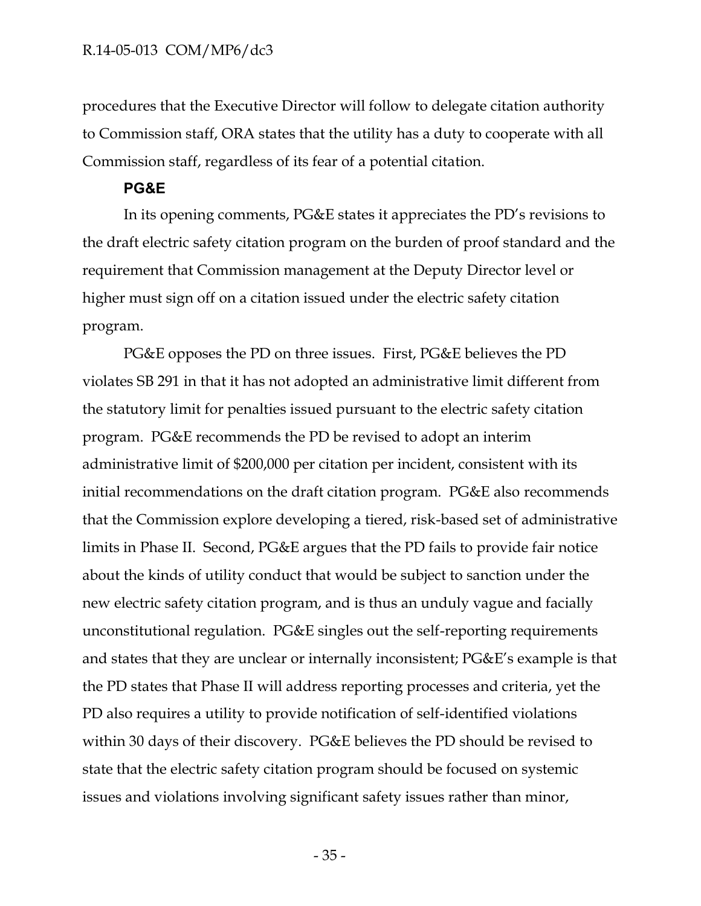procedures that the Executive Director will follow to delegate citation authority to Commission staff, ORA states that the utility has a duty to cooperate with all Commission staff, regardless of its fear of a potential citation.

### PG&E

In its opening comments, PG&E states it appreciates the PD's revisions to the draft electric safety citation program on the burden of proof standard and the requirement that Commission management at the Deputy Director level or higher must sign off on a citation issued under the electric safety citation program.

PG&E opposes the PD on three issues. First, PG&E believes the PD violates SB 291 in that it has not adopted an administrative limit different from the statutory limit for penalties issued pursuant to the electric safety citation program. PG&E recommends the PD be revised to adopt an interim administrative limit of $200,000 per citation per incident, consistent with its initial recommendations on the draft citation program. PG&E also recommends that the Commission explore developing a tiered, risk-based set of administrative limits in Phase II. Second, PG&E argues that the PD fails to provide fair notice about the kinds of utility conduct that would be subject to sanction under the new electric safety citation program, and is thus an unduly vague and facially unconstitutional regulation. PG&E singles out the self-reporting requirements and states that they are unclear or internally inconsistent; PG&E's example is that the PD states that Phase II will address reporting processes and criteria, yet the PD also requires a utility to provide notification of self-identified violations within 30 days of their discovery. PG&E believes the PD should be revised to state that the electric safety citation program should be focused on systemic issues and violations involving significant safety issues rather than minor,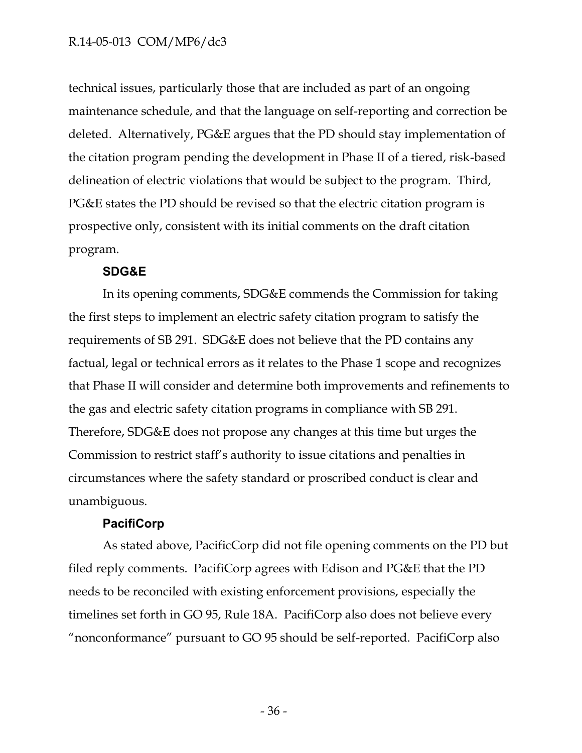technical issues, particularly those that are included as part of an ongoing maintenance schedule, and that the language on self-reporting and correction be deleted. Alternatively, PG&E argues that the PD should stay implementation of the citation program pending the development in Phase II of a tiered, risk-based delineation of electric violations that would be subject to the program. Third, PG&E states the PD should be revised so that the electric citation program is prospective only, consistent with its initial comments on the draft citation program.

**SDG&E**

In its opening comments, SDG&E commends the Commission for taking the first steps to implement an electric safety citation program to satisfy the requirements of SB 291. SDG&E does not believe that the PD contains any factual, legal or technical errors as it relates to the Phase 1 scope and recognizes that Phase II will consider and determine both improvements and refinements to the gas and electric safety citation programs in compliance with SB 291. Therefore, SDG&E does not propose any changes at this time but urges the Commission to restrict staff's authority to issue citations and penalties in circumstances where the safety standard or proscribed conduct is clear and unambiguous.

**PacifiCorp**

As stated above, PacificCorp did not file opening comments on the PD but filed reply comments. PacifiCorp agrees with Edison and PG&E that the PD needs to be reconciled with existing enforcement provisions, especially the timelines set forth in GO 95, Rule 18A. PacifiCorp also does not believe every "nonconformance" pursuant to GO 95 should be self-reported. PacifiCorp also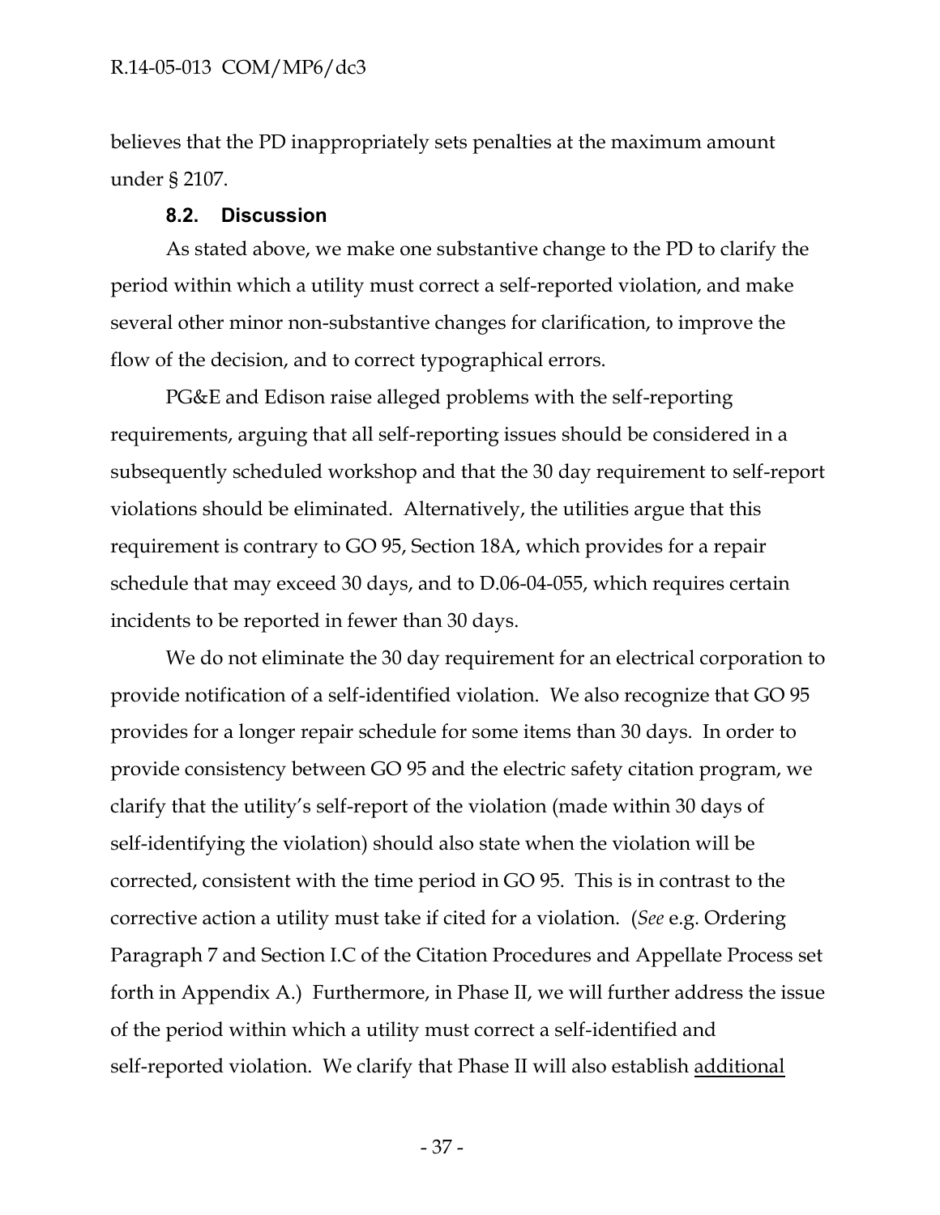believes that the PD inappropriately sets penalties at the maximum amount under § 2107.

### 8.2. Discussion

As stated above, we make one substantive change to the PD to clarify the period within which a utility must correct a self-reported violation, and make several other minor non-substantive changes for clarification, to improve the flow of the decision, and to correct typographical errors.

PG&E and Edison raise alleged problems with the self-reporting requirements, arguing that all self-reporting issues should be considered in a subsequently scheduled workshop and that the 30 day requirement to self-report violations should be eliminated. Alternatively, the utilities argue that this requirement is contrary to GO 95, Section 18A, which provides for a repair schedule that may exceed 30 days, and to D.06-04-055, which requires certain incidents to be reported in fewer than 30 days.

We do not eliminate the 30 day requirement for an electrical corporation to provide notification of a self-identified violation. We also recognize that GO 95 provides for a longer repair schedule for some items than 30 days. In order to provide consistency between GO 95 and the electric safety citation program, we clarify that the utility's self-report of the violation (made within 30 days of self-identifying the violation) should also state when the violation will be corrected, consistent with the time period in GO 95. This is in contrast to the corrective action a utility must take if cited for a violation. (*See* e.g. Ordering Paragraph 7 and Section I.C of the Citation Procedures and Appellate Process set forth in Appendix A.) Furthermore, in Phase II, we will further address the issue of the period within which a utility must correct a self-identified and self-reported violation. We clarify that Phase II will also establish <u>additional</u>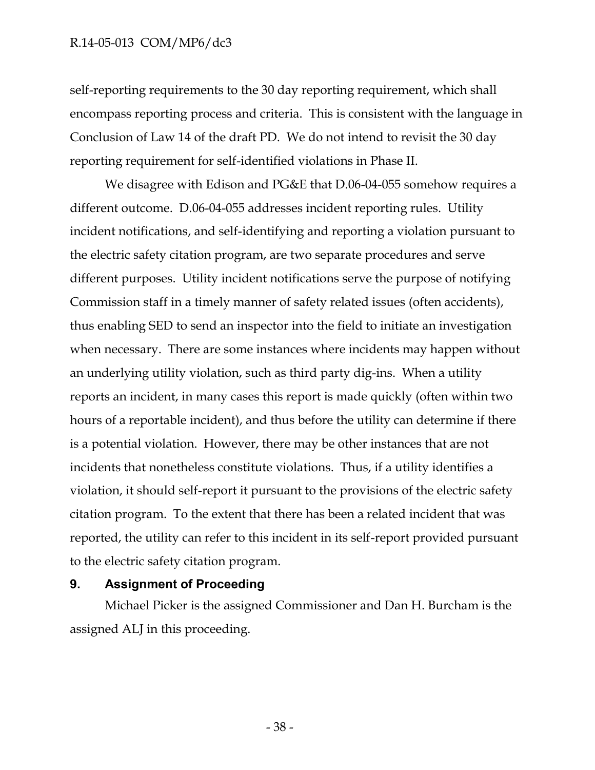self-reporting requirements to the 30 day reporting requirement, which shall encompass reporting process and criteria. This is consistent with the language in Conclusion of Law 14 of the draft PD. We do not intend to revisit the 30 day reporting requirement for self-identified violations in Phase II.

We disagree with Edison and PG&E that D.06-04-055 somehow requires a different outcome. D.06-04-055 addresses incident reporting rules. Utility incident notifications, and self-identifying and reporting a violation pursuant to the electric safety citation program, are two separate procedures and serve different purposes. Utility incident notifications serve the purpose of notifying Commission staff in a timely manner of safety related issues (often accidents), thus enabling SED to send an inspector into the field to initiate an investigation when necessary. There are some instances where incidents may happen without an underlying utility violation, such as third party dig-ins. When a utility reports an incident, in many cases this report is made quickly (often within two hours of a reportable incident), and thus before the utility can determine if there is a potential violation. However, there may be other instances that are not incidents that nonetheless constitute violations. Thus, if a utility identifies a violation, it should self-report it pursuant to the provisions of the electric safety citation program. To the extent that there has been a related incident that was reported, the utility can refer to this incident in its self-report provided pursuant to the electric safety citation program.

## 9. Assignment of Proceeding

Michael Picker is the assigned Commissioner and Dan H. Burcham is the assigned ALJ in this proceeding.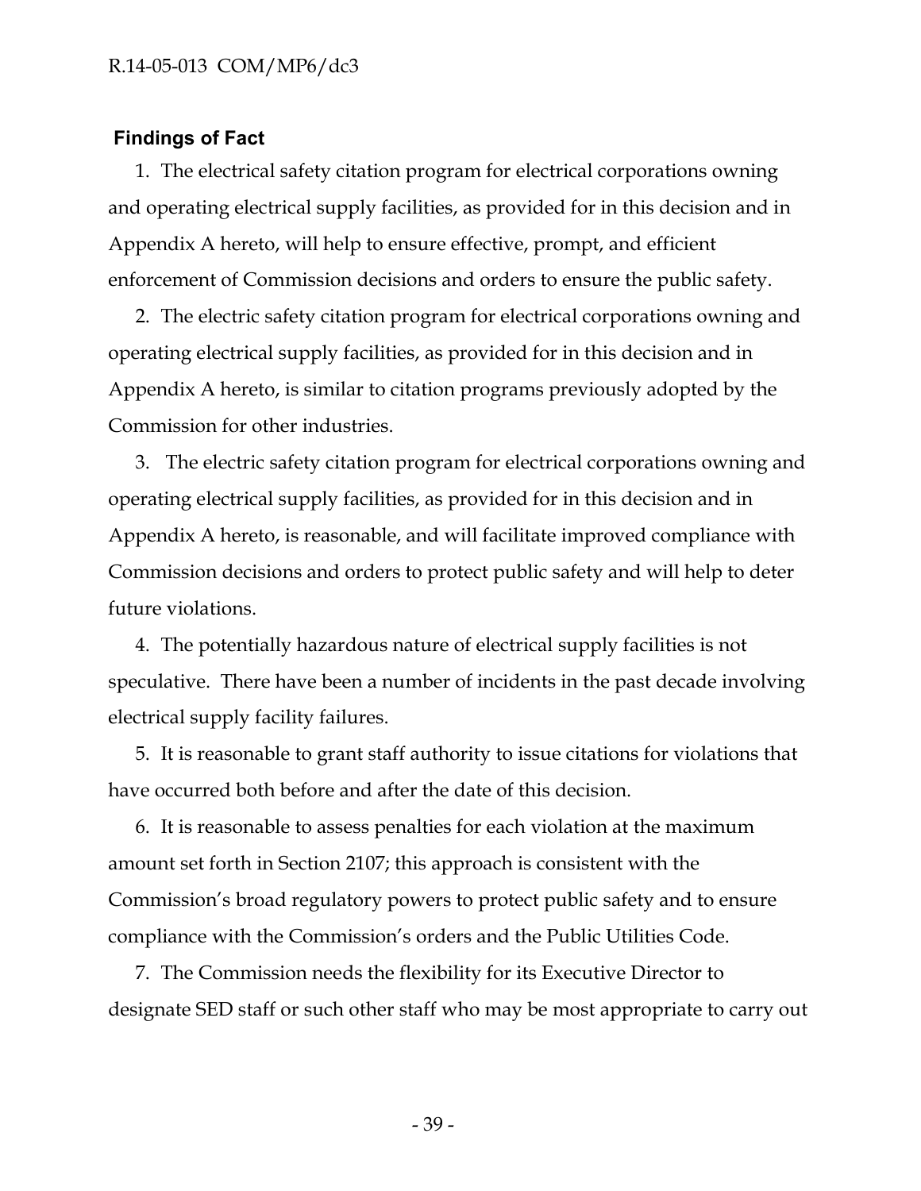## Findings of Fact

1. The electrical safety citation program for electrical corporations owning and operating electrical supply facilities, as provided for in this decision and in Appendix A hereto, will help to ensure effective, prompt, and efficient enforcement of Commission decisions and orders to ensure the public safety.

2. The electric safety citation program for electrical corporations owning and operating electrical supply facilities, as provided for in this decision and in Appendix A hereto, is similar to citation programs previously adopted by the Commission for other industries.

3. The electric safety citation program for electrical corporations owning and operating electrical supply facilities, as provided for in this decision and in Appendix A hereto, is reasonable, and will facilitate improved compliance with Commission decisions and orders to protect public safety and will help to deter future violations.

4. The potentially hazardous nature of electrical supply facilities is not speculative. There have been a number of incidents in the past decade involving electrical supply facility failures.

5. It is reasonable to grant staff authority to issue citations for violations that have occurred both before and after the date of this decision.

6. It is reasonable to assess penalties for each violation at the maximum amount set forth in Section 2107; this approach is consistent with the Commission's broad regulatory powers to protect public safety and to ensure compliance with the Commission's orders and the Public Utilities Code.

7. The Commission needs the flexibility for its Executive Director to designate SED staff or such other staff who may be most appropriate to carry out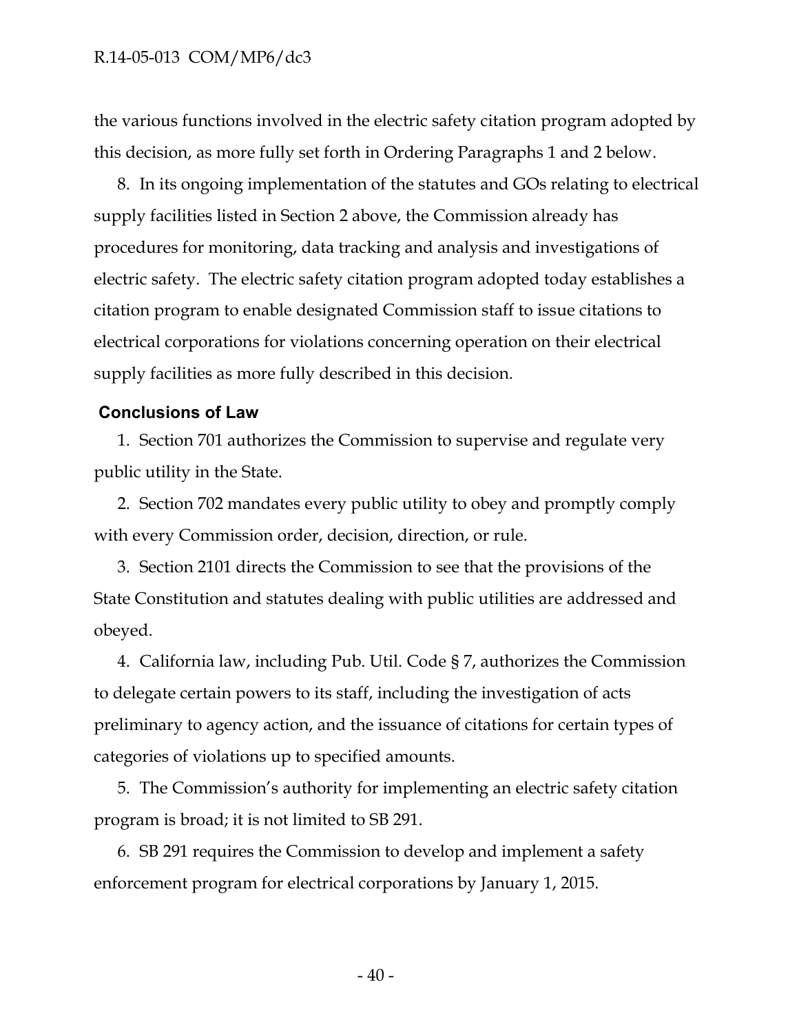the various functions involved in the electric safety citation program adopted by this decision, as more fully set forth in Ordering Paragraphs 1 and 2 below.

8. In its ongoing implementation of the statutes and GOs relating to electrical supply facilities listed in Section 2 above, the Commission already has procedures for monitoring, data tracking and analysis and investigations of electric safety. The electric safety citation program adopted today establishes a citation program to enable designated Commission staff to issue citations to electrical corporations for violations concerning operation on their electrical supply facilities as more fully described in this decision.

## Conclusions of Law

1. Section 701 authorizes the Commission to supervise and regulate very public utility in the State.

2. Section 702 mandates every public utility to obey and promptly comply with every Commission order, decision, direction, or rule.

3. Section 2101 directs the Commission to see that the provisions of the State Constitution and statutes dealing with public utilities are addressed and obeyed.

4. California law, including Pub. Util. Code § 7, authorizes the Commission to delegate certain powers to its staff, including the investigation of acts preliminary to agency action, and the issuance of citations for certain types of categories of violations up to specified amounts.

5. The Commission's authority for implementing an electric safety citation program is broad; it is not limited to SB 291.

6. SB 291 requires the Commission to develop and implement a safety enforcement program for electrical corporations by January 1, 2015.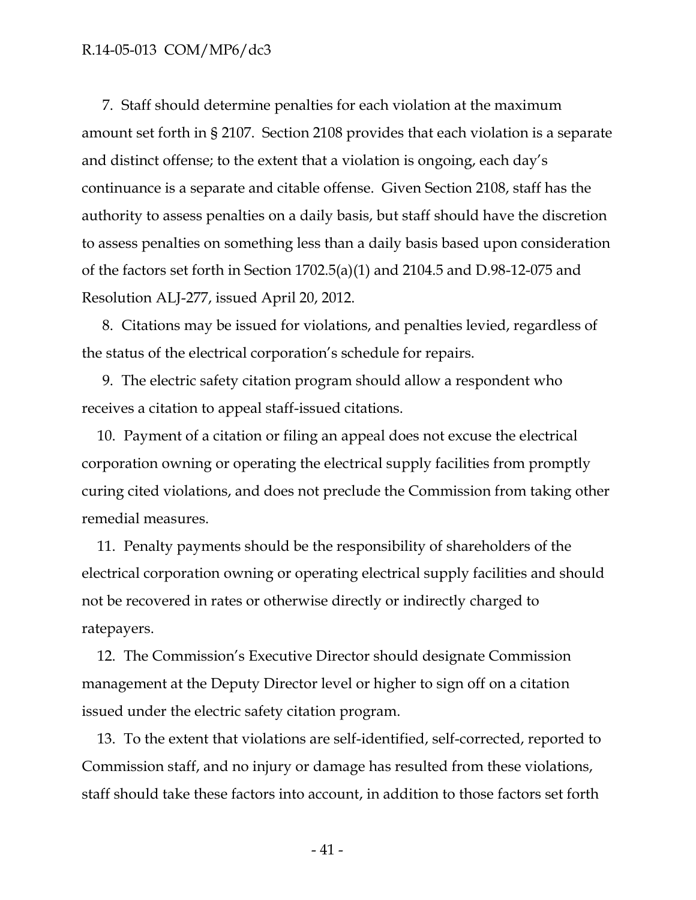7. Staff should determine penalties for each violation at the maximum amount set forth in § 2107. Section 2108 provides that each violation is a separate and distinct offense; to the extent that a violation is ongoing, each day's continuance is a separate and citable offense. Given Section 2108, staff has the authority to assess penalties on a daily basis, but staff should have the discretion to assess penalties on something less than a daily basis based upon consideration of the factors set forth in Section 1702.5(a)(1) and 2104.5 and D.98-12-075 and Resolution ALJ-277, issued April 20, 2012.

8. Citations may be issued for violations, and penalties levied, regardless of the status of the electrical corporation's schedule for repairs.

9. The electric safety citation program should allow a respondent who receives a citation to appeal staff-issued citations.

10. Payment of a citation or filing an appeal does not excuse the electrical corporation owning or operating the electrical supply facilities from promptly curing cited violations, and does not preclude the Commission from taking other remedial measures.

11. Penalty payments should be the responsibility of shareholders of the electrical corporation owning or operating electrical supply facilities and should not be recovered in rates or otherwise directly or indirectly charged to ratepayers.

12. The Commission's Executive Director should designate Commission management at the Deputy Director level or higher to sign off on a citation issued under the electric safety citation program.

13. To the extent that violations are self-identified, self-corrected, reported to Commission staff, and no injury or damage has resulted from these violations, staff should take these factors into account, in addition to those factors set forth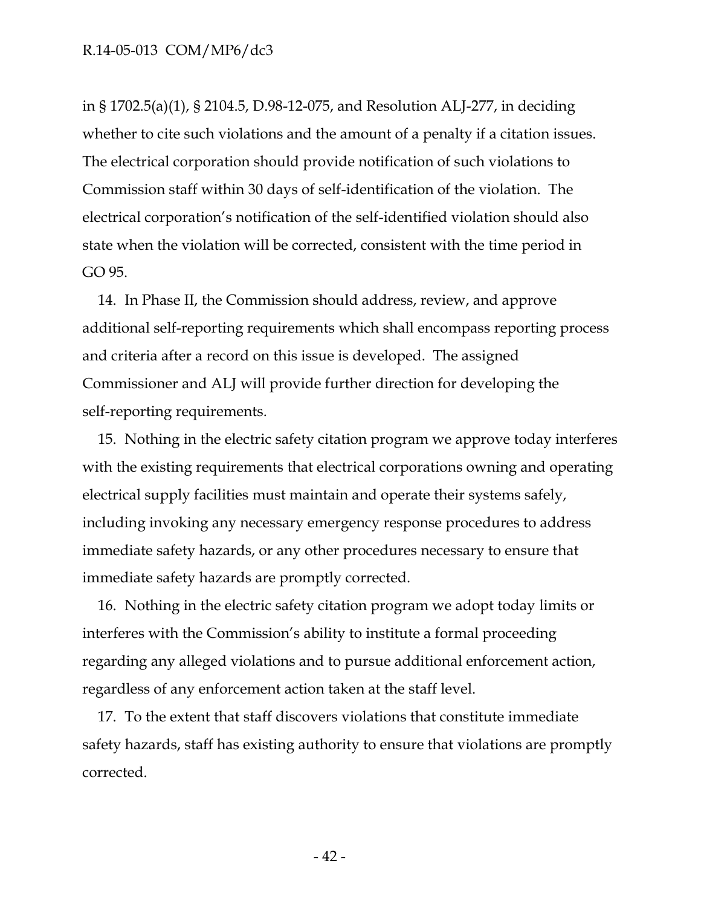in § 1702.5(a)(1), § 2104.5, D.98-12-075, and Resolution ALJ-277, in deciding whether to cite such violations and the amount of a penalty if a citation issues. The electrical corporation should provide notification of such violations to Commission staff within 30 days of self-identification of the violation. The electrical corporation's notification of the self-identified violation should also state when the violation will be corrected, consistent with the time period in GO 95.

14. In Phase II, the Commission should address, review, and approve additional self-reporting requirements which shall encompass reporting process and criteria after a record on this issue is developed. The assigned Commissioner and ALJ will provide further direction for developing the self-reporting requirements.

15. Nothing in the electric safety citation program we approve today interferes with the existing requirements that electrical corporations owning and operating electrical supply facilities must maintain and operate their systems safely, including invoking any necessary emergency response procedures to address immediate safety hazards, or any other procedures necessary to ensure that immediate safety hazards are promptly corrected.

16. Nothing in the electric safety citation program we adopt today limits or interferes with the Commission's ability to institute a formal proceeding regarding any alleged violations and to pursue additional enforcement action, regardless of any enforcement action taken at the staff level.

17. To the extent that staff discovers violations that constitute immediate safety hazards, staff has existing authority to ensure that violations are promptly corrected.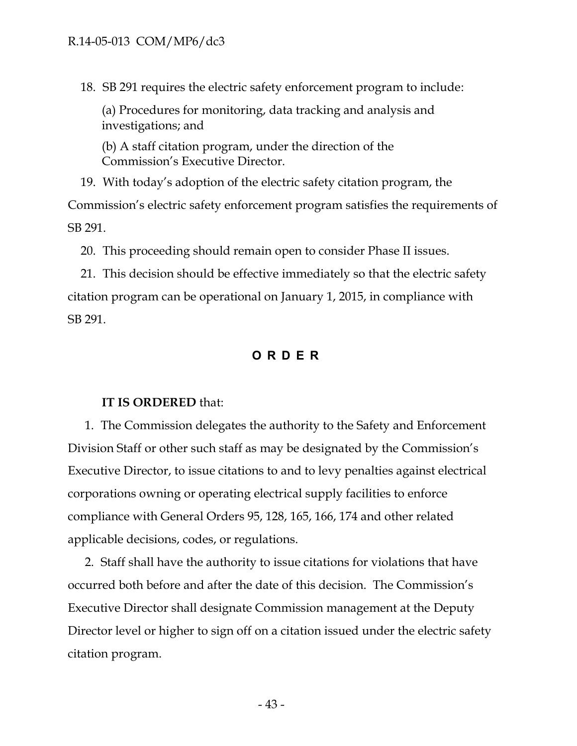18. SB 291 requires the electric safety enforcement program to include:

    (a) Procedures for monitoring, data tracking and analysis and investigations; and

    (b) A staff citation program, under the direction of the Commission's Executive Director.

19. With today's adoption of the electric safety citation program, the Commission's electric safety enforcement program satisfies the requirements of SB 291.

20. This proceeding should remain open to consider Phase II issues.

21. This decision should be effective immediately so that the electric safety citation program can be operational on January 1, 2015, in compliance with SB 291.

## O R D E R

**IT IS ORDERED** that:

1. The Commission delegates the authority to the Safety and Enforcement Division Staff or other such staff as may be designated by the Commission's Executive Director, to issue citations to and to levy penalties against electrical corporations owning or operating electrical supply facilities to enforce compliance with General Orders 95, 128, 165, 166, 174 and other related applicable decisions, codes, or regulations.

2. Staff shall have the authority to issue citations for violations that have occurred both before and after the date of this decision. The Commission's Executive Director shall designate Commission management at the Deputy Director level or higher to sign off on a citation issued under the electric safety citation program.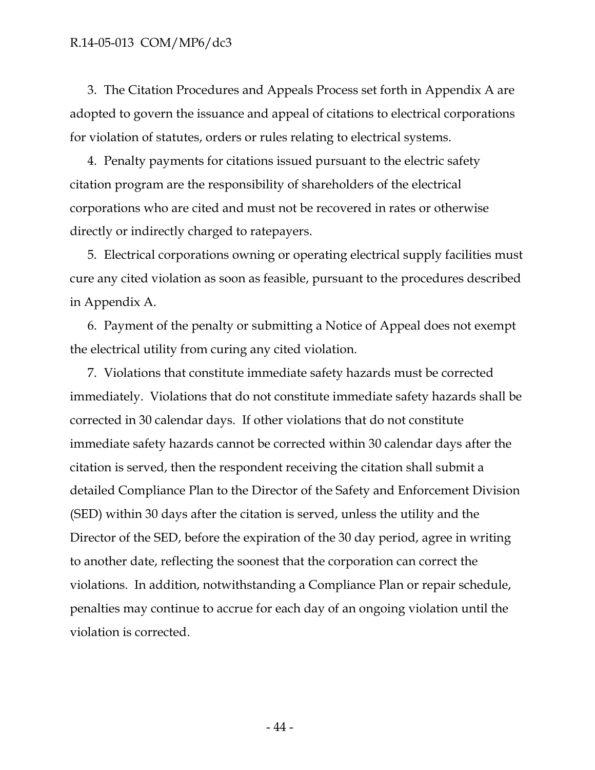3. The Citation Procedures and Appeals Process set forth in Appendix A are adopted to govern the issuance and appeal of citations to electrical corporations for violation of statutes, orders or rules relating to electrical systems.

4. Penalty payments for citations issued pursuant to the electric safety citation program are the responsibility of shareholders of the electrical corporations who are cited and must not be recovered in rates or otherwise directly or indirectly charged to ratepayers.

5. Electrical corporations owning or operating electrical supply facilities must cure any cited violation as soon as feasible, pursuant to the procedures described in Appendix A.

6. Payment of the penalty or submitting a Notice of Appeal does not exempt the electrical utility from curing any cited violation.

7. Violations that constitute immediate safety hazards must be corrected immediately. Violations that do not constitute immediate safety hazards shall be corrected in 30 calendar days. If other violations that do not constitute immediate safety hazards cannot be corrected within 30 calendar days after the citation is served, then the respondent receiving the citation shall submit a detailed Compliance Plan to the Director of the Safety and Enforcement Division (SED) within 30 days after the citation is served, unless the utility and the Director of the SED, before the expiration of the 30 day period, agree in writing to another date, reflecting the soonest that the corporation can correct the violations. In addition, notwithstanding a Compliance Plan or repair schedule, penalties may continue to accrue for each day of an ongoing violation until the violation is corrected.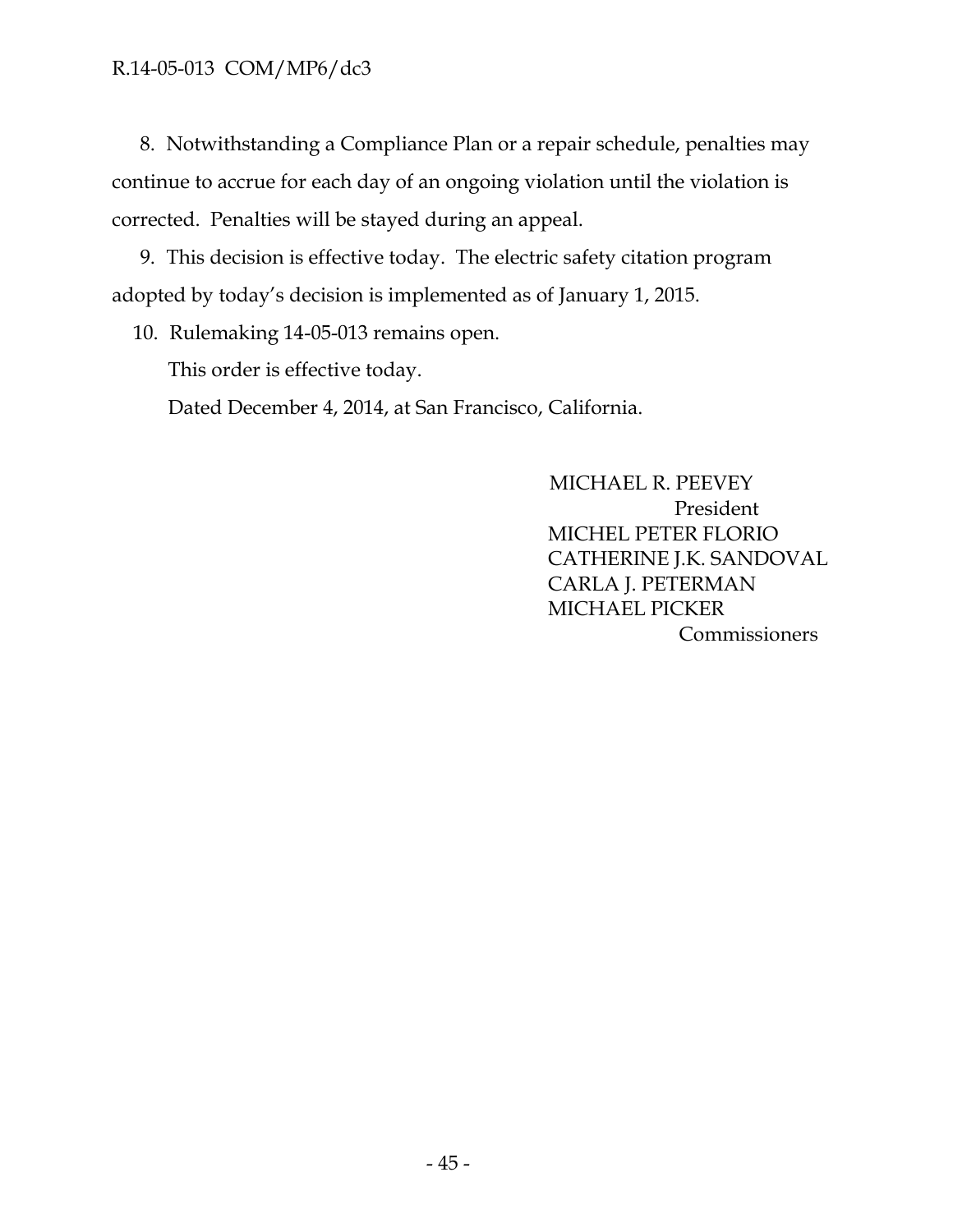8. Notwithstanding a Compliance Plan or a repair schedule, penalties may continue to accrue for each day of an ongoing violation until the violation is corrected. Penalties will be stayed during an appeal.

9. This decision is effective today. The electric safety citation program adopted by today's decision is implemented as of January 1, 2015.

10. Rulemaking 14-05-013 remains open.

This order is effective today.

Dated December 4, 2014, at San Francisco, California.

MICHAEL R. PEEVEY
President
MICHEL PETER FLORIO
CATHERINE J.K. SANDOVAL
CARLA J. PETERMAN
MICHAEL PICKER
Commissioners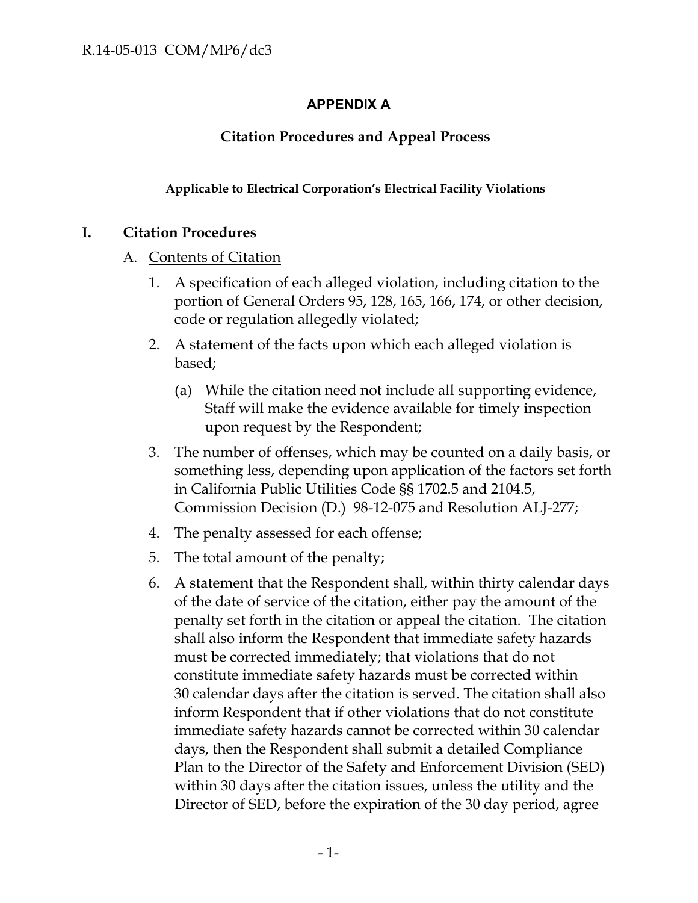## APPENDIX A

## Citation Procedures and Appeal Process

**Applicable to Electrical Corporation's Electrical Facility Violations**

### I. Citation Procedures

A. Contents of Citation

1. A specification of each alleged violation, including citation to the portion of General Orders 95, 128, 165, 166, 174, or other decision, code or regulation allegedly violated;
2. A statement of the facts upon which each alleged violation is based;
   - (a) While the citation need not include all supporting evidence, Staff will make the evidence available for timely inspection upon request by the Respondent;
3. The number of offenses, which may be counted on a daily basis, or something less, depending upon application of the factors set forth in California Public Utilities Code §§ 1702.5 and 2104.5, Commission Decision (D.) 98-12-075 and Resolution ALJ-277;
4. The penalty assessed for each offense;
5. The total amount of the penalty;
6. A statement that the Respondent shall, within thirty calendar days of the date of service of the citation, either pay the amount of the penalty set forth in the citation or appeal the citation. The citation shall also inform the Respondent that immediate safety hazards must be corrected immediately; that violations that do not constitute immediate safety hazards must be corrected within 30 calendar days after the citation is served. The citation shall also inform Respondent that if other violations that do not constitute immediate safety hazards cannot be corrected within 30 calendar days, then the Respondent shall submit a detailed Compliance Plan to the Director of the Safety and Enforcement Division (SED) within 30 days after the citation issues, unless the utility and the Director of SED, before the expiration of the 30 day period, agree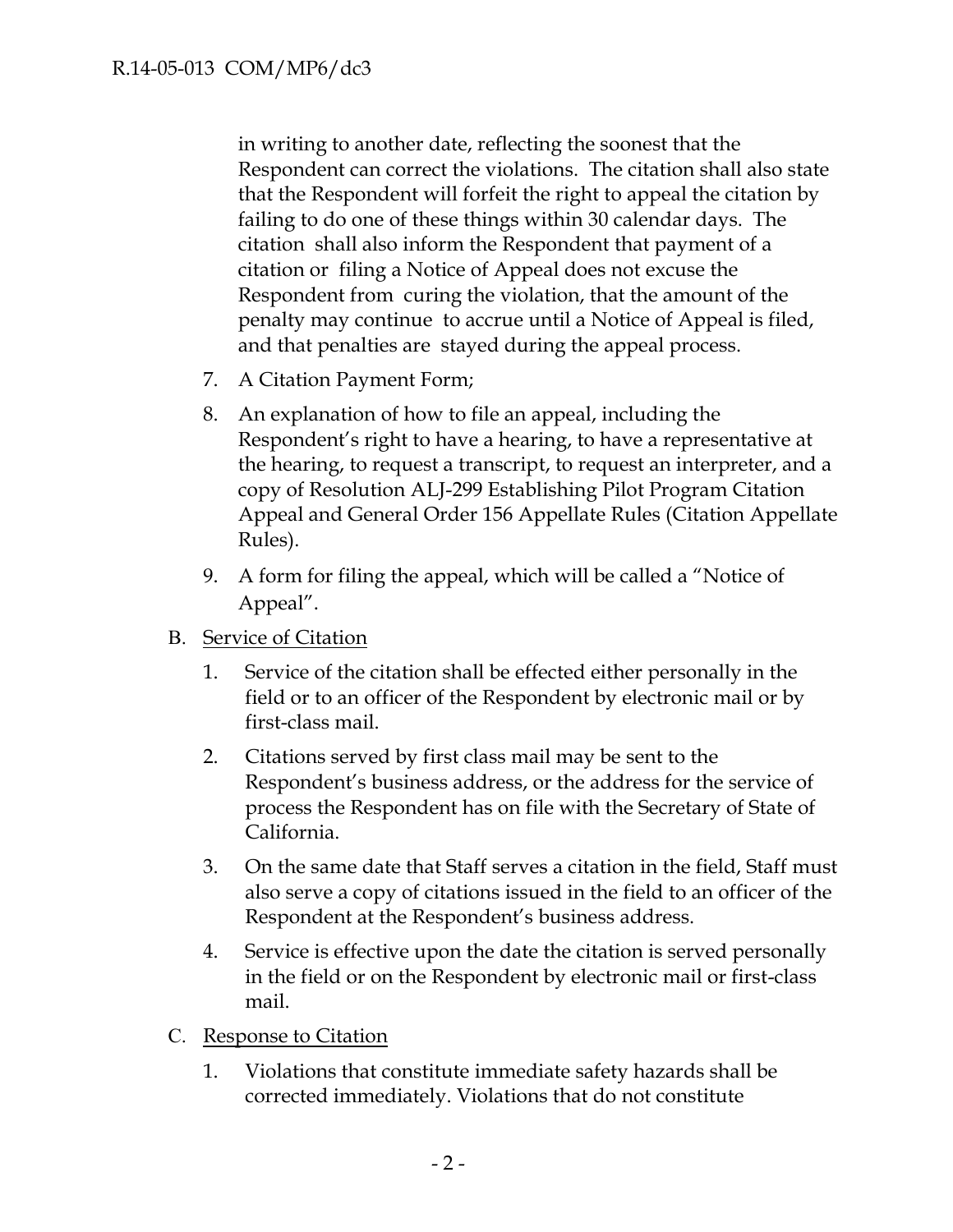in writing to another date, reflecting the soonest that the Respondent can correct the violations. The citation shall also state that the Respondent will forfeit the right to appeal the citation by failing to do one of these things within 30 calendar days. The citation shall also inform the Respondent that payment of a citation or filing a Notice of Appeal does not excuse the Respondent from curing the violation, that the amount of the penalty may continue to accrue until a Notice of Appeal is filed, and that penalties are stayed during the appeal process.

7. A Citation Payment Form;
8. An explanation of how to file an appeal, including the Respondent's right to have a hearing, to have a representative at the hearing, to request a transcript, to request an interpreter, and a copy of Resolution ALJ-299 Establishing Pilot Program Citation Appeal and General Order 156 Appellate Rules (Citation Appellate Rules).
9. A form for filing the appeal, which will be called a "Notice of Appeal".

B. Service of Citation

1. Service of the citation shall be effected either personally in the field or to an officer of the Respondent by electronic mail or by first-class mail.
2. Citations served by first class mail may be sent to the Respondent's business address, or the address for the service of process the Respondent has on file with the Secretary of State of California.
3. On the same date that Staff serves a citation in the field, Staff must also serve a copy of citations issued in the field to an officer of the Respondent at the Respondent's business address.
4. Service is effective upon the date the citation is served personally in the field or on the Respondent by electronic mail or first-class mail.

C. Response to Citation

1. Violations that constitute immediate safety hazards shall be corrected immediately. Violations that do not constitute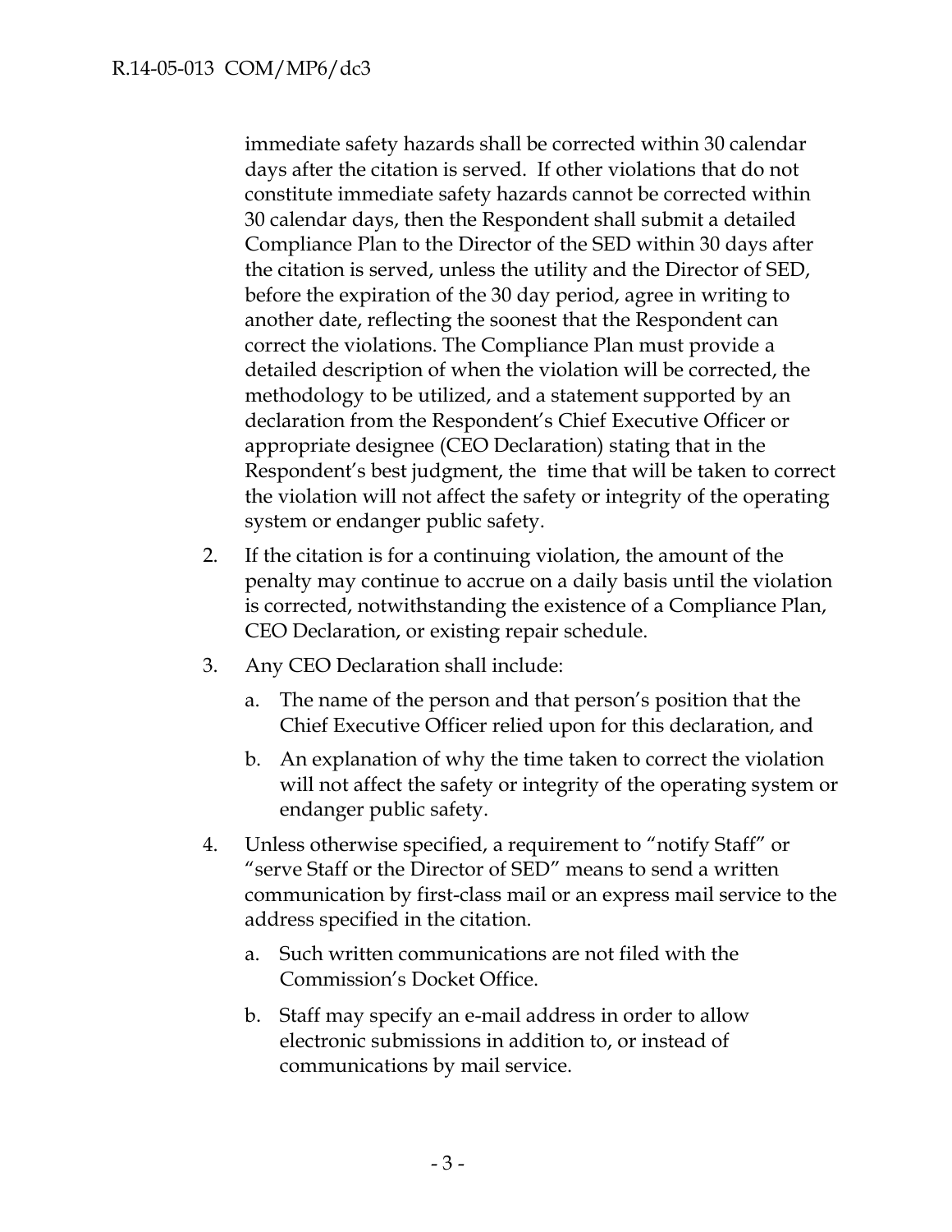immediate safety hazards shall be corrected within 30 calendar days after the citation is served. If other violations that do not constitute immediate safety hazards cannot be corrected within 30 calendar days, then the Respondent shall submit a detailed Compliance Plan to the Director of the SED within 30 days after the citation is served, unless the utility and the Director of SED, before the expiration of the 30 day period, agree in writing to another date, reflecting the soonest that the Respondent can correct the violations. The Compliance Plan must provide a detailed description of when the violation will be corrected, the methodology to be utilized, and a statement supported by an declaration from the Respondent's Chief Executive Officer or appropriate designee (CEO Declaration) stating that in the Respondent's best judgment, the time that will be taken to correct the violation will not affect the safety or integrity of the operating system or endanger public safety.

2. If the citation is for a continuing violation, the amount of the penalty may continue to accrue on a daily basis until the violation is corrected, notwithstanding the existence of a Compliance Plan, CEO Declaration, or existing repair schedule.

3. Any CEO Declaration shall include:
   a. The name of the person and that person's position that the Chief Executive Officer relied upon for this declaration, and
   b. An explanation of why the time taken to correct the violation will not affect the safety or integrity of the operating system or endanger public safety.

4. Unless otherwise specified, a requirement to "notify Staff" or "serve Staff or the Director of SED" means to send a written communication by first-class mail or an express mail service to the address specified in the citation.
   a. Such written communications are not filed with the Commission's Docket Office.
   b. Staff may specify an e-mail address in order to allow electronic submissions in addition to, or instead of communications by mail service.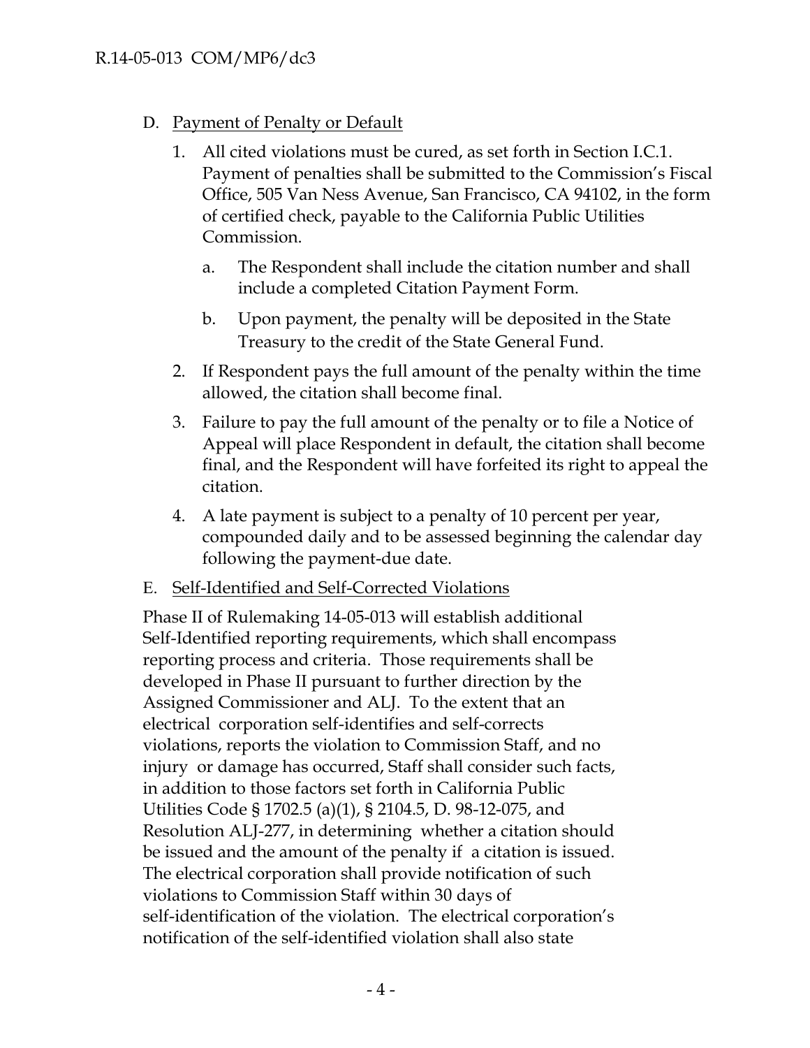D. Payment of Penalty or Default

1. All cited violations must be cured, as set forth in Section I.C.1. Payment of penalties shall be submitted to the Commission's Fiscal Office, 505 Van Ness Avenue, San Francisco, CA 94102, in the form of certified check, payable to the California Public Utilities Commission.
   a. The Respondent shall include the citation number and shall include a completed Citation Payment Form.
   b. Upon payment, the penalty will be deposited in the State Treasury to the credit of the State General Fund.
2. If Respondent pays the full amount of the penalty within the time allowed, the citation shall become final.
3. Failure to pay the full amount of the penalty or to file a Notice of Appeal will place Respondent in default, the citation shall become final, and the Respondent will have forfeited its right to appeal the citation.
4. A late payment is subject to a penalty of 10 percent per year, compounded daily and to be assessed beginning the calendar day following the payment-due date.

E. Self-Identified and Self-Corrected Violations

Phase II of Rulemaking 14-05-013 will establish additional Self-Identified reporting requirements, which shall encompass reporting process and criteria. Those requirements shall be developed in Phase II pursuant to further direction by the Assigned Commissioner and ALJ. To the extent that an electrical corporation self-identifies and self-corrects violations, reports the violation to Commission Staff, and no injury or damage has occurred, Staff shall consider such facts, in addition to those factors set forth in California Public Utilities Code § 1702.5 (a)(1), § 2104.5, D. 98-12-075, and Resolution ALJ-277, in determining whether a citation should be issued and the amount of the penalty if a citation is issued. The electrical corporation shall provide notification of such violations to Commission Staff within 30 days of self-identification of the violation. The electrical corporation's notification of the self-identified violation shall also state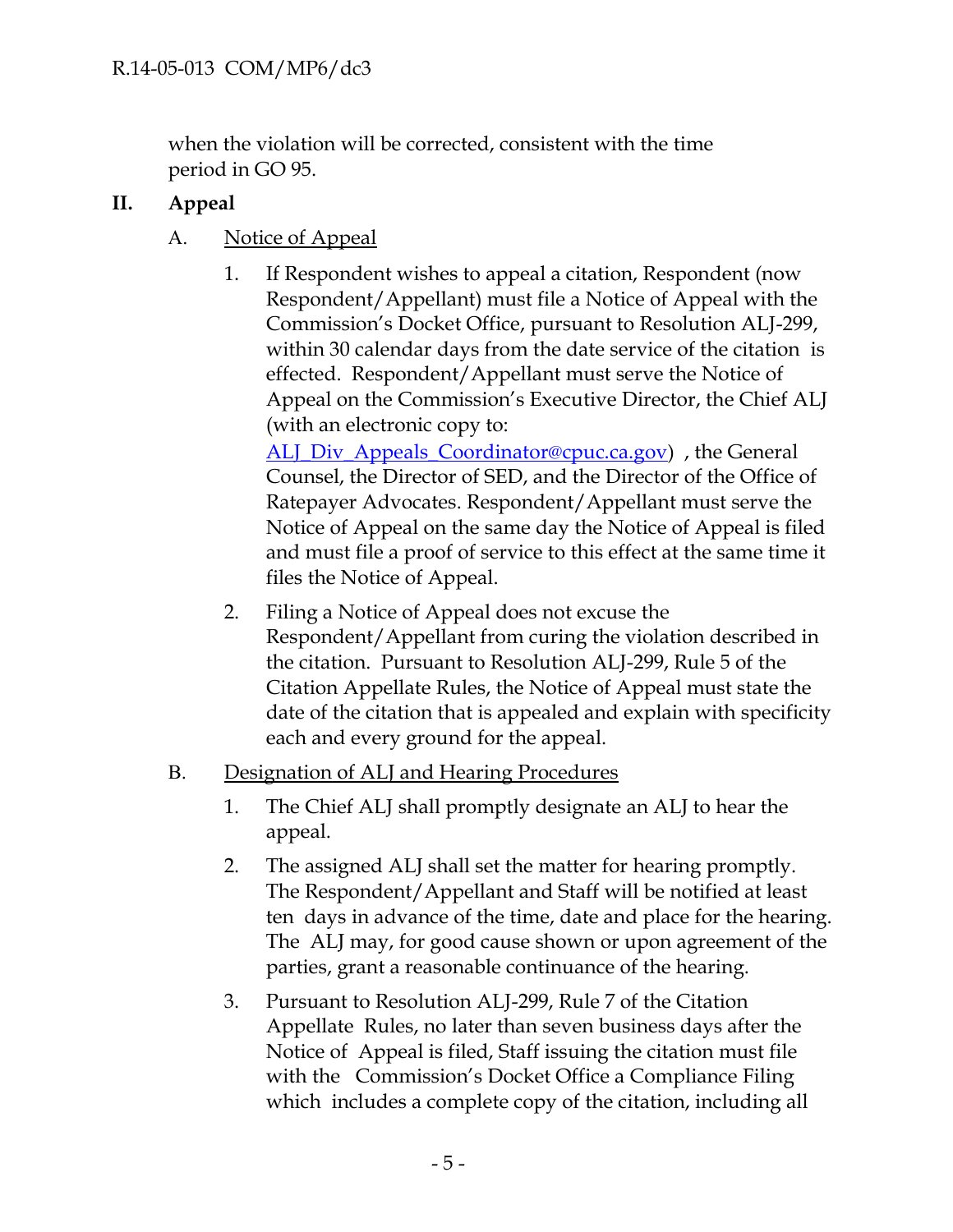when the violation will be corrected, consistent with the time period in GO 95.

## II. Appeal

### A. Notice of Appeal

1. If Respondent wishes to appeal a citation, Respondent (now Respondent/Appellant) must file a Notice of Appeal with the Commission's Docket Office, pursuant to Resolution ALJ-299, within 30 calendar days from the date service of the citation is effected. Respondent/Appellant must serve the Notice of Appeal on the Commission's Executive Director, the Chief ALJ (with an electronic copy to: ALJ_Div_Appeals_Coordinator@cpuc.ca.gov) , the General Counsel, the Director of SED, and the Director of the Office of Ratepayer Advocates. Respondent/Appellant must serve the Notice of Appeal on the same day the Notice of Appeal is filed and must file a proof of service to this effect at the same time it files the Notice of Appeal.

2. Filing a Notice of Appeal does not excuse the Respondent/Appellant from curing the violation described in the citation. Pursuant to Resolution ALJ-299, Rule 5 of the Citation Appellate Rules, the Notice of Appeal must state the date of the citation that is appealed and explain with specificity each and every ground for the appeal.

### B. Designation of ALJ and Hearing Procedures

1. The Chief ALJ shall promptly designate an ALJ to hear the appeal.

2. The assigned ALJ shall set the matter for hearing promptly. The Respondent/Appellant and Staff will be notified at least ten days in advance of the time, date and place for the hearing. The ALJ may, for good cause shown or upon agreement of the parties, grant a reasonable continuance of the hearing.

3. Pursuant to Resolution ALJ-299, Rule 7 of the Citation Appellate Rules, no later than seven business days after the Notice of Appeal is filed, Staff issuing the citation must file with the Commission's Docket Office a Compliance Filing which includes a complete copy of the citation, including all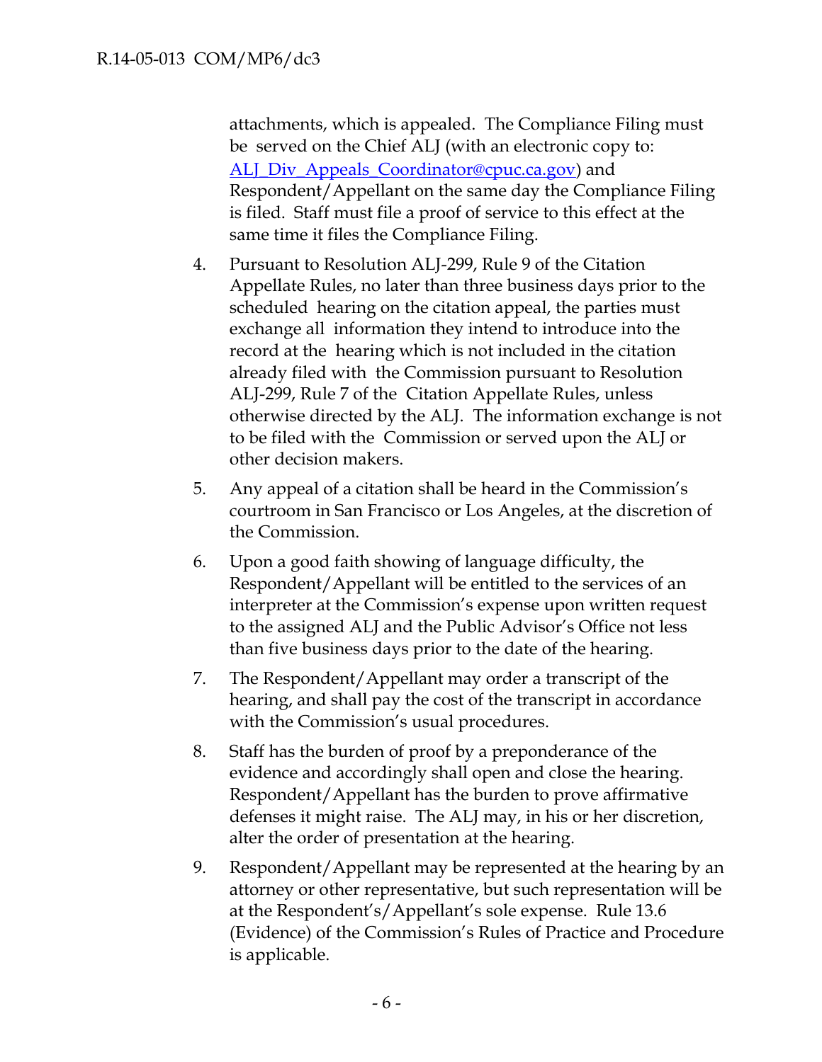attachments, which is appealed. The Compliance Filing must be served on the Chief ALJ (with an electronic copy to: [ALJ_Div_Appeals_Coordinator@cpuc.ca.gov](mailto:ALJ_Div_Appeals_Coordinator@cpuc.ca.gov)) and Respondent/Appellant on the same day the Compliance Filing is filed. Staff must file a proof of service to this effect at the same time it files the Compliance Filing.

4. Pursuant to Resolution ALJ-299, Rule 9 of the Citation Appellate Rules, no later than three business days prior to the scheduled hearing on the citation appeal, the parties must exchange all information they intend to introduce into the record at the hearing which is not included in the citation already filed with the Commission pursuant to Resolution ALJ-299, Rule 7 of the Citation Appellate Rules, unless otherwise directed by the ALJ. The information exchange is not to be filed with the Commission or served upon the ALJ or other decision makers.

5. Any appeal of a citation shall be heard in the Commission's courtroom in San Francisco or Los Angeles, at the discretion of the Commission.

6. Upon a good faith showing of language difficulty, the Respondent/Appellant will be entitled to the services of an interpreter at the Commission's expense upon written request to the assigned ALJ and the Public Advisor's Office not less than five business days prior to the date of the hearing.

7. The Respondent/Appellant may order a transcript of the hearing, and shall pay the cost of the transcript in accordance with the Commission's usual procedures.

8. Staff has the burden of proof by a preponderance of the evidence and accordingly shall open and close the hearing. Respondent/Appellant has the burden to prove affirmative defenses it might raise. The ALJ may, in his or her discretion, alter the order of presentation at the hearing.

9. Respondent/Appellant may be represented at the hearing by an attorney or other representative, but such representation will be at the Respondent's/Appellant's sole expense. Rule 13.6 (Evidence) of the Commission's Rules of Practice and Procedure is applicable.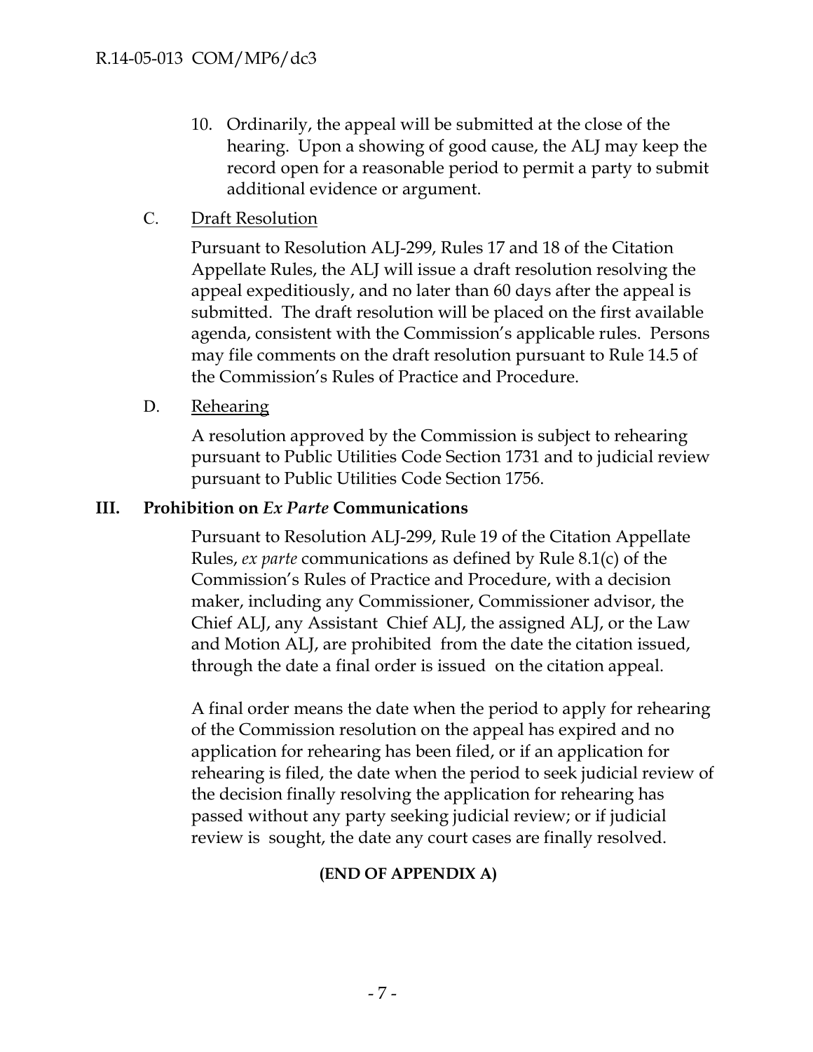10. Ordinarily, the appeal will be submitted at the close of the hearing. Upon a showing of good cause, the ALJ may keep the record open for a reasonable period to permit a party to submit additional evidence or argument.

C. Draft Resolution

Pursuant to Resolution ALJ-299, Rules 17 and 18 of the Citation Appellate Rules, the ALJ will issue a draft resolution resolving the appeal expeditiously, and no later than 60 days after the appeal is submitted. The draft resolution will be placed on the first available agenda, consistent with the Commission's applicable rules. Persons may file comments on the draft resolution pursuant to Rule 14.5 of the Commission's Rules of Practice and Procedure.

D. Rehearing

A resolution approved by the Commission is subject to rehearing pursuant to Public Utilities Code Section 1731 and to judicial review pursuant to Public Utilities Code Section 1756.

## III. Prohibition on *Ex Parte* Communications

Pursuant to Resolution ALJ-299, Rule 19 of the Citation Appellate Rules, *ex parte* communications as defined by Rule 8.1(c) of the Commission's Rules of Practice and Procedure, with a decision maker, including any Commissioner, Commissioner advisor, the Chief ALJ, any Assistant Chief ALJ, the assigned ALJ, or the Law and Motion ALJ, are prohibited from the date the citation issued, through the date a final order is issued on the citation appeal.

A final order means the date when the period to apply for rehearing of the Commission resolution on the appeal has expired and no application for rehearing has been filed, or if an application for rehearing is filed, the date when the period to seek judicial review of the decision finally resolving the application for rehearing has passed without any party seeking judicial review; or if judicial review is sought, the date any court cases are finally resolved.

**(END OF APPENDIX A)**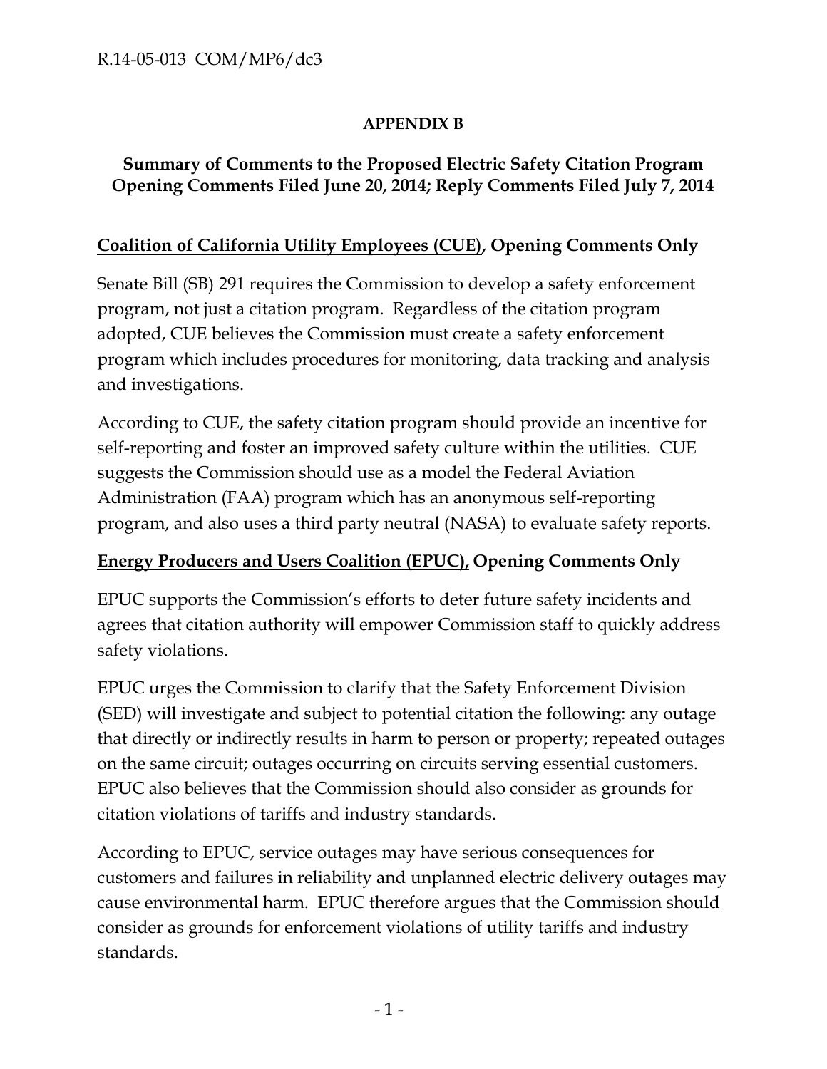**APPENDIX B**

**Summary of Comments to the Proposed Electric Safety Citation Program Opening Comments Filed June 20, 2014; Reply Comments Filed July 7, 2014**

**Coalition of California Utility Employees (CUE), Opening Comments Only**

Senate Bill (SB) 291 requires the Commission to develop a safety enforcement program, not just a citation program. Regardless of the citation program adopted, CUE believes the Commission must create a safety enforcement program which includes procedures for monitoring, data tracking and analysis and investigations.

According to CUE, the safety citation program should provide an incentive for self-reporting and foster an improved safety culture within the utilities. CUE suggests the Commission should use as a model the Federal Aviation Administration (FAA) program which has an anonymous self-reporting program, and also uses a third party neutral (NASA) to evaluate safety reports.

**Energy Producers and Users Coalition (EPUC), Opening Comments Only**

EPUC supports the Commission's efforts to deter future safety incidents and agrees that citation authority will empower Commission staff to quickly address safety violations.

EPUC urges the Commission to clarify that the Safety Enforcement Division (SED) will investigate and subject to potential citation the following: any outage that directly or indirectly results in harm to person or property; repeated outages on the same circuit; outages occurring on circuits serving essential customers. EPUC also believes that the Commission should also consider as grounds for citation violations of tariffs and industry standards.

According to EPUC, service outages may have serious consequences for customers and failures in reliability and unplanned electric delivery outages may cause environmental harm. EPUC therefore argues that the Commission should consider as grounds for enforcement violations of utility tariffs and industry standards.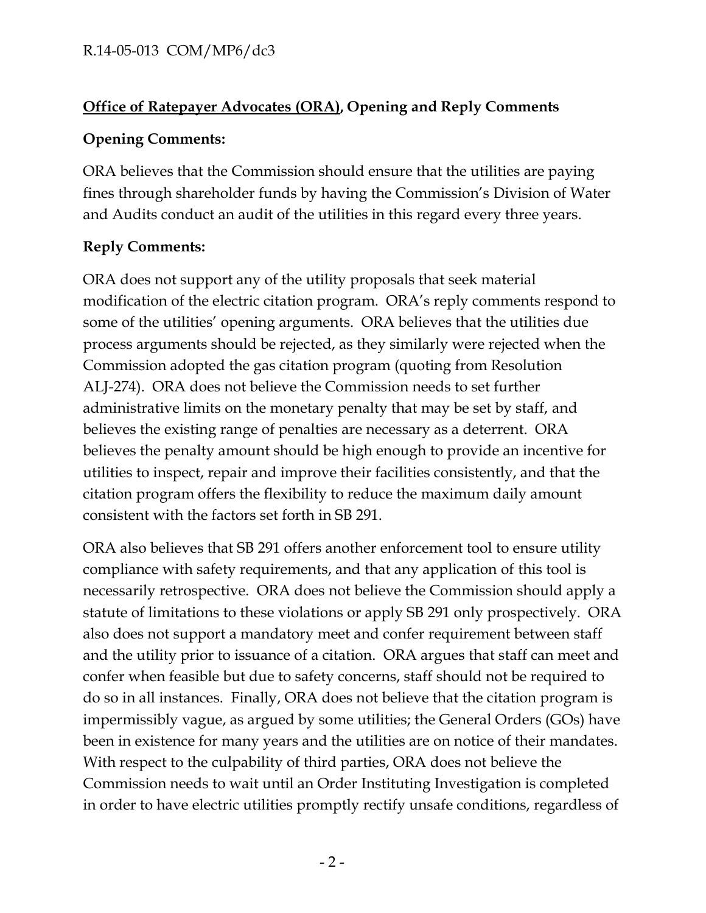**Office of Ratepayer Advocates (ORA), Opening and Reply Comments**

**Opening Comments:**

ORA believes that the Commission should ensure that the utilities are paying fines through shareholder funds by having the Commission's Division of Water and Audits conduct an audit of the utilities in this regard every three years.

**Reply Comments:**

ORA does not support any of the utility proposals that seek material modification of the electric citation program. ORA's reply comments respond to some of the utilities' opening arguments. ORA believes that the utilities due process arguments should be rejected, as they similarly were rejected when the Commission adopted the gas citation program (quoting from Resolution ALJ-274). ORA does not believe the Commission needs to set further administrative limits on the monetary penalty that may be set by staff, and believes the existing range of penalties are necessary as a deterrent. ORA believes the penalty amount should be high enough to provide an incentive for utilities to inspect, repair and improve their facilities consistently, and that the citation program offers the flexibility to reduce the maximum daily amount consistent with the factors set forth in SB 291.

ORA also believes that SB 291 offers another enforcement tool to ensure utility compliance with safety requirements, and that any application of this tool is necessarily retrospective. ORA does not believe the Commission should apply a statute of limitations to these violations or apply SB 291 only prospectively. ORA also does not support a mandatory meet and confer requirement between staff and the utility prior to issuance of a citation. ORA argues that staff can meet and confer when feasible but due to safety concerns, staff should not be required to do so in all instances. Finally, ORA does not believe that the citation program is impermissibly vague, as argued by some utilities; the General Orders (GOs) have been in existence for many years and the utilities are on notice of their mandates. With respect to the culpability of third parties, ORA does not believe the Commission needs to wait until an Order Instituting Investigation is completed in order to have electric utilities promptly rectify unsafe conditions, regardless of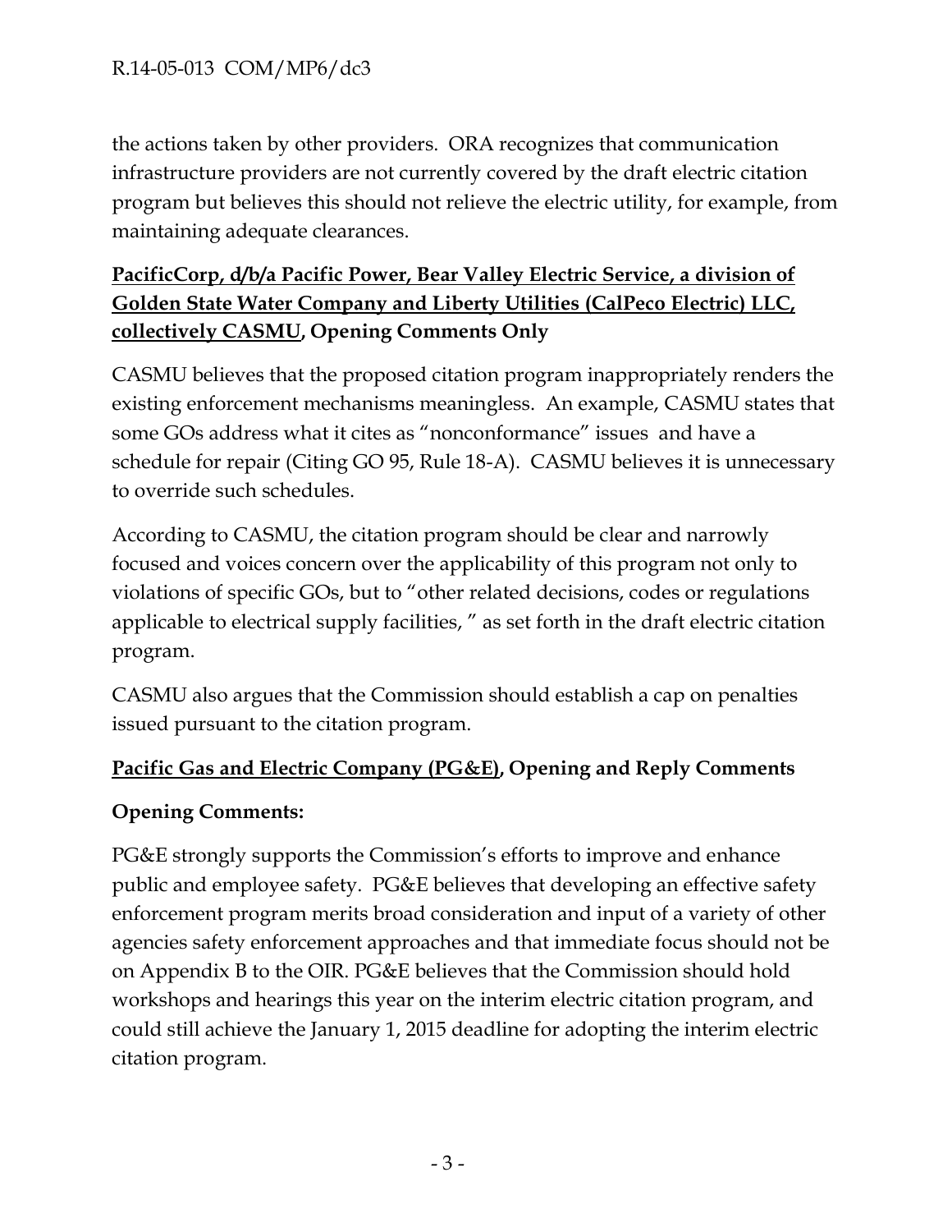the actions taken by other providers. ORA recognizes that communication infrastructure providers are not currently covered by the draft electric citation program but believes this should not relieve the electric utility, for example, from maintaining adequate clearances.

**PacifiCorp, d/b/a Pacific Power, Bear Valley Electric Service, a division of Golden State Water Company and Liberty Utilities (CalPeco Electric) LLC, collectively CASMU, Opening Comments Only**

CASMU believes that the proposed citation program inappropriately renders the existing enforcement mechanisms meaningless. An example, CASMU states that some GOs address what it cites as "nonconformance" issues and have a schedule for repair (Citing GO 95, Rule 18-A). CASMU believes it is unnecessary to override such schedules.

According to CASMU, the citation program should be clear and narrowly focused and voices concern over the applicability of this program not only to violations of specific GOs, but to "other related decisions, codes or regulations applicable to electrical supply facilities, " as set forth in the draft electric citation program.

CASMU also argues that the Commission should establish a cap on penalties issued pursuant to the citation program.

**Pacific Gas and Electric Company (PG&E), Opening and Reply Comments**

**Opening Comments:**

PG&E strongly supports the Commission's efforts to improve and enhance public and employee safety. PG&E believes that developing an effective safety enforcement program merits broad consideration and input of a variety of other agencies safety enforcement approaches and that immediate focus should not be on Appendix B to the OIR. PG&E believes that the Commission should hold workshops and hearings this year on the interim electric citation program, and could still achieve the January 1, 2015 deadline for adopting the interim electric citation program.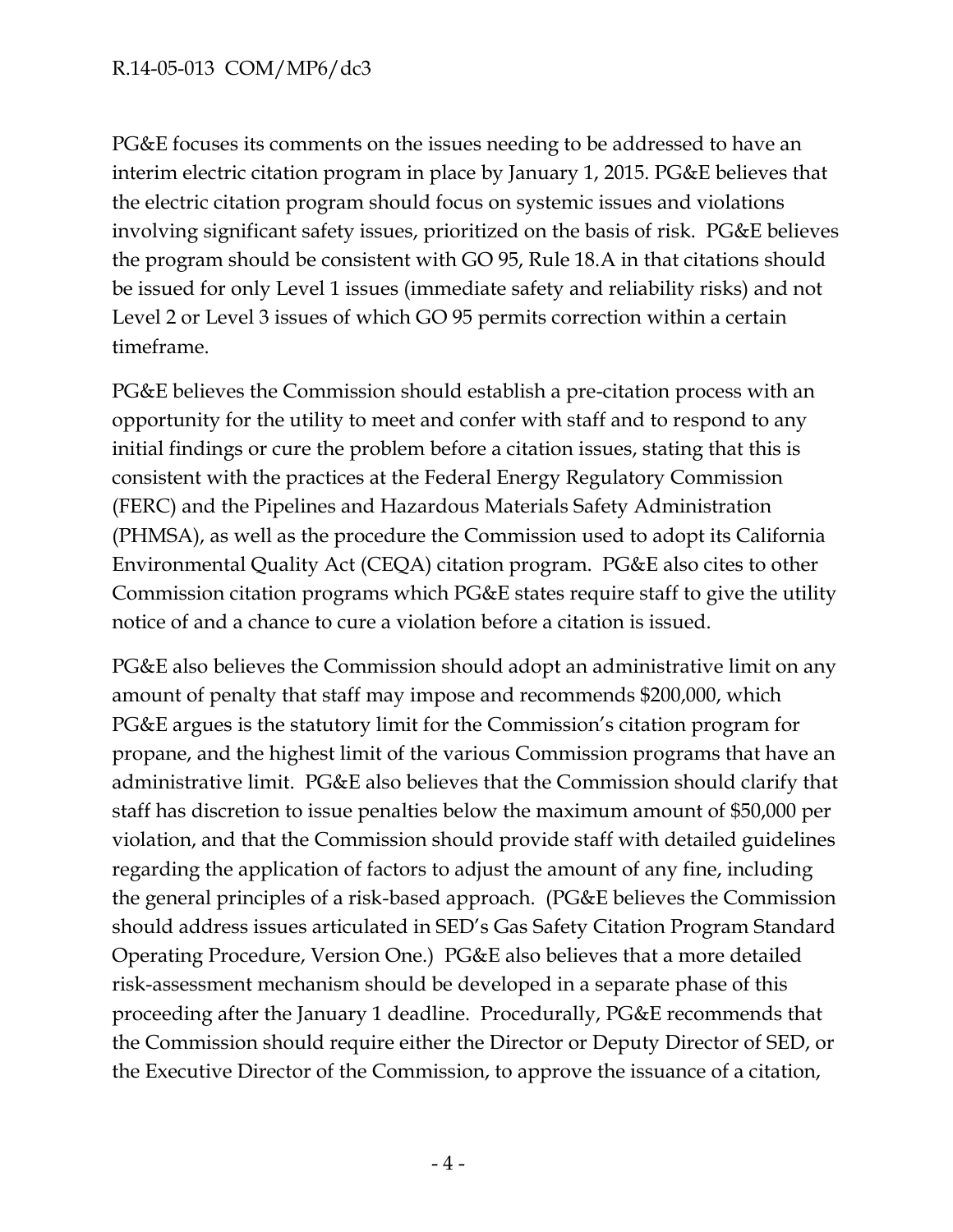PG&E focuses its comments on the issues needing to be addressed to have an interim electric citation program in place by January 1, 2015. PG&E believes that the electric citation program should focus on systemic issues and violations involving significant safety issues, prioritized on the basis of risk. PG&E believes the program should be consistent with GO 95, Rule 18.A in that citations should be issued for only Level 1 issues (immediate safety and reliability risks) and not Level 2 or Level 3 issues of which GO 95 permits correction within a certain timeframe.

PG&E believes the Commission should establish a pre-citation process with an opportunity for the utility to meet and confer with staff and to respond to any initial findings or cure the problem before a citation issues, stating that this is consistent with the practices at the Federal Energy Regulatory Commission (FERC) and the Pipelines and Hazardous Materials Safety Administration (PHMSA), as well as the procedure the Commission used to adopt its California Environmental Quality Act (CEQA) citation program. PG&E also cites to other Commission citation programs which PG&E states require staff to give the utility notice of and a chance to cure a violation before a citation is issued.

PG&E also believes the Commission should adopt an administrative limit on any amount of penalty that staff may impose and recommends $200,000, which PG&E argues is the statutory limit for the Commission's citation program for propane, and the highest limit of the various Commission programs that have an administrative limit. PG&E also believes that the Commission should clarify that staff has discretion to issue penalties below the maximum amount of $50,000 per violation, and that the Commission should provide staff with detailed guidelines regarding the application of factors to adjust the amount of any fine, including the general principles of a risk-based approach. (PG&E believes the Commission should address issues articulated in SED's Gas Safety Citation Program Standard Operating Procedure, Version One.) PG&E also believes that a more detailed risk-assessment mechanism should be developed in a separate phase of this proceeding after the January 1 deadline. Procedurally, PG&E recommends that the Commission should require either the Director or Deputy Director of SED, or the Executive Director of the Commission, to approve the issuance of a citation,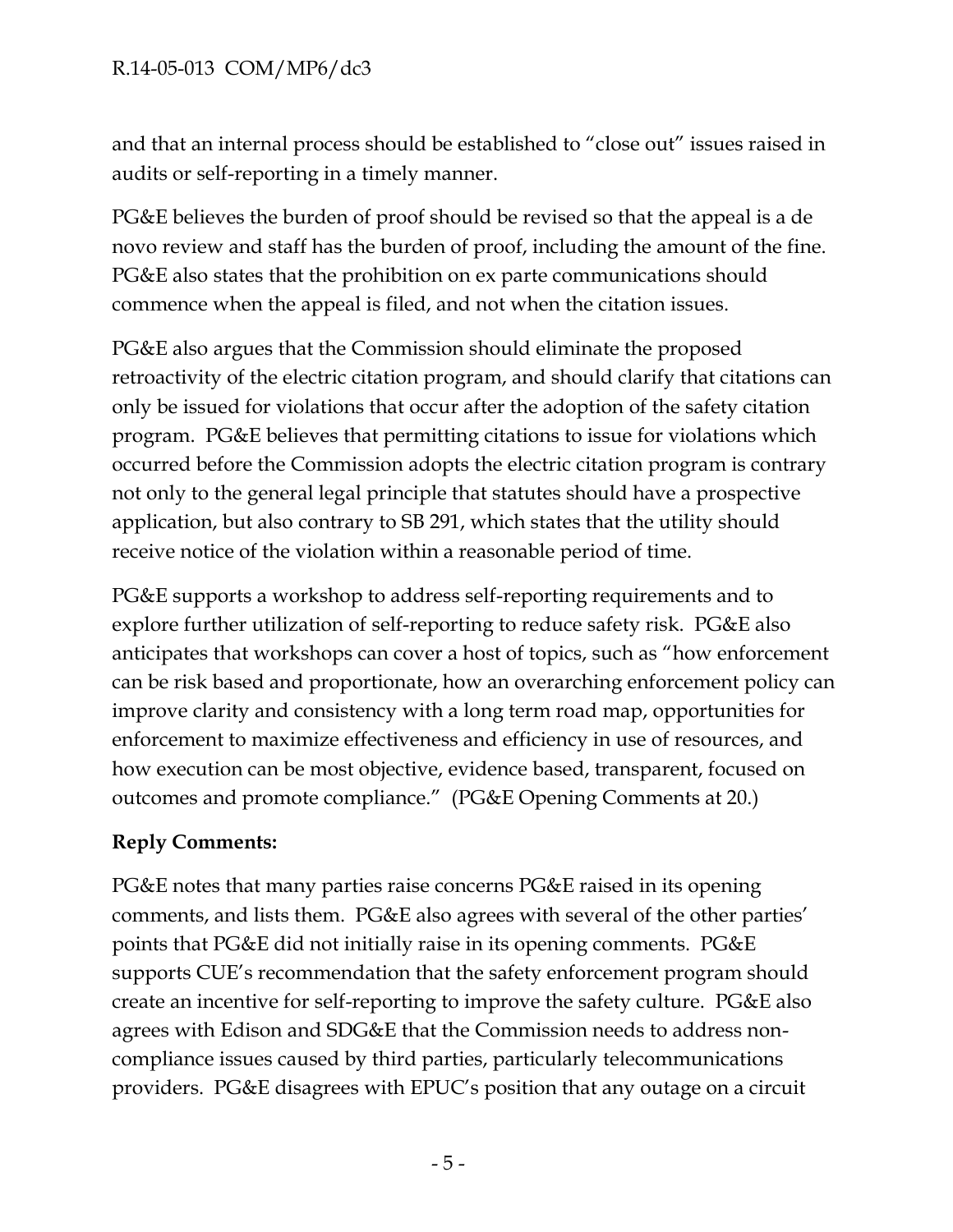and that an internal process should be established to "close out" issues raised in audits or self-reporting in a timely manner.

PG&E believes the burden of proof should be revised so that the appeal is a de novo review and staff has the burden of proof, including the amount of the fine. PG&E also states that the prohibition on ex parte communications should commence when the appeal is filed, and not when the citation issues.

PG&E also argues that the Commission should eliminate the proposed retroactivity of the electric citation program, and should clarify that citations can only be issued for violations that occur after the adoption of the safety citation program. PG&E believes that permitting citations to issue for violations which occurred before the Commission adopts the electric citation program is contrary not only to the general legal principle that statutes should have a prospective application, but also contrary to SB 291, which states that the utility should receive notice of the violation within a reasonable period of time.

PG&E supports a workshop to address self-reporting requirements and to explore further utilization of self-reporting to reduce safety risk. PG&E also anticipates that workshops can cover a host of topics, such as "how enforcement can be risk based and proportionate, how an overarching enforcement policy can improve clarity and consistency with a long term road map, opportunities for enforcement to maximize effectiveness and efficiency in use of resources, and how execution can be most objective, evidence based, transparent, focused on outcomes and promote compliance." (PG&E Opening Comments at 20.)

**Reply Comments:**

PG&E notes that many parties raise concerns PG&E raised in its opening comments, and lists them. PG&E also agrees with several of the other parties' points that PG&E did not initially raise in its opening comments. PG&E supports CUE's recommendation that the safety enforcement program should create an incentive for self-reporting to improve the safety culture. PG&E also agrees with Edison and SDG&E that the Commission needs to address non-compliance issues caused by third parties, particularly telecommunications providers. PG&E disagrees with EPUC's position that any outage on a circuit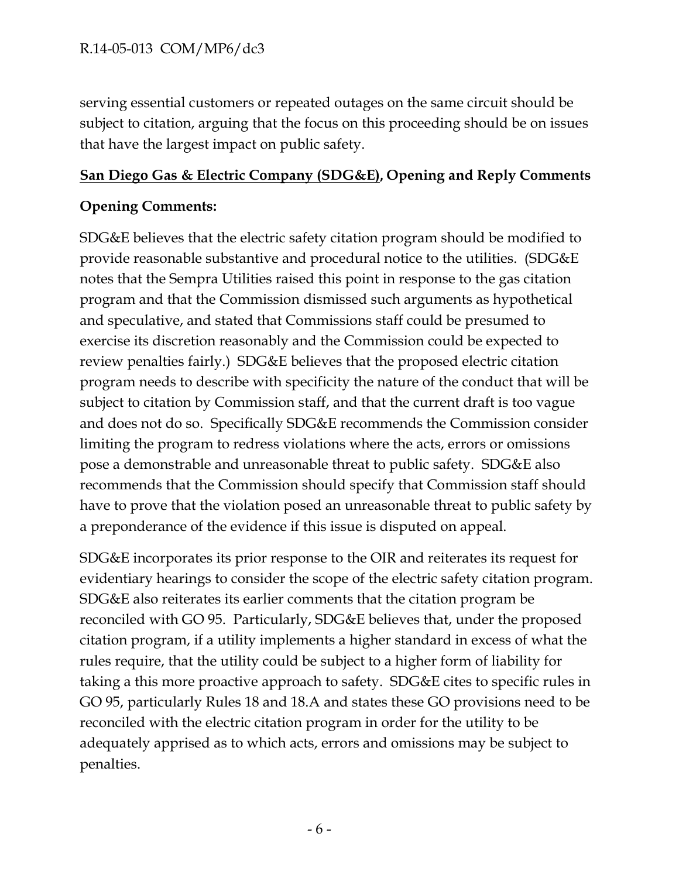serving essential customers or repeated outages on the same circuit should be subject to citation, arguing that the focus on this proceeding should be on issues that have the largest impact on public safety.

**San Diego Gas & Electric Company (SDG&E), Opening and Reply Comments**

**Opening Comments:**

SDG&E believes that the electric safety citation program should be modified to provide reasonable substantive and procedural notice to the utilities. (SDG&E notes that the Sempra Utilities raised this point in response to the gas citation program and that the Commission dismissed such arguments as hypothetical and speculative, and stated that Commissions staff could be presumed to exercise its discretion reasonably and the Commission could be expected to review penalties fairly.) SDG&E believes that the proposed electric citation program needs to describe with specificity the nature of the conduct that will be subject to citation by Commission staff, and that the current draft is too vague and does not do so. Specifically SDG&E recommends the Commission consider limiting the program to redress violations where the acts, errors or omissions pose a demonstrable and unreasonable threat to public safety. SDG&E also recommends that the Commission should specify that Commission staff should have to prove that the violation posed an unreasonable threat to public safety by a preponderance of the evidence if this issue is disputed on appeal.

SDG&E incorporates its prior response to the OIR and reiterates its request for evidentiary hearings to consider the scope of the electric safety citation program. SDG&E also reiterates its earlier comments that the citation program be reconciled with GO 95. Particularly, SDG&E believes that, under the proposed citation program, if a utility implements a higher standard in excess of what the rules require, that the utility could be subject to a higher form of liability for taking a this more proactive approach to safety. SDG&E cites to specific rules in GO 95, particularly Rules 18 and 18.A and states these GO provisions need to be reconciled with the electric citation program in order for the utility to be adequately apprised as to which acts, errors and omissions may be subject to penalties.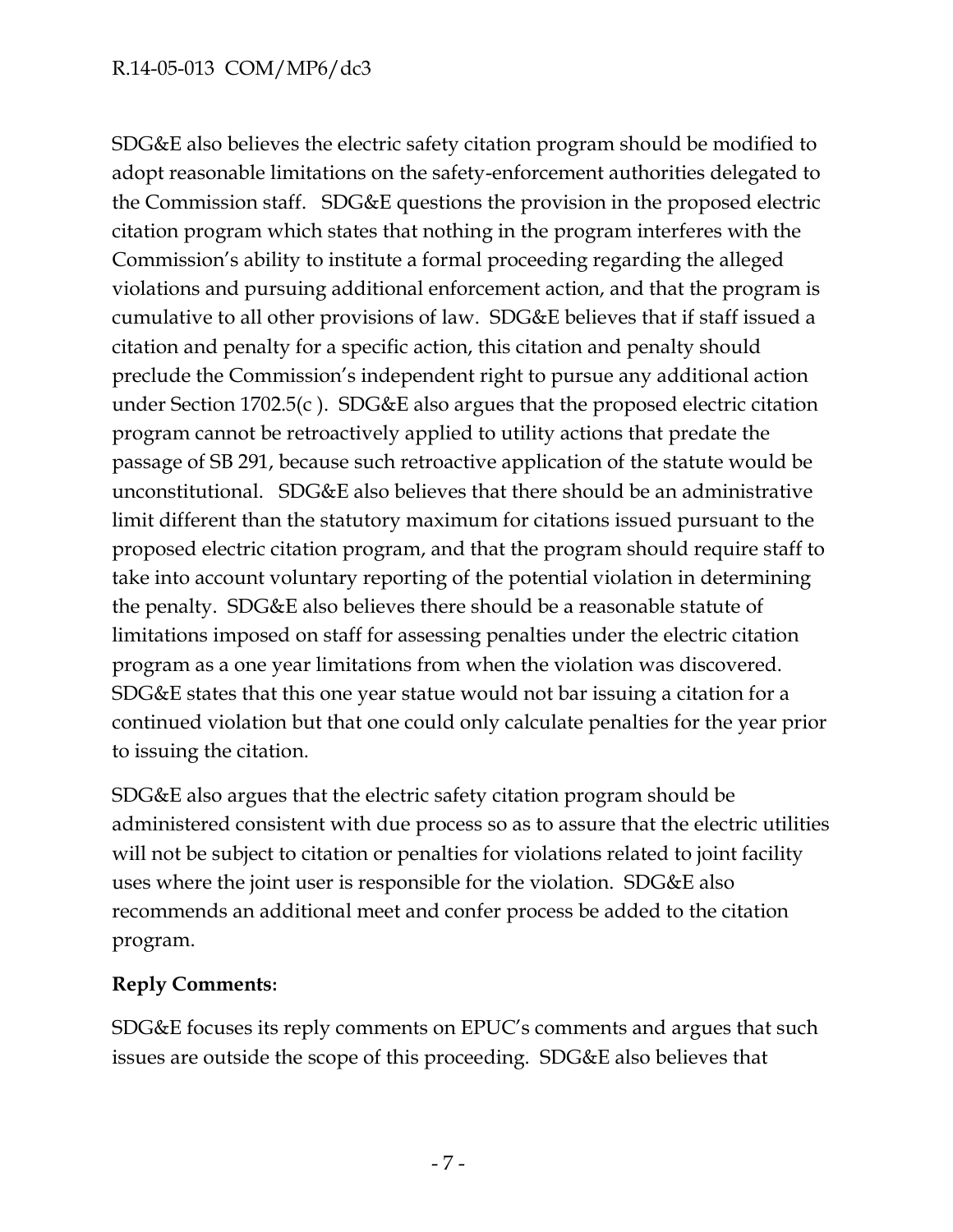SDG&E also believes the electric safety citation program should be modified to adopt reasonable limitations on the safety-enforcement authorities delegated to the Commission staff. SDG&E questions the provision in the proposed electric citation program which states that nothing in the program interferes with the Commission's ability to institute a formal proceeding regarding the alleged violations and pursuing additional enforcement action, and that the program is cumulative to all other provisions of law. SDG&E believes that if staff issued a citation and penalty for a specific action, this citation and penalty should preclude the Commission's independent right to pursue any additional action under Section 1702.5(c ). SDG&E also argues that the proposed electric citation program cannot be retroactively applied to utility actions that predate the passage of SB 291, because such retroactive application of the statute would be unconstitutional. SDG&E also believes that there should be an administrative limit different than the statutory maximum for citations issued pursuant to the proposed electric citation program, and that the program should require staff to take into account voluntary reporting of the potential violation in determining the penalty. SDG&E also believes there should be a reasonable statute of limitations imposed on staff for assessing penalties under the electric citation program as a one year limitations from when the violation was discovered. SDG&E states that this one year statue would not bar issuing a citation for a continued violation but that one could only calculate penalties for the year prior to issuing the citation.

SDG&E also argues that the electric safety citation program should be administered consistent with due process so as to assure that the electric utilities will not be subject to citation or penalties for violations related to joint facility uses where the joint user is responsible for the violation. SDG&E also recommends an additional meet and confer process be added to the citation program.

**Reply Comments:**

SDG&E focuses its reply comments on EPUC's comments and argues that such issues are outside the scope of this proceeding. SDG&E also believes that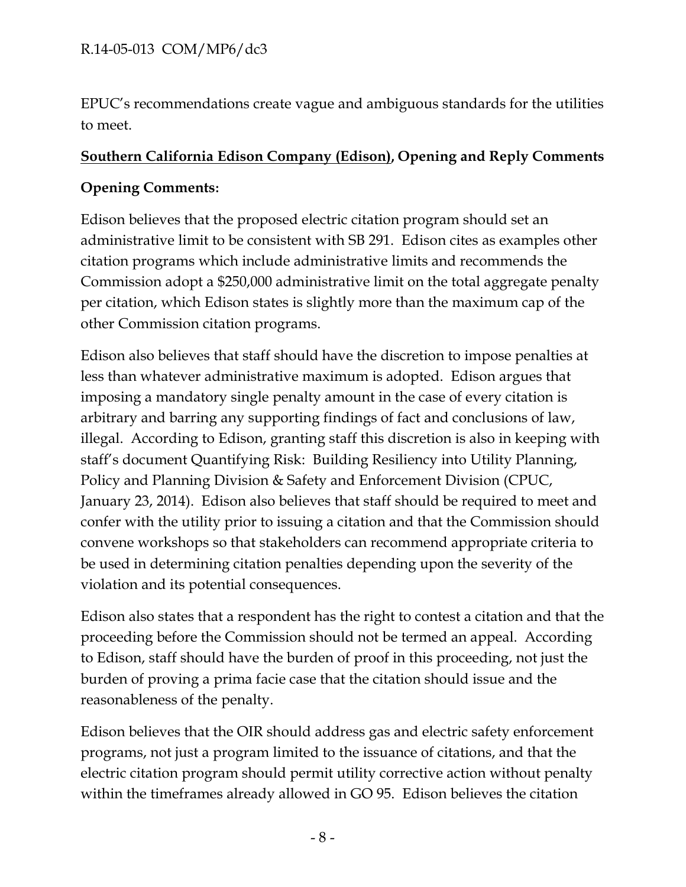EPUC's recommendations create vague and ambiguous standards for the utilities to meet.

**Southern California Edison Company (Edison), Opening and Reply Comments**

**Opening Comments:**

Edison believes that the proposed electric citation program should set an administrative limit to be consistent with SB 291. Edison cites as examples other citation programs which include administrative limits and recommends the Commission adopt a $250,000 administrative limit on the total aggregate penalty per citation, which Edison states is slightly more than the maximum cap of the other Commission citation programs.

Edison also believes that staff should have the discretion to impose penalties at less than whatever administrative maximum is adopted. Edison argues that imposing a mandatory single penalty amount in the case of every citation is arbitrary and barring any supporting findings of fact and conclusions of law, illegal. According to Edison, granting staff this discretion is also in keeping with staff's document Quantifying Risk: Building Resiliency into Utility Planning, Policy and Planning Division & Safety and Enforcement Division (CPUC, January 23, 2014). Edison also believes that staff should be required to meet and confer with the utility prior to issuing a citation and that the Commission should convene workshops so that stakeholders can recommend appropriate criteria to be used in determining citation penalties depending upon the severity of the violation and its potential consequences.

Edison also states that a respondent has the right to contest a citation and that the proceeding before the Commission should not be termed an appeal. According to Edison, staff should have the burden of proof in this proceeding, not just the burden of proving a prima facie case that the citation should issue and the reasonableness of the penalty.

Edison believes that the OIR should address gas and electric safety enforcement programs, not just a program limited to the issuance of citations, and that the electric citation program should permit utility corrective action without penalty within the timeframes already allowed in GO 95. Edison believes the citation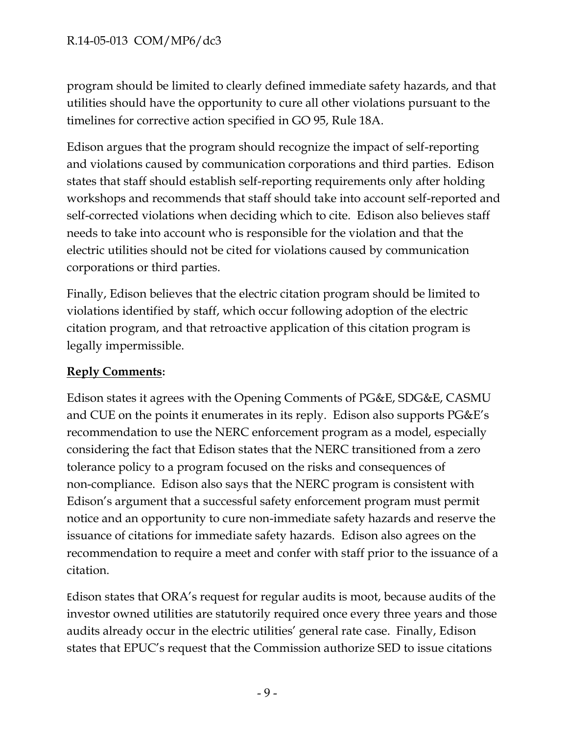program should be limited to clearly defined immediate safety hazards, and that utilities should have the opportunity to cure all other violations pursuant to the timelines for corrective action specified in GO 95, Rule 18A.

Edison argues that the program should recognize the impact of self-reporting and violations caused by communication corporations and third parties. Edison states that staff should establish self-reporting requirements only after holding workshops and recommends that staff should take into account self-reported and self-corrected violations when deciding which to cite. Edison also believes staff needs to take into account who is responsible for the violation and that the electric utilities should not be cited for violations caused by communication corporations or third parties.

Finally, Edison believes that the electric citation program should be limited to violations identified by staff, which occur following adoption of the electric citation program, and that retroactive application of this citation program is legally impermissible.

**Reply Comments:**

Edison states it agrees with the Opening Comments of PG&E, SDG&E, CASMU and CUE on the points it enumerates in its reply. Edison also supports PG&E's recommendation to use the NERC enforcement program as a model, especially considering the fact that Edison states that the NERC transitioned from a zero tolerance policy to a program focused on the risks and consequences of non-compliance. Edison also says that the NERC program is consistent with Edison's argument that a successful safety enforcement program must permit notice and an opportunity to cure non-immediate safety hazards and reserve the issuance of citations for immediate safety hazards. Edison also agrees on the recommendation to require a meet and confer with staff prior to the issuance of a citation.

Edison states that ORA's request for regular audits is moot, because audits of the investor owned utilities are statutorily required once every three years and those audits already occur in the electric utilities' general rate case. Finally, Edison states that EPUC's request that the Commission authorize SED to issue citations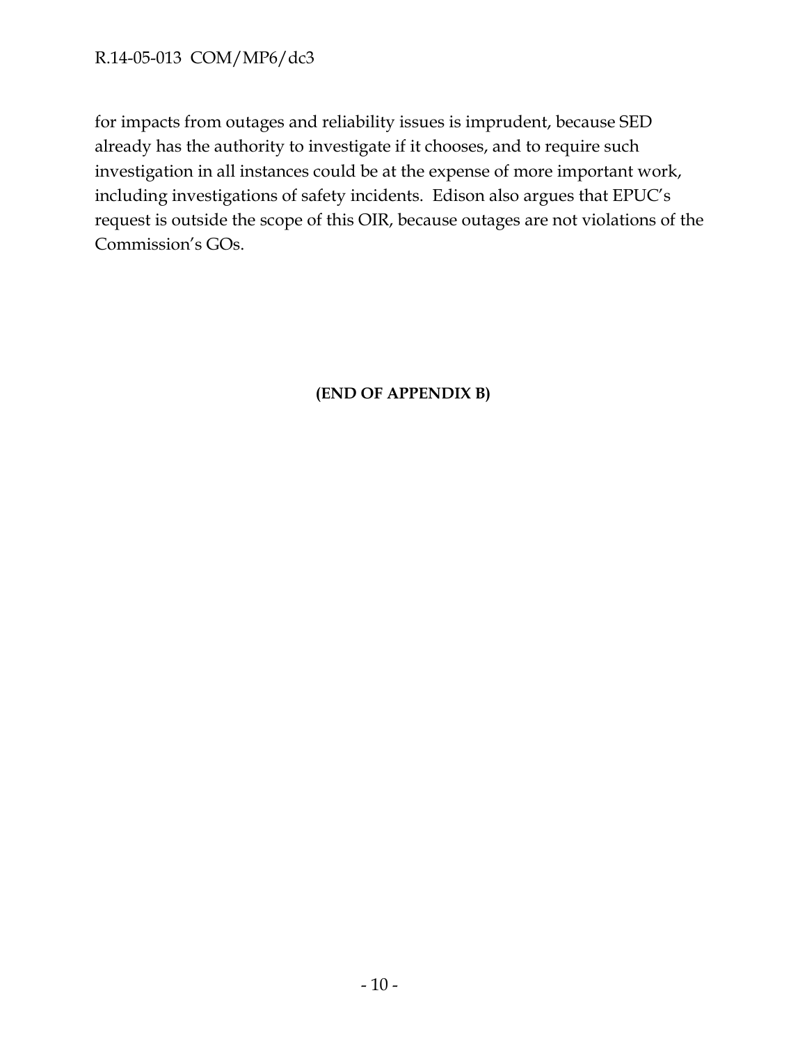for impacts from outages and reliability issues is imprudent, because SED already has the authority to investigate if it chooses, and to require such investigation in all instances could be at the expense of more important work, including investigations of safety incidents. Edison also argues that EPUC's request is outside the scope of this OIR, because outages are not violations of the Commission's GOs.

**(END OF APPENDIX B)**